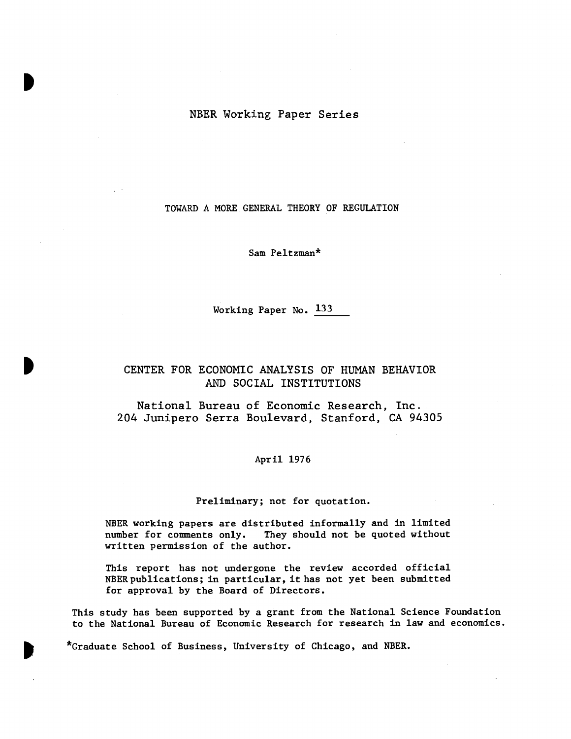NBER Working Paper Series

# TOWARD A MORE GENERAL THEORY OF REGULATION

Sam Peltzman*

Working Paper No. 133

## CENTER FOR ECONOMIC ANALYSIS OF HUMAN BEHAVIOR AND SOCIAL INSTITUTIONS

National Bureau of Economic Research, Inc.
204 Junipero Serra Boulevard, Stanford, CA 94305

April 1976

Preliminary; not for quotation.

NBER working papers are distributed informally and in limited number for comments only. They should not be quoted without written permission of the author.

This report has not undergone the review accorded official NBER publications; in particular, it has not yet been submitted for approval by the Board of Directors.

This study has been supported by a grant from the National Science Foundation to the National Bureau of Economic Research for research in law and economics.

*Graduate School of Business, University of Chicago, and NBER.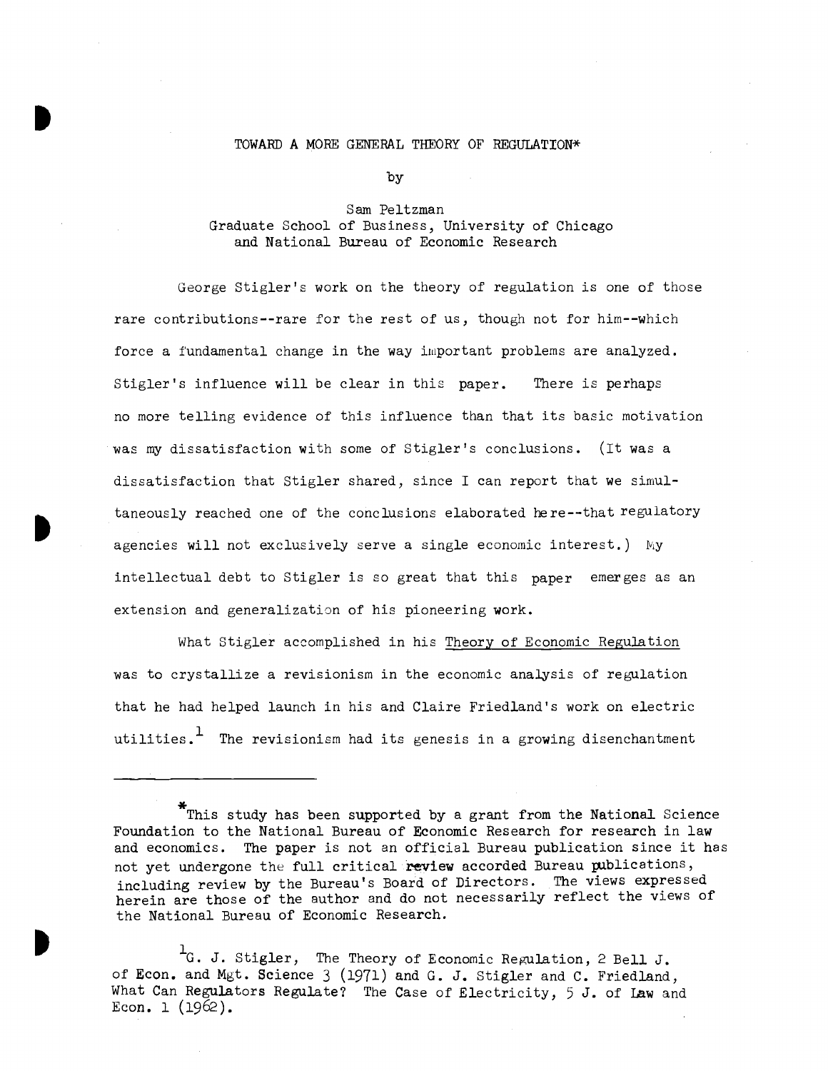# TOWARD A MORE GENERAL THEORY OF REGULATION*

by

Sam Peltzman
Graduate School of Business, University of Chicago
and National Bureau of Economic Research

George Stigler's work on the theory of regulation is one of those rare contributions--rare for the rest of us, though not for him--which force a fundamental change in the way important problems are analyzed. Stigler's influence will be clear in this paper. There is perhaps no more telling evidence of this influence than that its basic motivation was my dissatisfaction with some of Stigler's conclusions. (It was a dissatisfaction that Stigler shared, since I can report that we simultaneously reached one of the conclusions elaborated here--that regulatory agencies will not exclusively serve a single economic interest.) My intellectual debt to Stigler is so great that this paper emerges as an extension and generalization of his pioneering work.

What Stigler accomplished in his Theory of Economic Regulation was to crystallize a revisionism in the economic analysis of regulation that he had helped launch in his and Claire Friedland's work on electric utilities.[1] The revisionism had its genesis in a growing disenchantment

---

*This study has been supported by a grant from the National Science Foundation to the National Bureau of Economic Research for research in law and economics. The paper is not an official Bureau publication since it has not yet undergone the full critical review accorded Bureau publications, including review by the Bureau's Board of Directors. The views expressed herein are those of the author and do not necessarily reflect the views of the National Bureau of Economic Research.

[1] G. J. Stigler, The Theory of Economic Regulation, 2 Bell J. of Econ. and Mgt. Science 3 (1971) and G. J. Stigler and C. Friedland, What Can Regulators Regulate? The Case of Electricity, 5 J. of Law and Econ. 1 (1962).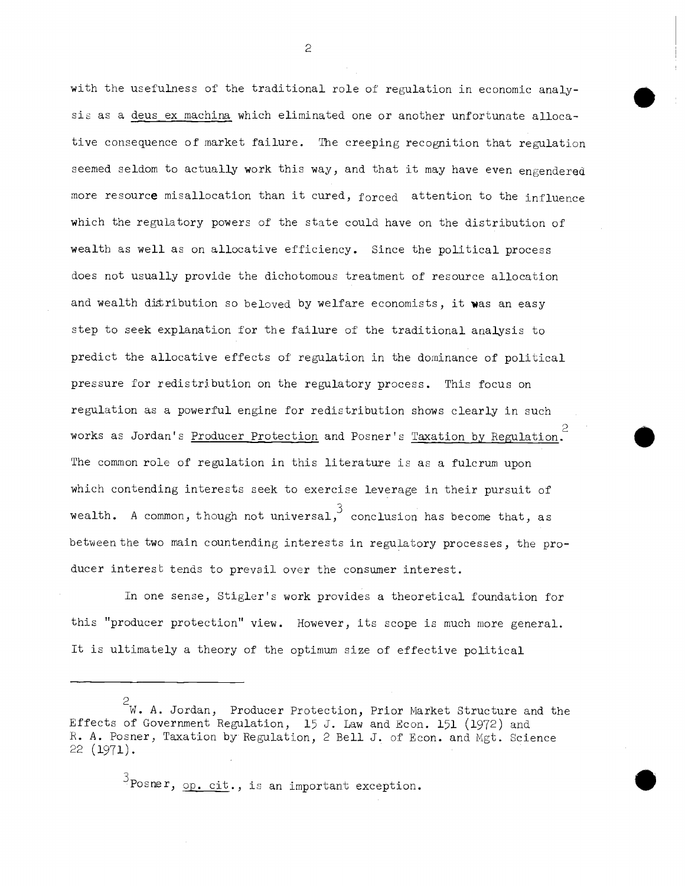with the usefulness of the traditional role of regulation in economic analysis as a _deus ex machina_ which eliminated one or another unfortunate allocative consequence of market failure. The creeping recognition that regulation seemed seldom to actually work this way, and that it may have even engendered more resource misallocation than it cured, forced attention to the influence which the regulatory powers of the state could have on the distribution of wealth as well as on allocative efficiency. Since the political process does not usually provide the dichotomous treatment of resource allocation and wealth distribution so beloved by welfare economists, it was an easy step to seek explanation for the failure of the traditional analysis to predict the allocative effects of regulation in the dominance of political pressure for redistribution on the regulatory process. This focus on regulation as a powerful engine for redistribution shows clearly in such works as Jordan's _Producer Protection_ and Posner's _Taxation by Regulation_.[2] The common role of regulation in this literature is as a fulcrum upon which contending interests seek to exercise leverage in their pursuit of wealth. A common, though not universal,[3] conclusion has become that, as between the two main countending interests in regulatory processes, the producer interest tends to prevail over the consumer interest.

In one sense, Stigler's work provides a theoretical foundation for this "producer protection" view. However, its scope is much more general. It is ultimately a theory of the optimum size of effective political

---

[2] W. A. Jordan, Producer Protection, Prior Market Structure and the Effects of Government Regulation, 15 J. Law and Econ. 151 (1972) and R. A. Posner, Taxation by Regulation, 2 Bell J. of Econ. and Mgt. Science 22 (1971).

[3] Posner, _op. cit._, is an important exception.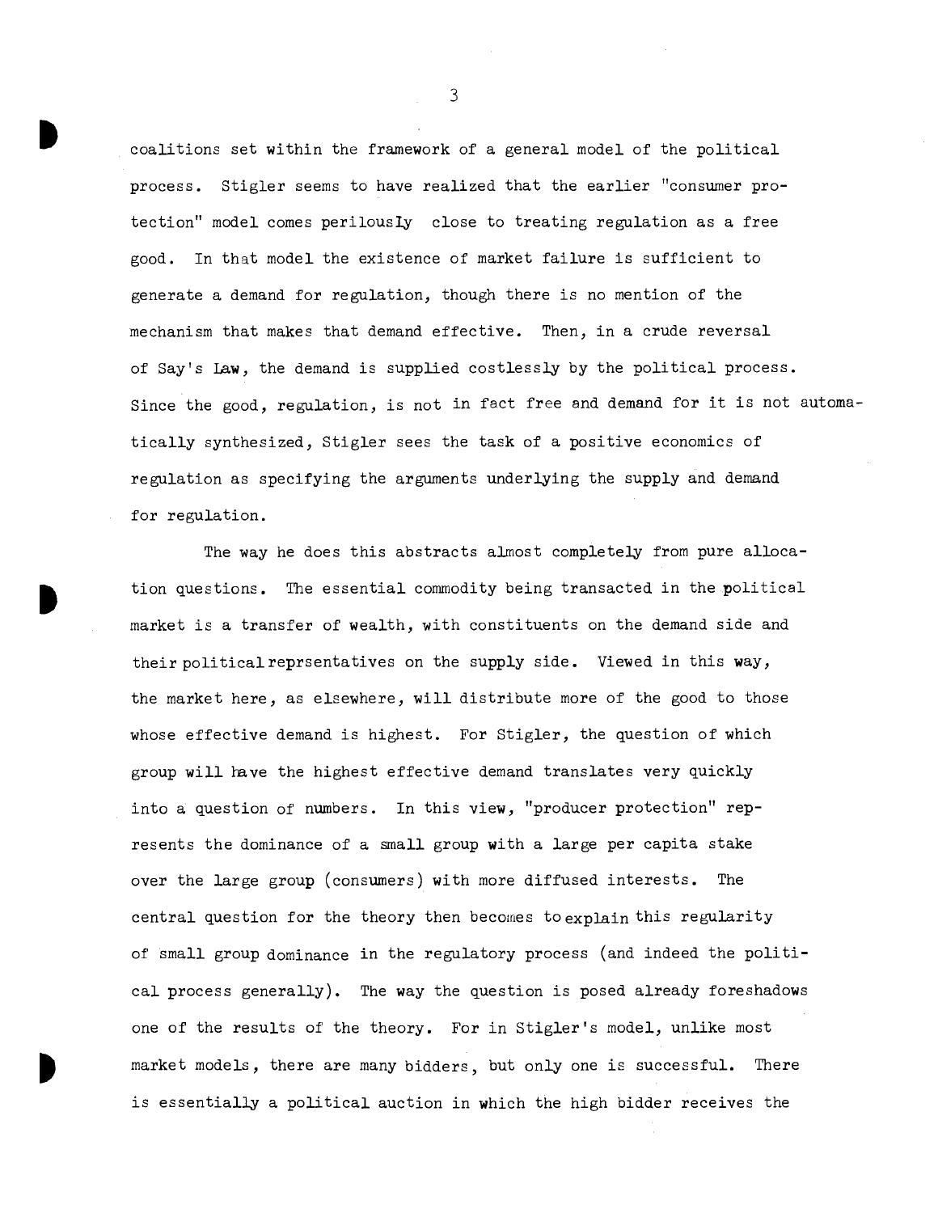coalitions set within the framework of a general model of the political process. Stigler seems to have realized that the earlier "consumer protection" model comes perilously close to treating regulation as a free good. In that model the existence of market failure is sufficient to generate a demand for regulation, though there is no mention of the mechanism that makes that demand effective. Then, in a crude reversal of Say's Law, the demand is supplied costlessly by the political process. Since the good, regulation, is not in fact free and demand for it is not automatically synthesized, Stigler sees the task of a positive economics of regulation as specifying the arguments underlying the supply and demand for regulation.

The way he does this abstracts almost completely from pure allocation questions. The essential commodity being transacted in the political market is a transfer of wealth, with constituents on the demand side and their political reprsentatives on the supply side. Viewed in this way, the market here, as elsewhere, will distribute more of the good to those whose effective demand is highest. For Stigler, the question of which group will have the highest effective demand translates very quickly into a question of numbers. In this view, "producer protection" represents the dominance of a small group with a large per capita stake over the large group (consumers) with more diffused interests. The central question for the theory then becomes to explain this regularity of small group dominance in the regulatory process (and indeed the political process generally). The way the question is posed already foreshadows one of the results of the theory. For in Stigler's model, unlike most market models, there are many bidders, but only one is successful. There is essentially a political auction in which the high bidder receives the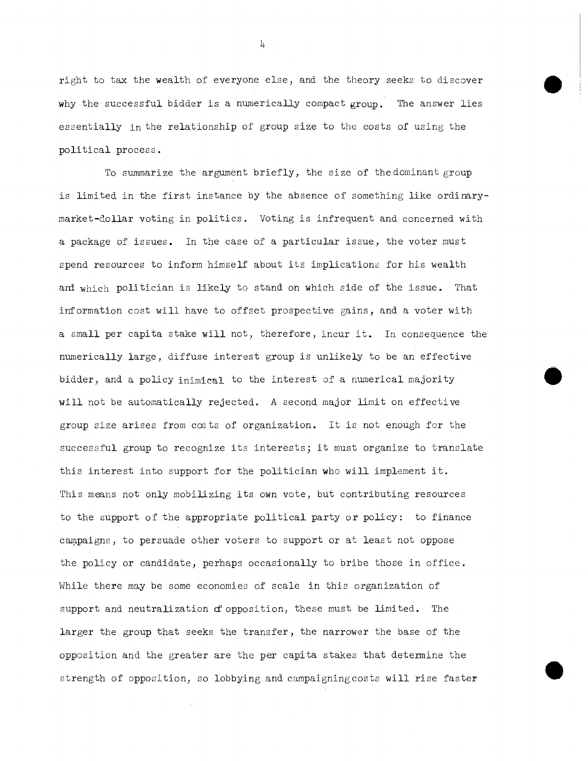right to tax the wealth of everyone else, and the theory seeks to discover why the successful bidder is a numerically compact group. The answer lies essentially in the relationship of group size to the costs of using the political process.

To summarize the argument briefly, the size of the dominant group is limited in the first instance by the absence of something like ordinary-market-dollar voting in politics. Voting is infrequent and concerned with a package of issues. In the case of a particular issue, the voter must spend resources to inform himself about its implications for his wealth and which politician is likely to stand on which side of the issue. That information cost will have to offset prospective gains, and a voter with a small per capita stake will not, therefore, incur it. In consequence the numerically large, diffuse interest group is unlikely to be an effective bidder, and a policy inimical to the interest of a numerical majority will not be automatically rejected. A second major limit on effective group size arises from costs of organization. It is not enough for the successful group to recognize its interests; it must organize to translate this interest into support for the politician who will implement it. This means not only mobilizing its own vote, but contributing resources to the support of the appropriate political party or policy: to finance campaigns, to persuade other voters to support or at least not oppose the policy or candidate, perhaps occasionally to bribe those in office. While there may be some economies of scale in this organization of support and neutralization of opposition, these must be limited. The larger the group that seeks the transfer, the narrower the base of the opposition and the greater are the per capita stakes that determine the strength of opposition, so lobbying and campaigning costs will rise faster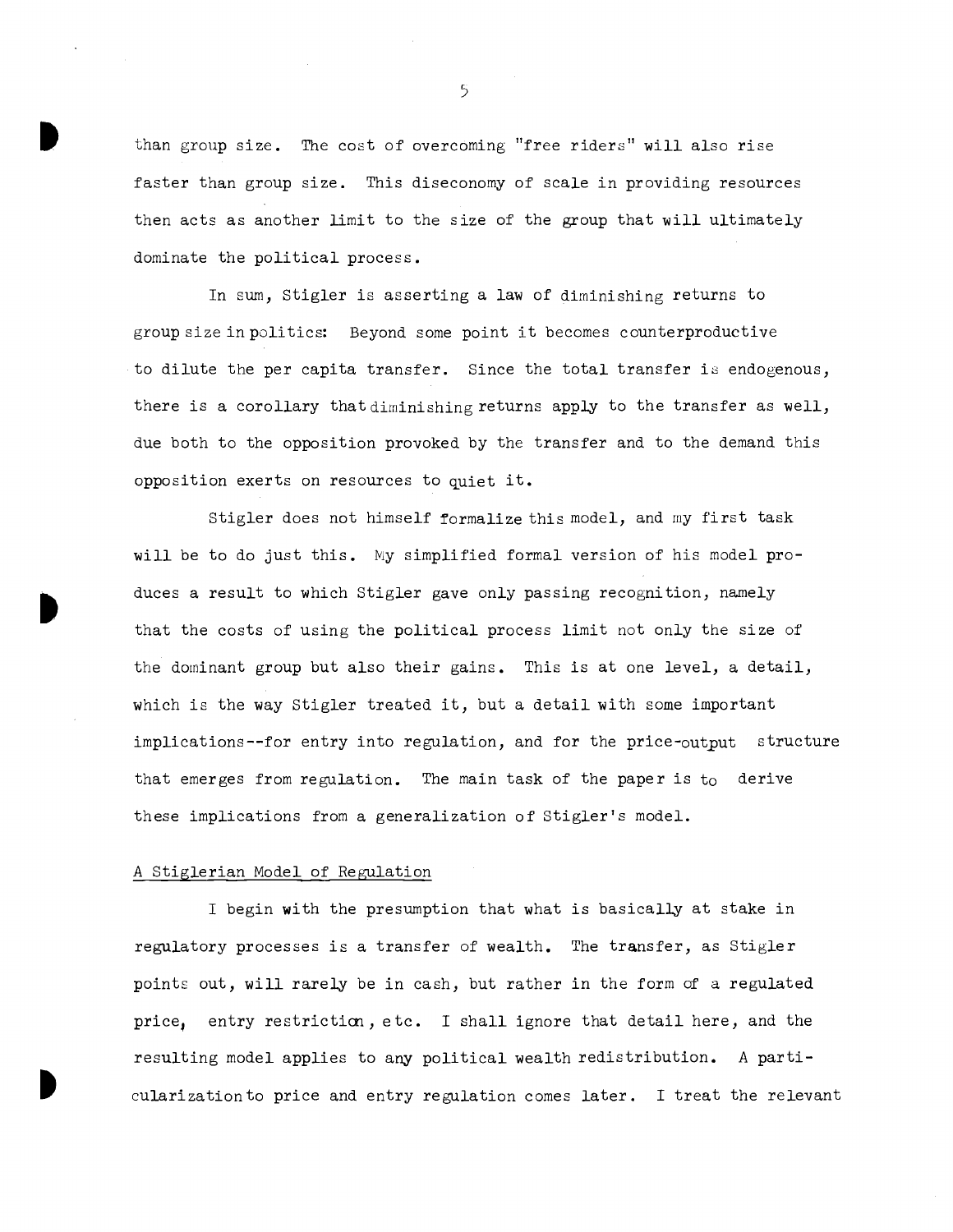than group size. The cost of overcoming "free riders" will also rise faster than group size. This diseconomy of scale in providing resources then acts as another limit to the size of the group that will ultimately dominate the political process.

In sum, Stigler is asserting a law of diminishing returns to group size in politics: Beyond some point it becomes counterproductive to dilute the per capita transfer. Since the total transfer is endogenous, there is a corollary that diminishing returns apply to the transfer as well, due both to the opposition provoked by the transfer and to the demand this opposition exerts on resources to quiet it.

Stigler does not himself formalize this model, and my first task will be to do just this. My simplified formal version of his model produces a result to which Stigler gave only passing recognition, namely that the costs of using the political process limit not only the size of the dominant group but also their gains. This is at one level, a detail, which is the way Stigler treated it, but a detail with some important implications--for entry into regulation, and for the price-output structure that emerges from regulation. The main task of the paper is to derive these implications from a generalization of Stigler's model.

## A Stiglerian Model of Regulation

I begin with the presumption that what is basically at stake in regulatory processes is a transfer of wealth. The transfer, as Stigler points out, will rarely be in cash, but rather in the form of a regulated price, entry restriction, etc. I shall ignore that detail here, and the resulting model applies to any political wealth redistribution. A particularization to price and entry regulation comes later. I treat the relevant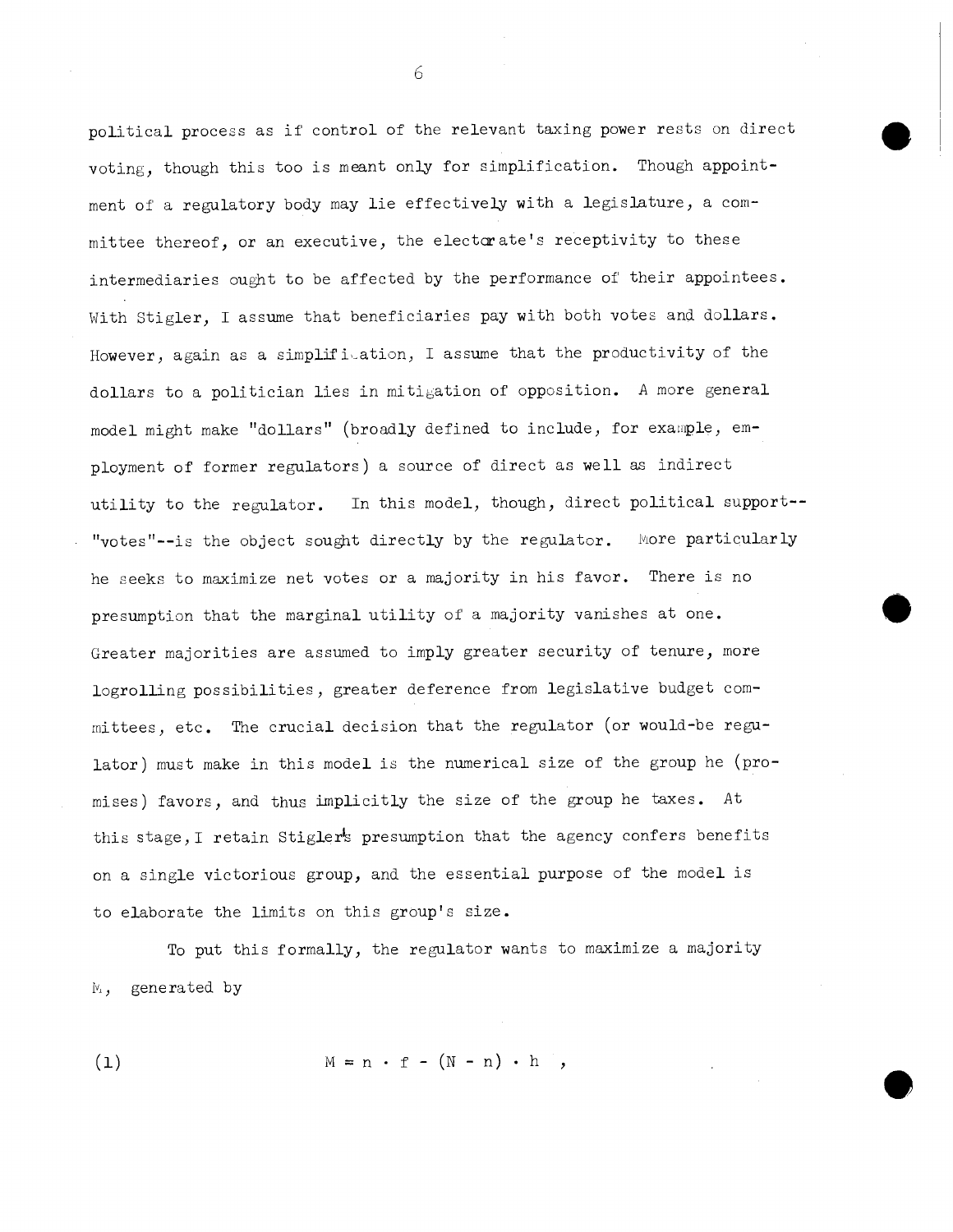political process as if control of the relevant taxing power rests on direct voting, though this too is meant only for simplification. Though appointment of a regulatory body may lie effectively with a legislature, a committee thereof, or an executive, the electorate's receptivity to these intermediaries ought to be affected by the performance of their appointees. With Stigler, I assume that beneficiaries pay with both votes and dollars. However, again as a simplification, I assume that the productivity of the dollars to a politician lies in mitigation of opposition. A more general model might make "dollars" (broadly defined to include, for example, employment of former regulators) a source of direct as well as indirect utility to the regulator. In this model, though, direct political support--"votes"--is the object sought directly by the regulator. More particularly he seeks to maximize net votes or a majority in his favor. There is no presumption that the marginal utility of a majority vanishes at one. Greater majorities are assumed to imply greater security of tenure, more logrolling possibilities, greater deference from legislative budget committees, etc. The crucial decision that the regulator (or would-be regulator) must make in this model is the numerical size of the group he (promises) favors, and thus implicitly the size of the group he taxes. At this stage, I retain Stigler's presumption that the agency confers benefits on a single victorious group, and the essential purpose of the model is to elaborate the limits on this group's size.

To put this formally, the regulator wants to maximize a majority $M$, generated by

$$M = n \cdot f - (N - n) \cdot h \quad , \tag{1}$$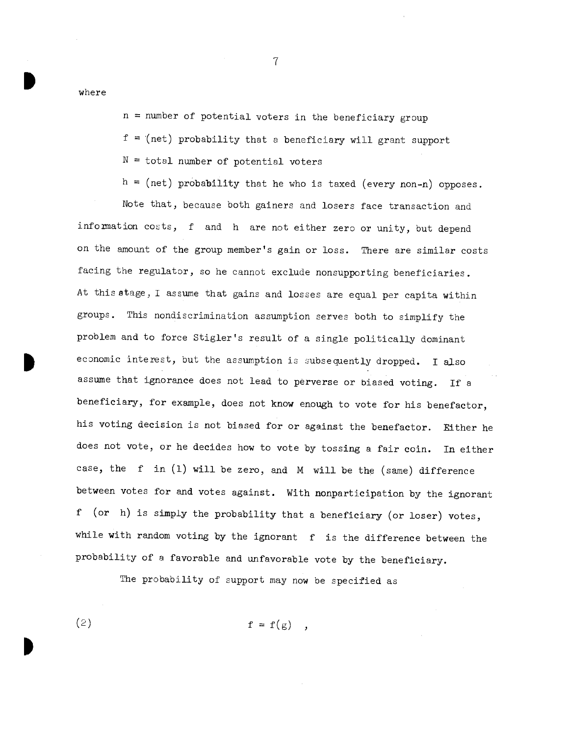where

$n$ = number of potential voters in the beneficiary group

$f$ = (net) probability that a beneficiary will grant support

$N$ = total number of potential voters

$h$ = (net) probability that he who is taxed (every non-$n$) opposes.

Note that, because both gainers and losers face transaction and information costs, $f$ and $h$ are not either zero or unity, but depend on the amount of the group member's gain or loss. There are similar costs facing the regulator, so he cannot exclude nonsupporting beneficiaries. At this stage, I assume that gains and losses are equal per capita within groups. This nondiscrimination assumption serves both to simplify the problem and to force Stigler's result of a single politically dominant economic interest, but the assumption is subsequently dropped. I also assume that ignorance does not lead to perverse or biased voting. If a beneficiary, for example, does not know enough to vote for his benefactor, his voting decision is not biased for or against the benefactor. Either he does not vote, or he decides how to vote by tossing a fair coin. In either case, the $f$ in (1) will be zero, and $M$ will be the (same) difference between votes for and votes against. With nonparticipation by the ignorant $f$ (or $h$) is simply the probability that a beneficiary (or loser) votes, while with random voting by the ignorant $f$ is the difference between the probability of a favorable and unfavorable vote by the beneficiary.

The probability of support may now be specified as

$$f = f(g) \quad , \tag{2}$$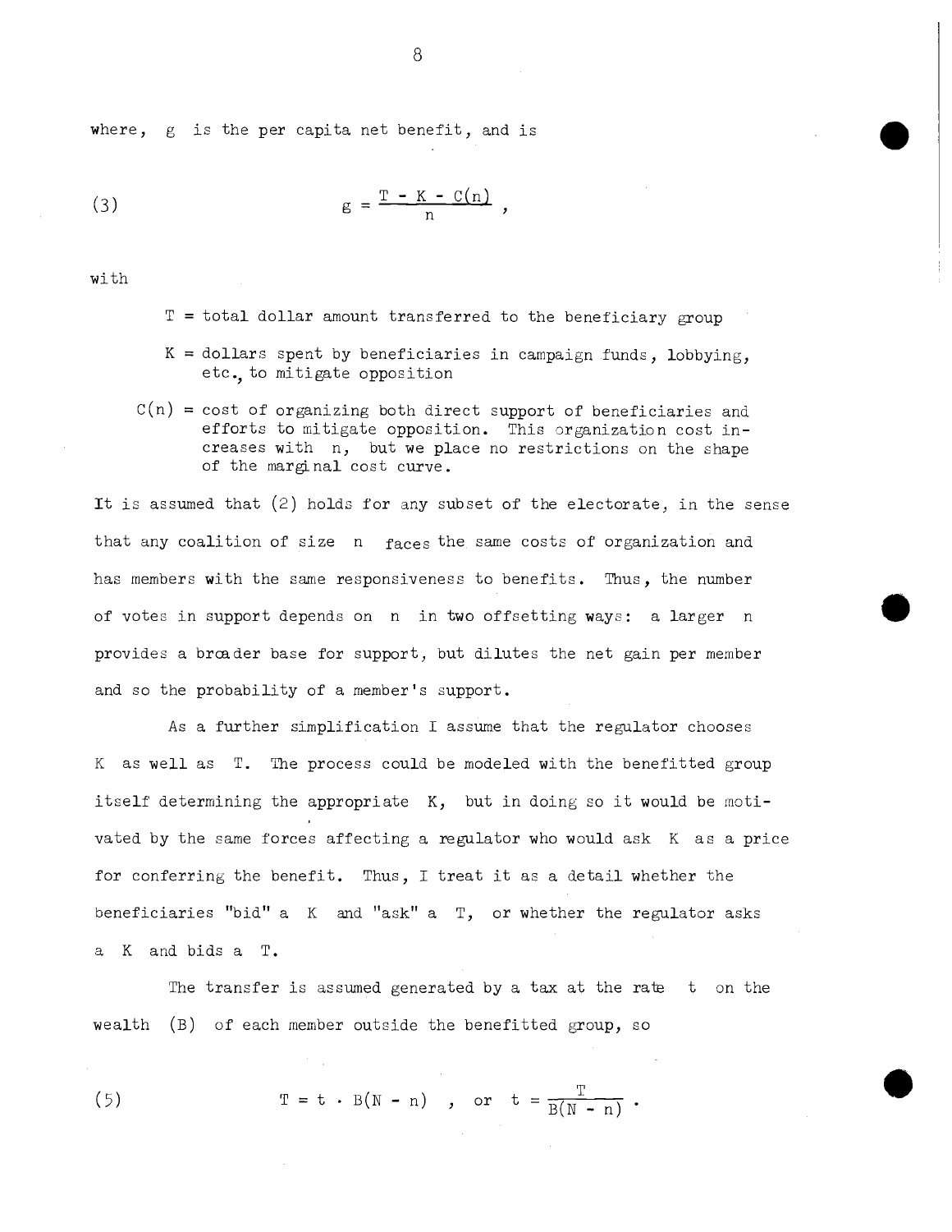where, $g$ is the per capita net benefit, and is

$$(3) \qquad g = \frac{T - K - C(n)}{n} ,$$

with

- $T$ = total dollar amount transferred to the beneficiary group
- $K$ = dollars spent by beneficiaries in campaign funds, lobbying, etc., to mitigate opposition
- $C(n)$ = cost of organizing both direct support of beneficiaries and efforts to mitigate opposition. This organization cost increases with $n$, but we place no restrictions on the shape of the marginal cost curve.

It is assumed that (2) holds for any subset of the electorate, in the sense that any coalition of size $n$ faces the same costs of organization and has members with the same responsiveness to benefits. Thus, the number of votes in support depends on $n$ in two offsetting ways: a larger $n$ provides a broader base for support, but dilutes the net gain per member and so the probability of a member's support.

As a further simplification I assume that the regulator chooses $K$ as well as $T$. The process could be modeled with the benefitted group itself determining the appropriate $K$, but in doing so it would be motivated by the same forces affecting a regulator who would ask $K$ as a price for conferring the benefit. Thus, I treat it as a detail whether the beneficiaries "bid" a $K$ and "ask" a $T$, or whether the regulator asks a $K$ and bids a $T$.

The transfer is assumed generated by a tax at the rate $t$ on the wealth $(B)$ of each member outside the benefitted group, so

$$(5) \qquad T = t \cdot B(N - n) \quad , \quad \text{or} \quad t = \frac{T}{B(N - n)} .$$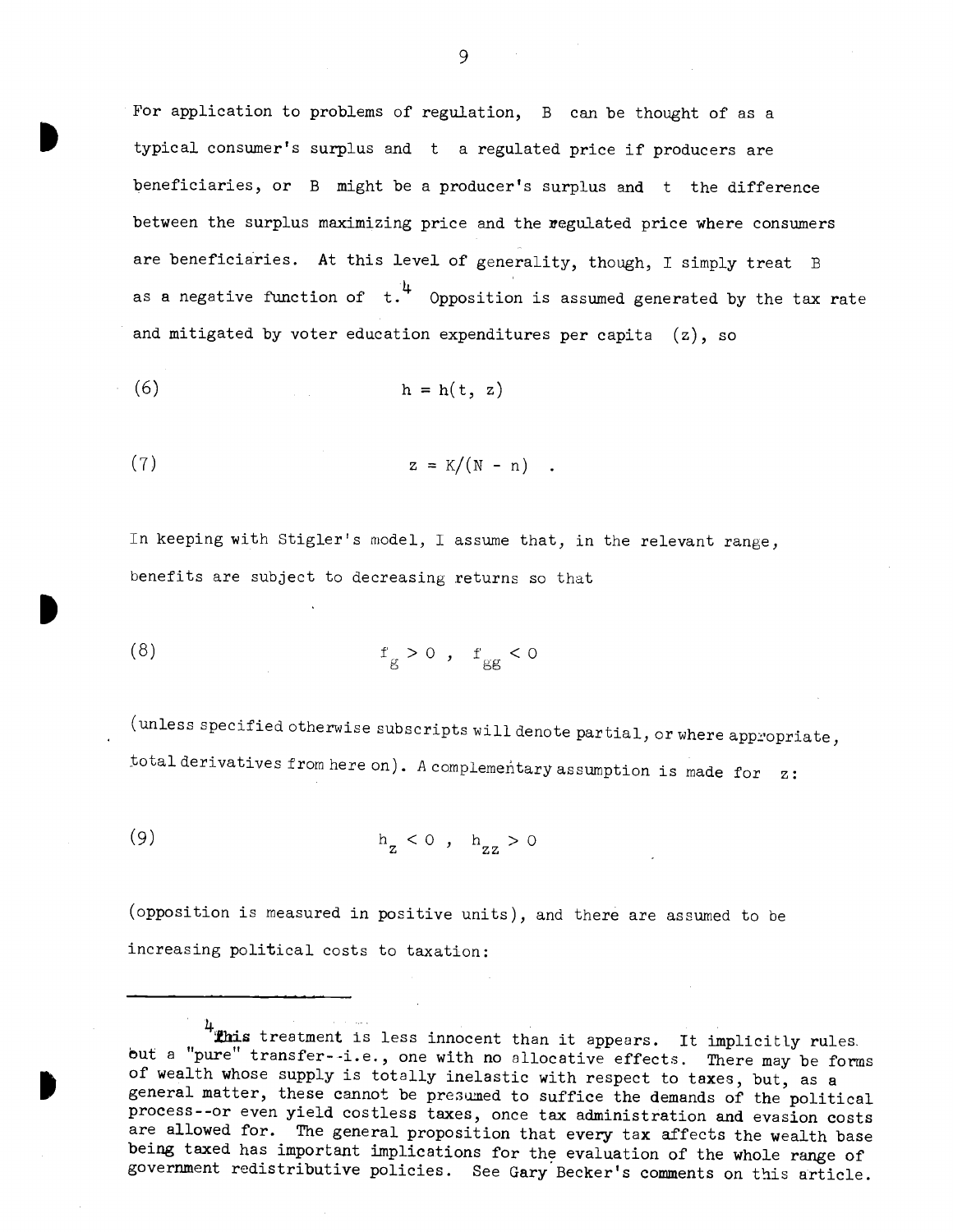For application to problems of regulation, $B$ can be thought of as a typical consumer's surplus and $t$ a regulated price if producers are beneficiaries, or $B$ might be a producer's surplus and $t$ the difference between the surplus maximizing price and the regulated price where consumers are beneficiaries. At this level of generality, though, I simply treat $B$ as a negative function of $t$.[4] Opposition is assumed generated by the tax rate and mitigated by voter education expenditures per capita $(z)$, so

$$(6) \qquad h = h(t, z)$$

$$(7) \qquad z = K/(N - n) \quad .$$

In keeping with Stigler's model, I assume that, in the relevant range, benefits are subject to decreasing returns so that

$$(8) \qquad f_g > 0 \ , \quad f_{gg} < 0$$

(unless specified otherwise subscripts will denote partial, or where appropriate, total derivatives from here on). A complementary assumption is made for $z$:

$$(9) \qquad h_z < 0 \ , \quad h_{zz} > 0$$

(opposition is measured in positive units), and there are assumed to be increasing political costs to taxation:

---

[4] This treatment is less innocent than it appears. It implicitly rules out a "pure" transfer--i.e., one with no allocative effects. There may be forms of wealth whose supply is totally inelastic with respect to taxes, but, as a general matter, these cannot be presumed to suffice the demands of the political process--or even yield costless taxes, once tax administration and evasion costs are allowed for. The general proposition that every tax affects the wealth base being taxed has important implications for the evaluation of the whole range of government redistributive policies. See Gary Becker's comments on this article.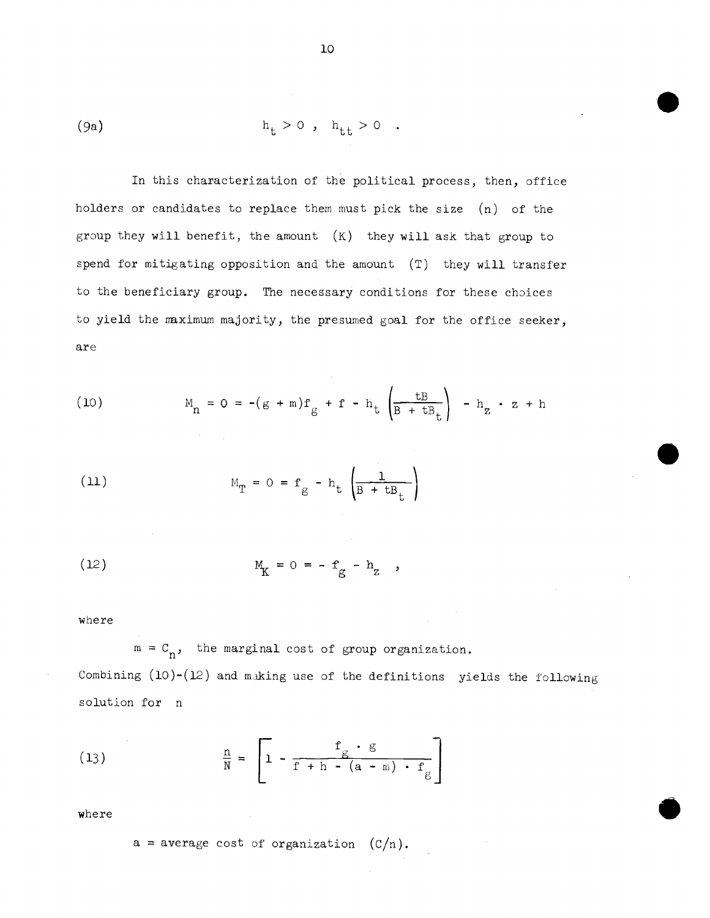$$\text{(9a)} \qquad h_t > 0 \ , \ h_{tt} > 0 \ .$$

In this characterization of the political process, then, office holders or candidates to replace them must pick the size (n) of the group they will benefit, the amount (K) they will ask that group to spend for mitigating opposition and the amount (T) they will transfer to the beneficiary group. The necessary conditions for these choices to yield the maximum majority, the presumed goal for the office seeker, are

$$\text{(10)} \qquad M_n = 0 = -(g + m)f_g + f - h_t \left(\frac{tB}{B + tB_t}\right) - h_z \cdot z + h$$

$$\text{(11)} \qquad M_T = 0 = f_g - h_t \left(\frac{1}{B + tB_t}\right)$$

$$\text{(12)} \qquad M_K = 0 = - f_g - h_z \ ,$$

where

$m = C_n$, the marginal cost of group organization.

Combining (10)-(12) and making use of the definitions yields the following solution for n

$$\text{(13)} \qquad \frac{n}{N} = \left[1 - \frac{f_g \cdot g}{f + h - (a - m) \cdot f_g}\right]$$

where

$a$ = average cost of organization $(C/n)$.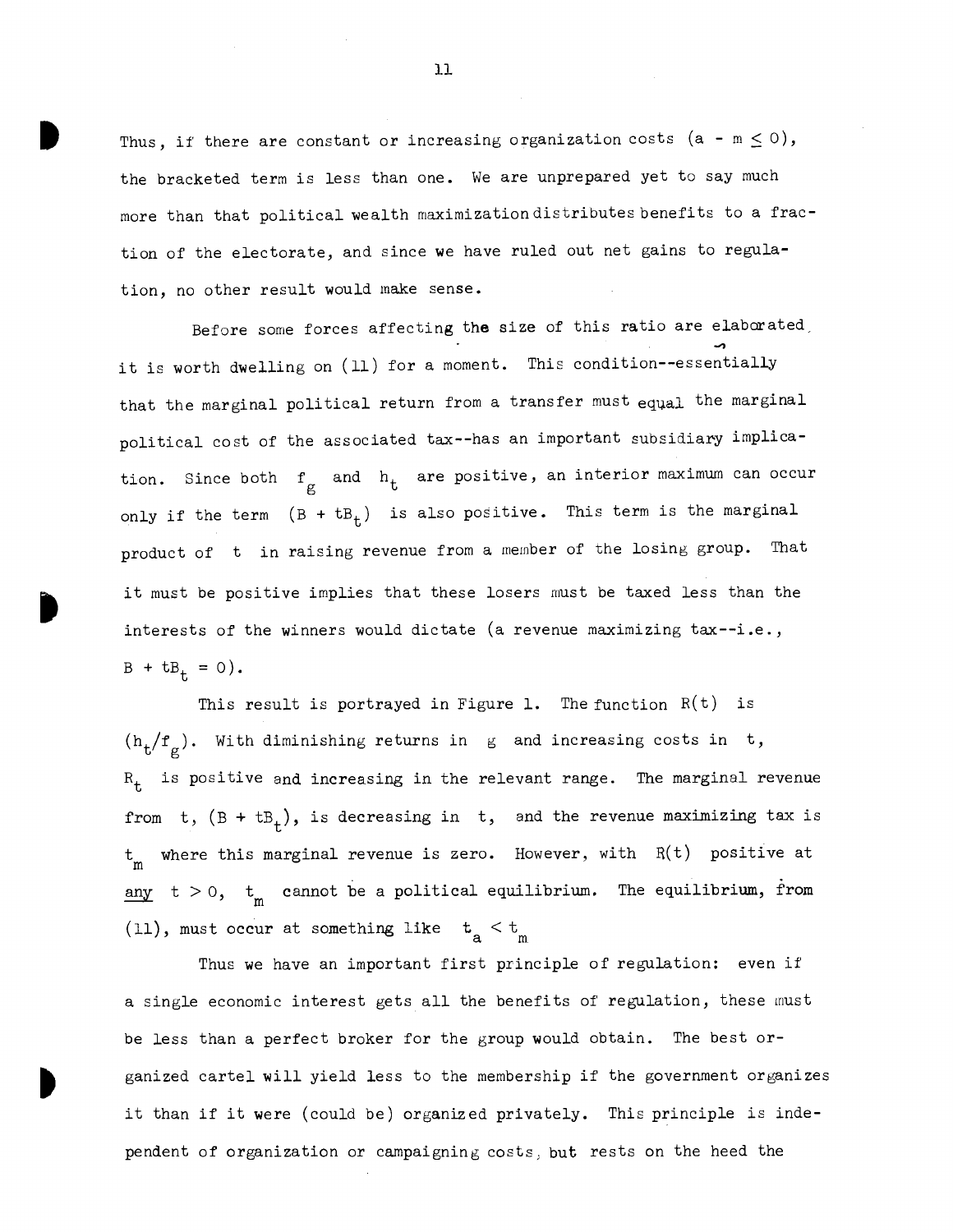Thus, if there are constant or increasing organization costs $(a - m \leq 0)$, the bracketed term is less than one. We are unprepared yet to say much more than that political wealth maximization distributes benefits to a fraction of the electorate, and since we have ruled out net gains to regulation, no other result would make sense.

Before some forces affecting the size of this ratio are elaborated, it is worth dwelling on (11) for a moment. This condition--essentially that the marginal political return from a transfer must equal the marginal political cost of the associated tax--has an important subsidiary implication. Since both $f_g$ and $h_t$ are positive, an interior maximum can occur only if the term $(B + tB_t)$ is also positive. This term is the marginal product of $t$ in raising revenue from a member of the losing group. That it must be positive implies that these losers must be taxed less than the interests of the winners would dictate (a revenue maximizing tax--i.e., $B + tB_t = 0$).

This result is portrayed in Figure 1. The function $R(t)$ is $(h_t/f_g)$. With diminishing returns in $g$ and increasing costs in $t$, $R_t$ is positive and increasing in the relevant range. The marginal revenue from $t$, $(B + tB_t)$, is decreasing in $t$, and the revenue maximizing tax is $t_m$ where this marginal revenue is zero. However, with $R(t)$ positive at *any* $t > 0$, $t_m$ cannot be a political equilibrium. The equilibrium, from (11), must occur at something like $t_a < t_m$

Thus we have an important first principle of regulation: even if a single economic interest gets all the benefits of regulation, these must be less than a perfect broker for the group would obtain. The best organized cartel will yield less to the membership if the government organizes it than if it were (could be) organized privately. This principle is independent of organization or campaigning costs, but rests on the heed the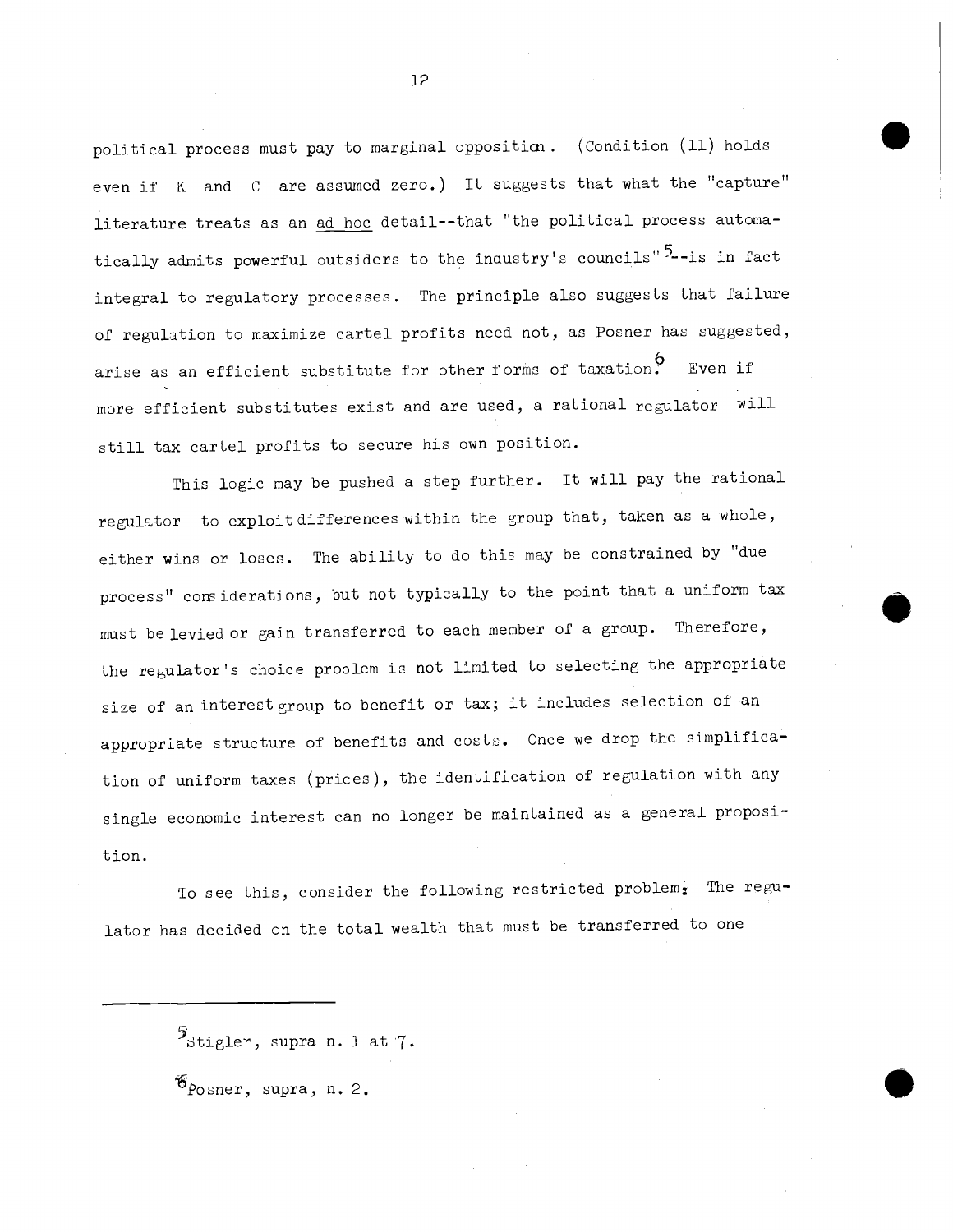political process must pay to marginal opposition. (Condition (11) holds even if $K$ and $C$ are assumed zero.) It suggests that what the "capture" literature treats as an *ad hoc* detail--that "the political process automatically admits powerful outsiders to the industry's councils"[5]--is in fact integral to regulatory processes. The principle also suggests that failure of regulation to maximize cartel profits need not, as Posner has suggested, arise as an efficient substitute for other forms of taxation.[6] Even if more efficient substitutes exist and are used, a rational regulator will still tax cartel profits to secure his own position.

This logic may be pushed a step further. It will pay the rational regulator to exploit differences within the group that, taken as a whole, either wins or loses. The ability to do this may be constrained by "due process" considerations, but not typically to the point that a uniform tax must be levied or gain transferred to each member of a group. Therefore, the regulator's choice problem is not limited to selecting the appropriate size of an interest group to benefit or tax; it includes selection of an appropriate structure of benefits and costs. Once we drop the simplification of uniform taxes (prices), the identification of regulation with any single economic interest can no longer be maintained as a general proposition.

To see this, consider the following restricted problem: The regulator has decided on the total wealth that must be transferred to one

---

[5] Stigler, supra n. 1 at 7.

[6] Posner, supra, n. 2.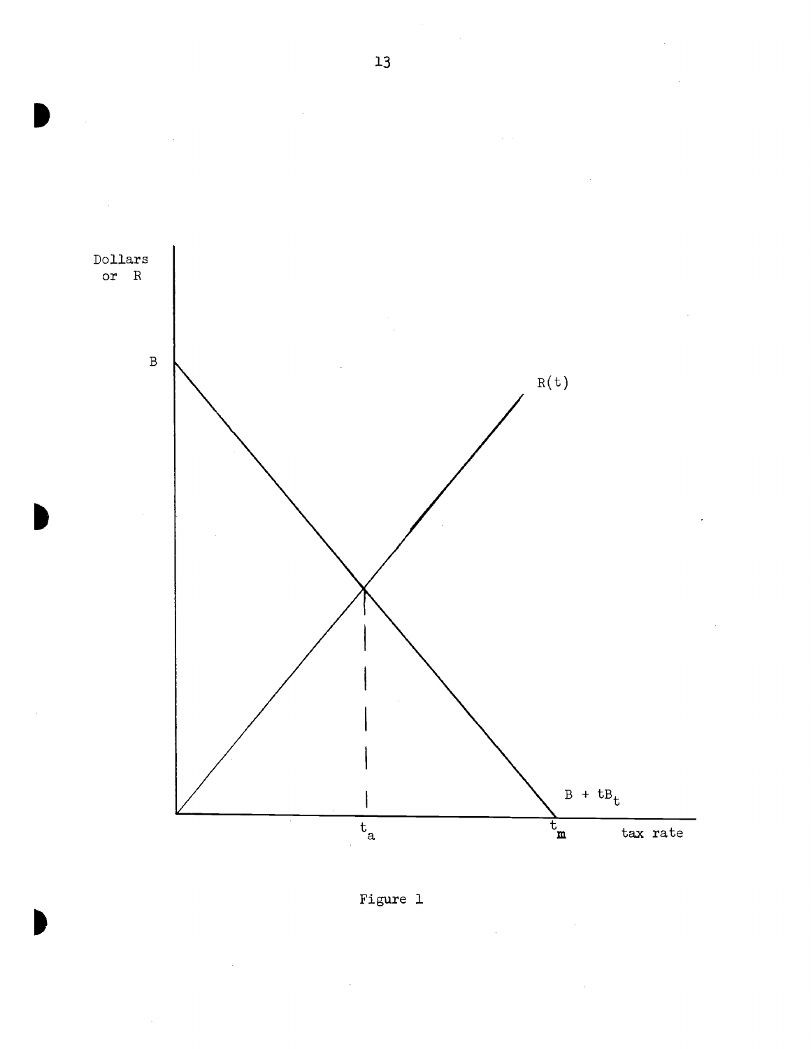Dollars or R

B

R(t)

$B + tB_t$

$t_a$

$t_m$

tax rate

Figure 1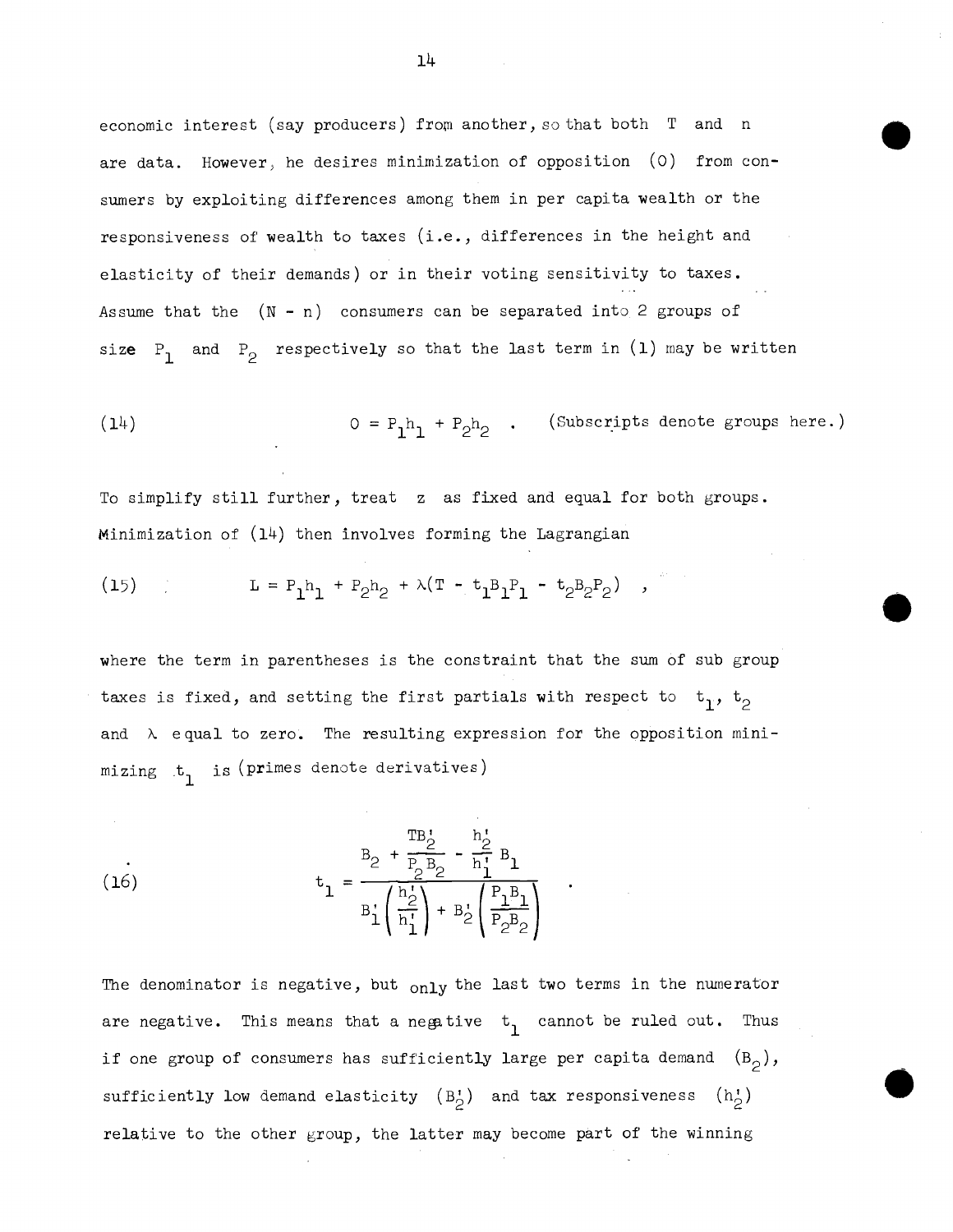economic interest (say producers) from another, so that both $T$ and $n$ are data. However, he desires minimization of opposition $(O)$ from consumers by exploiting differences among them in per capita wealth or the responsiveness of wealth to taxes (i.e., differences in the height and elasticity of their demands) or in their voting sensitivity to taxes. Assume that the $(N - n)$ consumers can be separated into 2 groups of size $P_1$ and $P_2$ respectively so that the last term in (1) may be written

$$(14) \qquad O = P_1 h_1 + P_2 h_2 \quad . \quad \text{(Subscripts denote groups here.)}$$

To simplify still further, treat $z$ as fixed and equal for both groups. Minimization of (14) then involves forming the Lagrangian

$$(15) \qquad L = P_1 h_1 + P_2 h_2 + \lambda(T - t_1 B_1 P_1 - t_2 B_2 P_2) \quad ,$$

where the term in parentheses is the constraint that the sum of sub group taxes is fixed, and setting the first partials with respect to $t_1$, $t_2$ and $\lambda$ equal to zero. The resulting expression for the opposition minimizing $t_1$ is (primes denote derivatives)

$$(16) \qquad t_1 = \frac{B_2 + \dfrac{TB_2'}{P_2 B_2} - \dfrac{h_2'}{h_1'} B_1}{B_1'\left(\dfrac{h_2'}{h_1'}\right) + B_2'\left(\dfrac{P_1 B_1}{P_2 B_2}\right)} \quad .$$

The denominator is negative, but only the last two terms in the numerator are negative. This means that a negative $t_1$ cannot be ruled out. Thus if one group of consumers has sufficiently large per capita demand $(B_2)$, sufficiently low demand elasticity $(B_2')$ and tax responsiveness $(h_2')$ relative to the other group, the latter may become part of the winning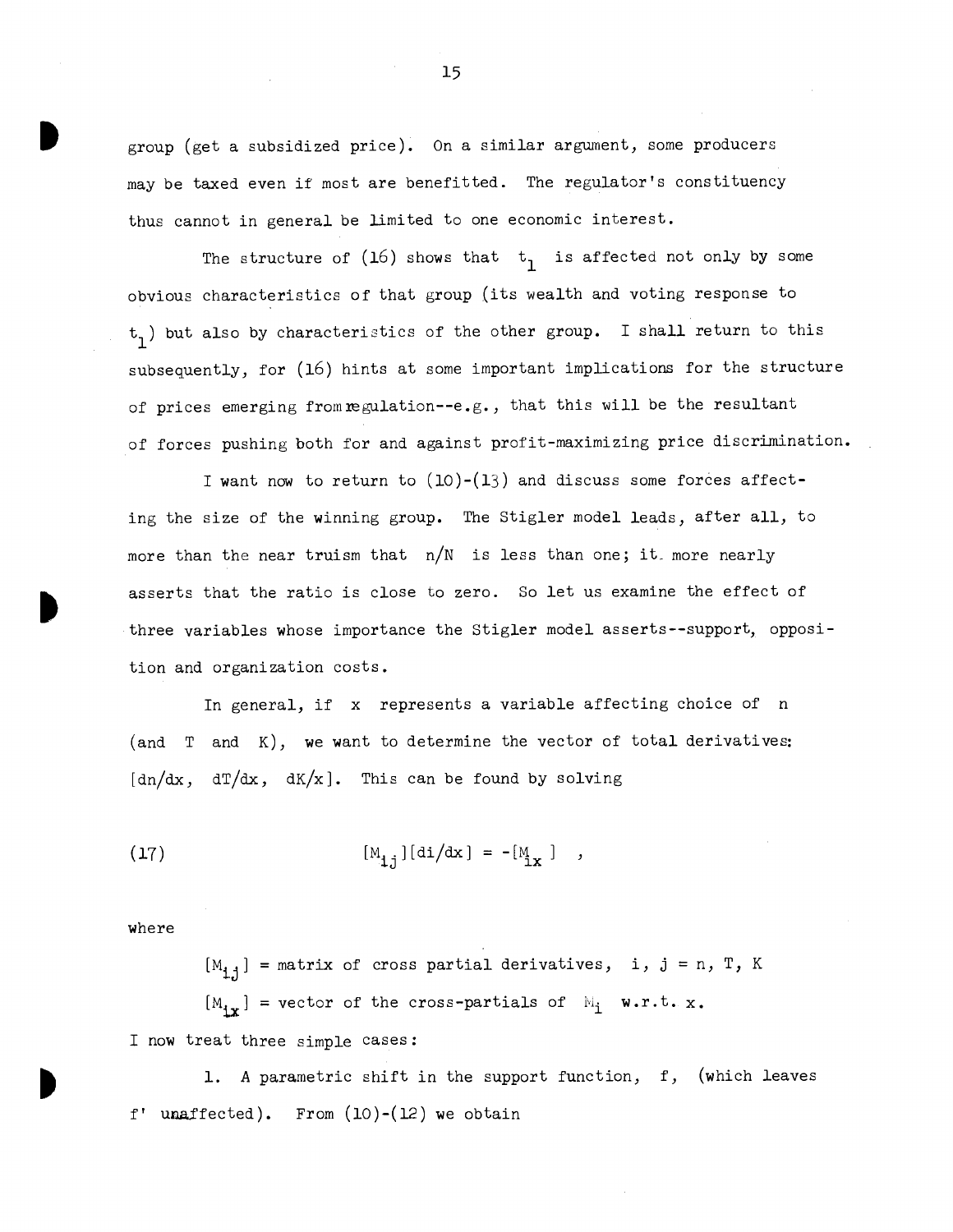group (get a subsidized price). On a similar argument, some producers may be taxed even if most are benefitted. The regulator's constituency thus cannot in general be limited to one economic interest.

The structure of (16) shows that $t_1$ is affected not only by some obvious characteristics of that group (its wealth and voting response to $t_1$) but also by characteristics of the other group. I shall return to this subsequently, for (16) hints at some important implications for the structure of prices emerging from regulation--e.g., that this will be the resultant of forces pushing both for and against profit-maximizing price discrimination.

I want now to return to (10)-(13) and discuss some forces affecting the size of the winning group. The Stigler model leads, after all, to more than the near truism that $n/N$ is less than one; it more nearly asserts that the ratio is close to zero. So let us examine the effect of three variables whose importance the Stigler model asserts--support, opposition and organization costs.

In general, if $x$ represents a variable affecting choice of $n$ (and $T$ and $K$), we want to determine the vector of total derivatives: $[dn/dx,\ dT/dx,\ dK/x]$. This can be found by solving

$$(17) \qquad [M_{ij}][di/dx] = -[M_{ix}] \quad ,$$

where

$[M_{ij}]$ = matrix of cross partial derivatives, $i, j = n, T, K$

$[M_{ix}]$ = vector of the cross-partials of $M_i$ w.r.t. $x$.

I now treat three simple cases:

1. A parametric shift in the support function, $f$, (which leaves $f'$ unaffected). From (10)-(12) we obtain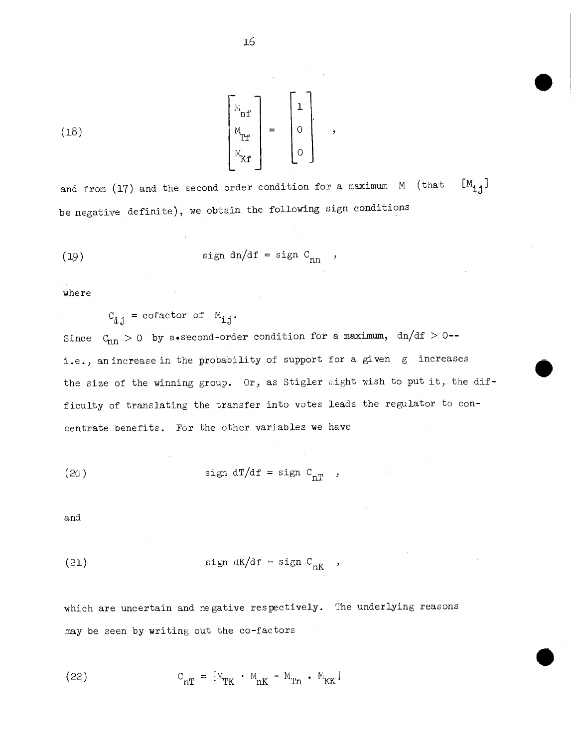$$(18) \qquad \begin{bmatrix} M_{nf} \\ M_{Tf} \\ M_{Kf} \end{bmatrix} = \begin{bmatrix} 1 \\ 0 \\ 0 \end{bmatrix} ,$$

and from (17) and the second order condition for a maximum $M$ (that $[M_{ij}]$ be negative definite), we obtain the following sign conditions

$$(19) \qquad \text{sign } dn/df = \text{sign } C_{nn} \quad ,$$

where

$C_{ij}$ = cofactor of $M_{ij}$.

Since $C_{nn} > 0$ by a second-order condition for a maximum, $dn/df > 0$-- i.e., an increase in the probability of support for a given $g$ increases the size of the winning group. Or, as Stigler might wish to put it, the difficulty of translating the transfer into votes leads the regulator to concentrate benefits. For the other variables we have

$$(20) \qquad \text{sign } dT/df = \text{sign } C_{nT} \quad ,$$

and

$$(21) \qquad \text{sign } dK/df = \text{sign } C_{nK} \quad ,$$

which are uncertain and negative respectively. The underlying reasons may be seen by writing out the co-factors

$$(22) \qquad C_{nT} = [M_{TK} \cdot M_{nK} - M_{Tn} \cdot M_{KK}]$$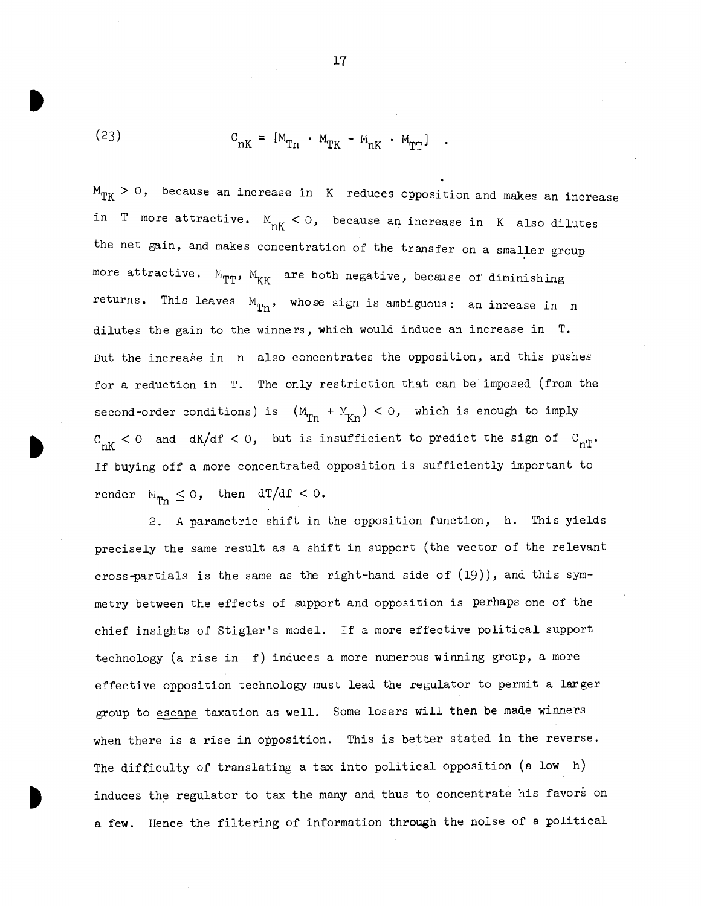$$(23) \qquad C_{nK} = [M_{Tn} \cdot M_{TK} - M_{nK} \cdot M_{TT}] \quad .$$

$M_{TK} > 0$, because an increase in $K$ reduces opposition and makes an increase in $T$ more attractive. $M_{nK} < 0$, because an increase in $K$ also dilutes the net gain, and makes concentration of the transfer on a smaller group more attractive. $M_{TT}$, $M_{KK}$ are both negative, because of diminishing returns. This leaves $M_{Tn}$, whose sign is ambiguous: an inrease in $n$ dilutes the gain to the winners, which would induce an increase in $T$. But the increase in $n$ also concentrates the opposition, and this pushes for a reduction in $T$. The only restriction that can be imposed (from the second-order conditions) is $(M_{Tn} + M_{Kn}) < 0$, which is enough to imply $C_{nK} < 0$ and $dK/df < 0$, but is insufficient to predict the sign of $C_{nT}$. If buying off a more concentrated opposition is sufficiently important to render $M_{Tn} \leq 0$, then $dT/df < 0$.

2. A parametric shift in the opposition function, $h$. This yields precisely the same result as a shift in support (the vector of the relevant cross-partials is the same as the right-hand side of (19)), and this symmetry between the effects of support and opposition is perhaps one of the chief insights of Stigler's model. If a more effective political support technology (a rise in $f$) induces a more numerous winning group, a more effective opposition technology must lead the regulator to permit a larger group to escape taxation as well. Some losers will then be made winners when there is a rise in opposition. This is better stated in the reverse. The difficulty of translating a tax into political opposition (a low $h$) induces the regulator to tax the many and thus to concentrate his favors on a few. Hence the filtering of information through the noise of a political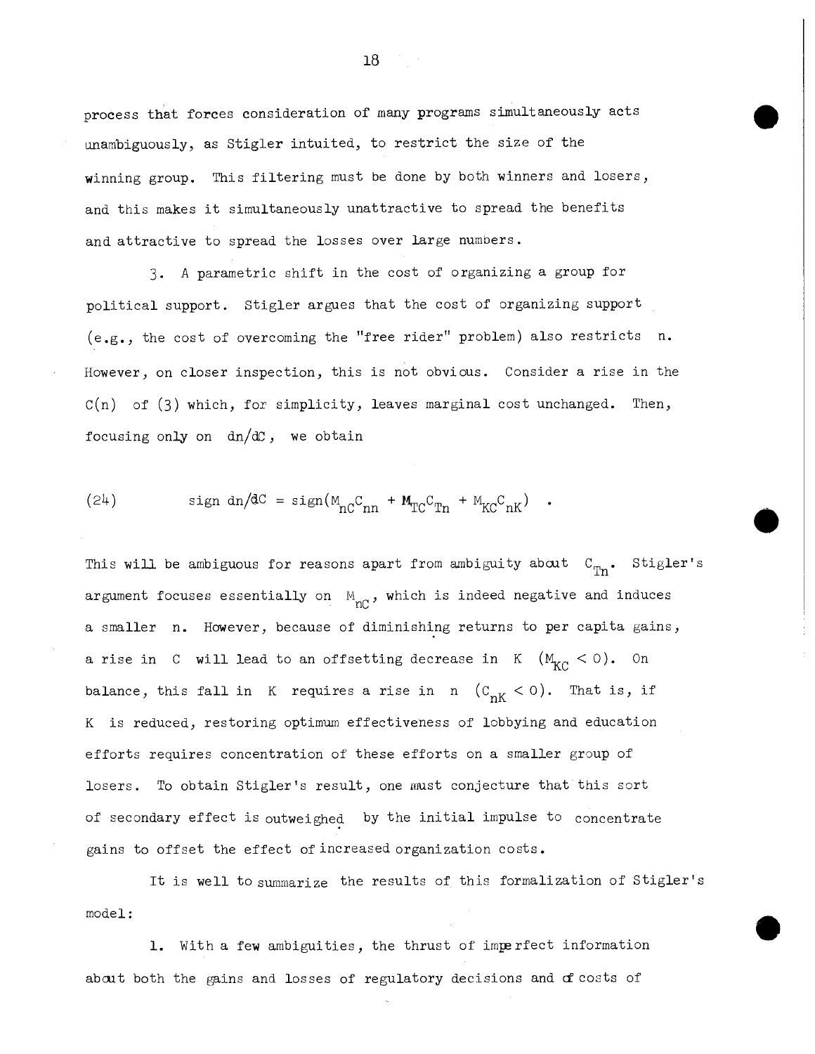process that forces consideration of many programs simultaneously acts unambiguously, as Stigler intuited, to restrict the size of the winning group. This filtering must be done by both winners and losers, and this makes it simultaneously unattractive to spread the benefits and attractive to spread the losses over large numbers.

3. A parametric shift in the cost of organizing a group for political support. Stigler argues that the cost of organizing support (e.g., the cost of overcoming the "free rider" problem) also restricts $n$. However, on closer inspection, this is not obvious. Consider a rise in the $C(n)$ of (3) which, for simplicity, leaves marginal cost unchanged. Then, focusing only on $dn/dC$, we obtain

$$\text{sign } dn/dC = \text{sign}(M_{nC}C_{nn} + M_{TC}C_{Tn} + M_{KC}C_{nK}) \quad . \tag{24}$$

This will be ambiguous for reasons apart from ambiguity about $C_{Tn}$. Stigler's argument focuses essentially on $M_{nC}$, which is indeed negative and induces a smaller $n$. However, because of diminishing returns to per capita gains, a rise in $C$ will lead to an offsetting decrease in $K$ ($M_{KC} < 0$). On balance, this fall in $K$ requires a rise in $n$ ($C_{nK} < 0$). That is, if $K$ is reduced, restoring optimum effectiveness of lobbying and education efforts requires concentration of these efforts on a smaller group of losers. To obtain Stigler's result, one must conjecture that this sort of secondary effect is outweighed by the initial impulse to concentrate gains to offset the effect of increased organization costs.

It is well to summarize the results of this formalization of Stigler's model:

1. With a few ambiguities, the thrust of imperfect information about both the gains and losses of regulatory decisions and of costs of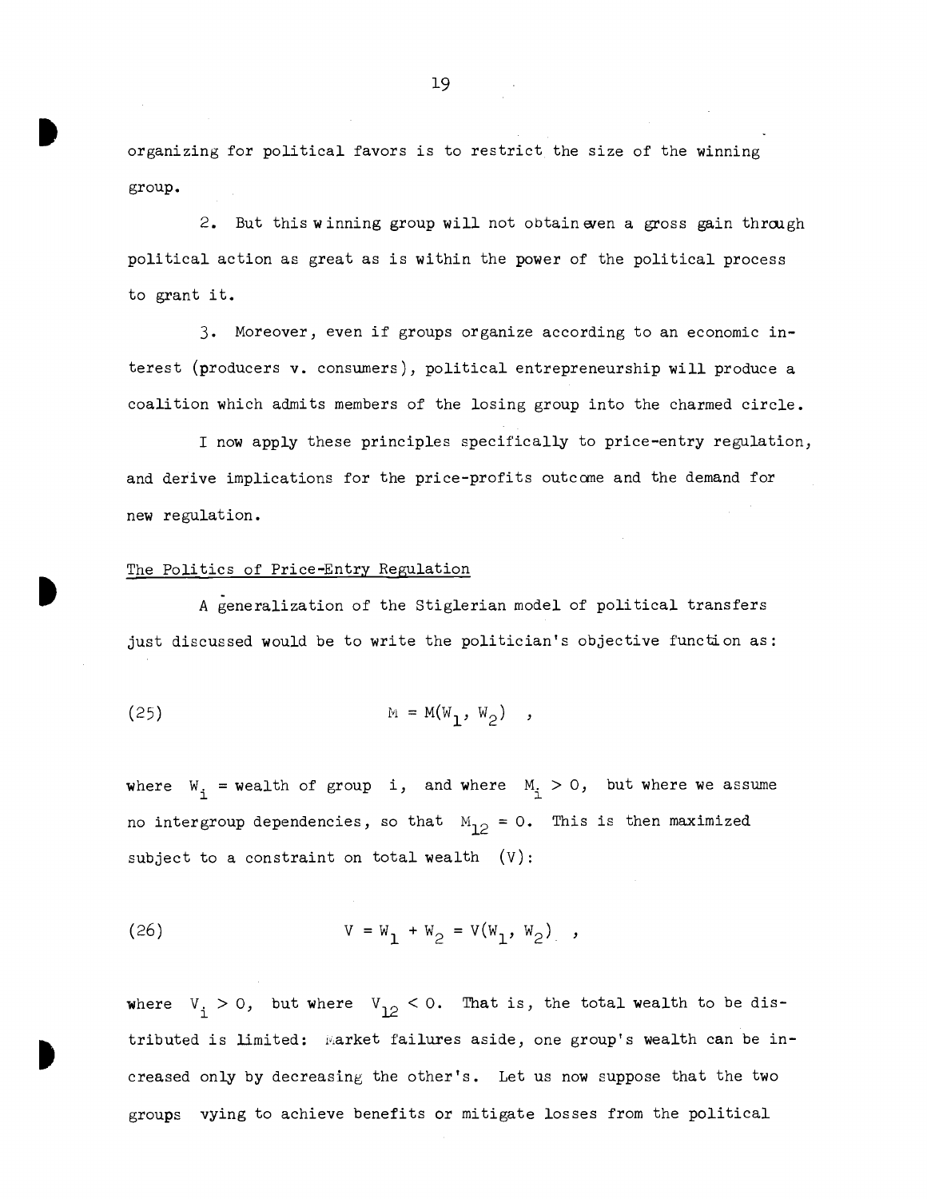organizing for political favors is to restrict the size of the winning group.

2. But this winning group will not obtain even a gross gain through political action as great as is within the power of the political process to grant it.

3. Moreover, even if groups organize according to an economic interest (producers v. consumers), political entrepreneurship will produce a coalition which admits members of the losing group into the charmed circle.

I now apply these principles specifically to price-entry regulation, and derive implications for the price-profits outcome and the demand for new regulation.

## The Politics of Price-Entry Regulation

A generalization of the Stiglerian model of political transfers just discussed would be to write the politician's objective function as:

$$M = M(W_1, W_2) \quad , \tag{25}$$

where $W_i$ = wealth of group i, and where $M_i > 0$, but where we assume no intergroup dependencies, so that $M_{12} = 0$. This is then maximized subject to a constraint on total wealth (V):

$$V = W_1 + W_2 = V(W_1, W_2) \quad , \tag{26}$$

where $V_i > 0$, but where $V_{12} < 0$. That is, the total wealth to be distributed is limited: Market failures aside, one group's wealth can be increased only by decreasing the other's. Let us now suppose that the two groups vying to achieve benefits or mitigate losses from the political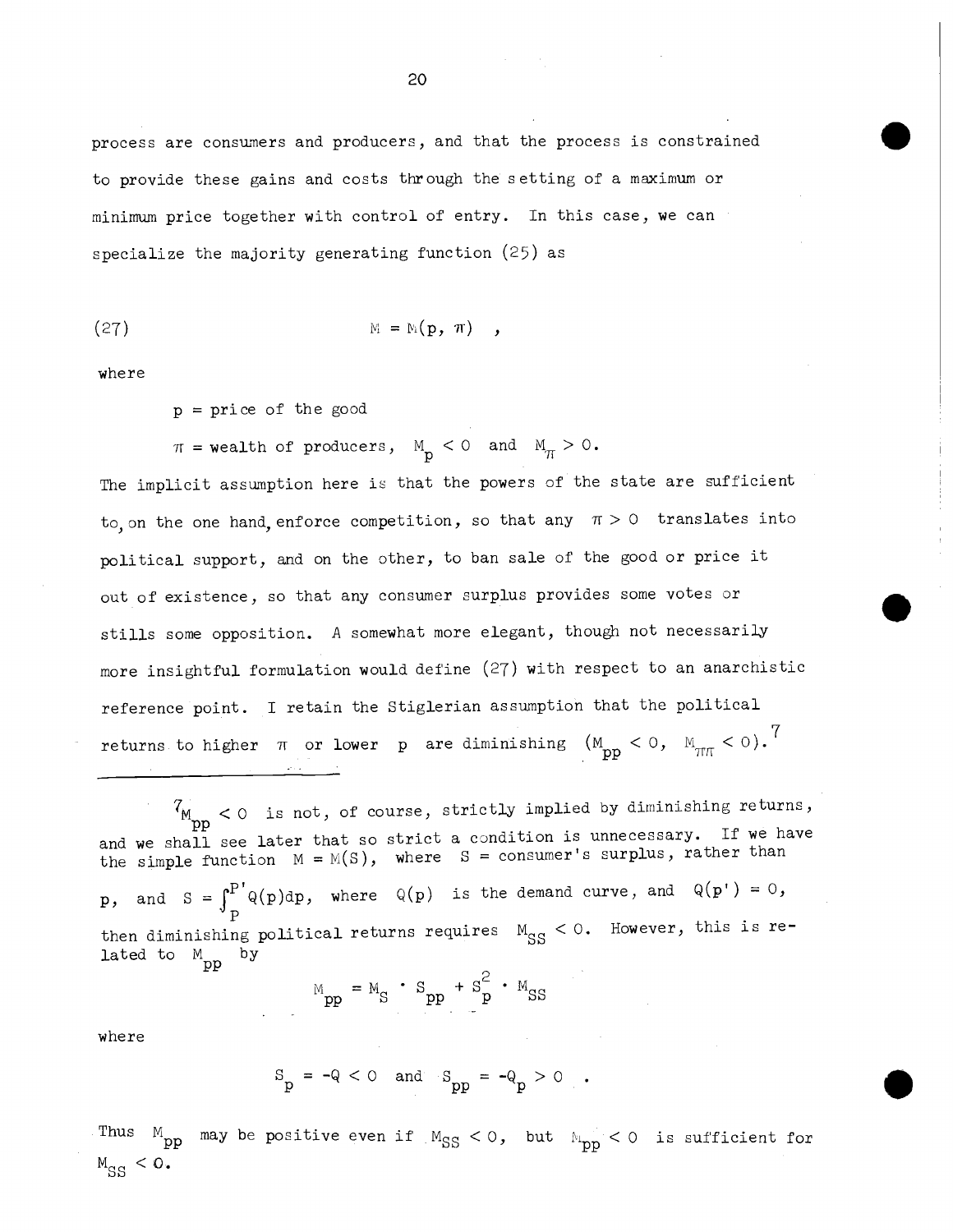process are consumers and producers, and that the process is constrained to provide these gains and costs through the setting of a maximum or minimum price together with control of entry. In this case, we can specialize the majority generating function (25) as

$$M = M(p, \pi) \quad , \tag{27}$$

where

$p$ = price of the good

$\pi$ = wealth of producers, $M_p < 0$ and $M_\pi > 0$.

The implicit assumption here is that the powers of the state are sufficient to, on the one hand, enforce competition, so that any $\pi > 0$ translates into political support, and on the other, to ban sale of the good or price it out of existence, so that any consumer surplus provides some votes or stills some opposition. A somewhat more elegant, though not necessarily more insightful formulation would define (27) with respect to an anarchistic reference point. I retain the Stiglerian assumption that the political returns to higher $\pi$ or lower $p$ are diminishing ($M_{pp} < 0$, $M_{\pi\pi} < 0$).[7]

---

[7] $M_{pp} < 0$ is not, of course, strictly implied by diminishing returns, and we shall see later that so strict a condition is unnecessary. If we have the simple function $M = M(S)$, where $S$ = consumer's surplus, rather than $p$, and $S = \int_p^{p'} Q(p)dp$, where $Q(p)$ is the demand curve, and $Q(p') = 0$, then diminishing political returns requires $M_{SS} < 0$. However, this is related to $M_{pp}$ by

$$M_{pp} = M_S \cdot S_{pp} + S_p^2 \cdot M_{SS}$$

where

$$S_p = -Q < 0 \quad \text{and} \quad S_{pp} = -Q_p > 0 \quad .$$

Thus $M_{pp}$ may be positive even if $M_{SS} < 0$, but $M_{pp} < 0$ is sufficient for $M_{SS} < 0$.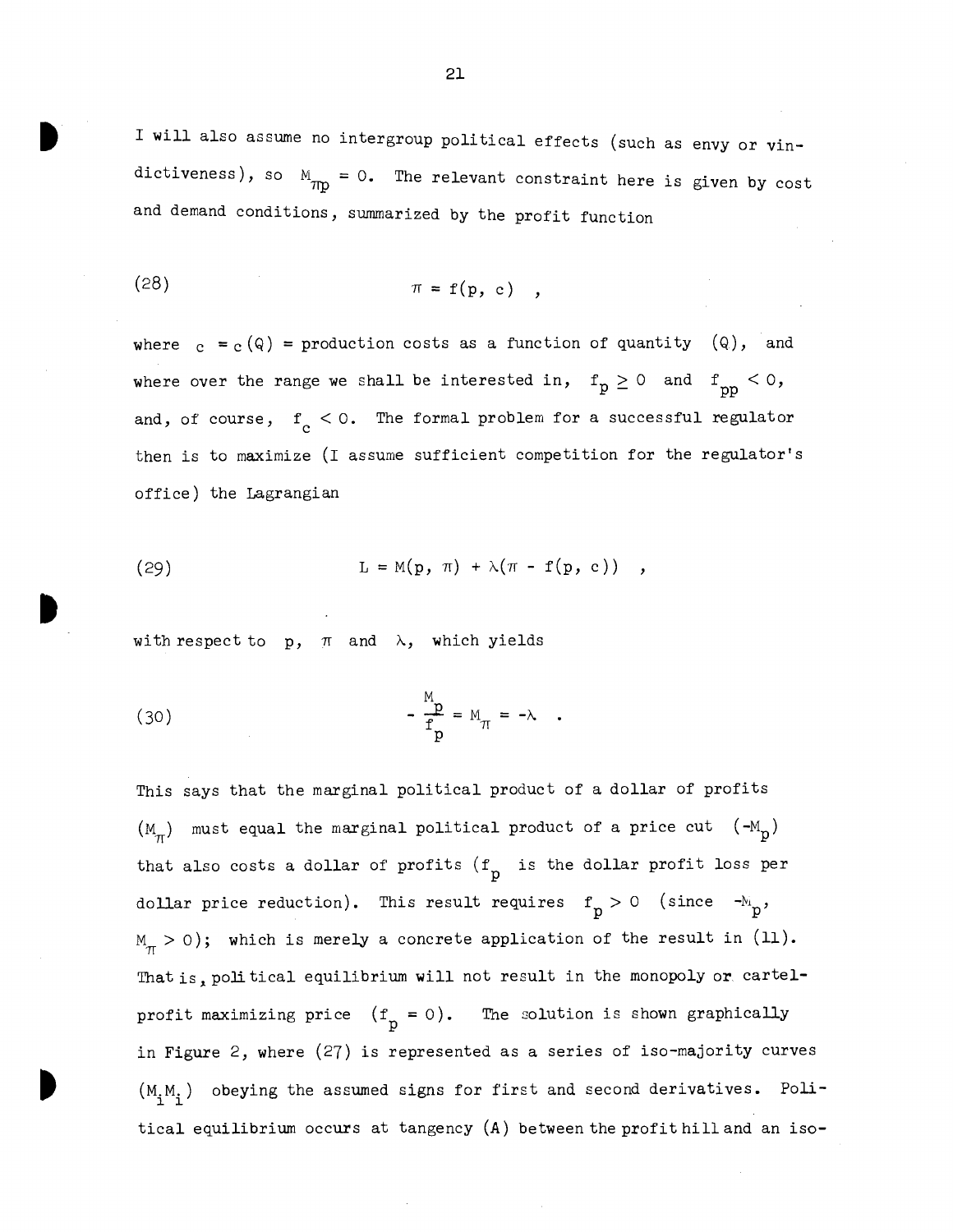I will also assume no intergroup political effects (such as envy or vindictiveness), so $M_{\pi p} = 0$. The relevant constraint here is given by cost and demand conditions, summarized by the profit function

$$(28) \qquad \pi = f(p, c) \quad ,$$

where $c = c(Q)$ = production costs as a function of quantity $(Q)$, and where over the range we shall be interested in, $f_p \geq 0$ and $f_{pp} < 0$, and, of course, $f_c < 0$. The formal problem for a successful regulator then is to maximize (I assume sufficient competition for the regulator's office) the Lagrangian

$$(29) \qquad L = M(p, \pi) + \lambda(\pi - f(p, c)) \quad ,$$

with respect to $p$, $\pi$ and $\lambda$, which yields

$$(30) \qquad -\frac{M_p}{f_p} = M_\pi = -\lambda \quad .$$

This says that the marginal political product of a dollar of profits $(M_\pi)$ must equal the marginal political product of a price cut $(-M_p)$ that also costs a dollar of profits ($f_p$ is the dollar profit loss per dollar price reduction). This result requires $f_p > 0$ (since $-M_p$, $M_\pi > 0$); which is merely a concrete application of the result in (11). That is, political equilibrium will not result in the monopoly or cartel-profit maximizing price $(f_p = 0)$. The solution is shown graphically in Figure 2, where (27) is represented as a series of iso-majority curves $(M_i M_i)$ obeying the assumed signs for first and second derivatives. Political equilibrium occurs at tangency (A) between the profit hill and an iso-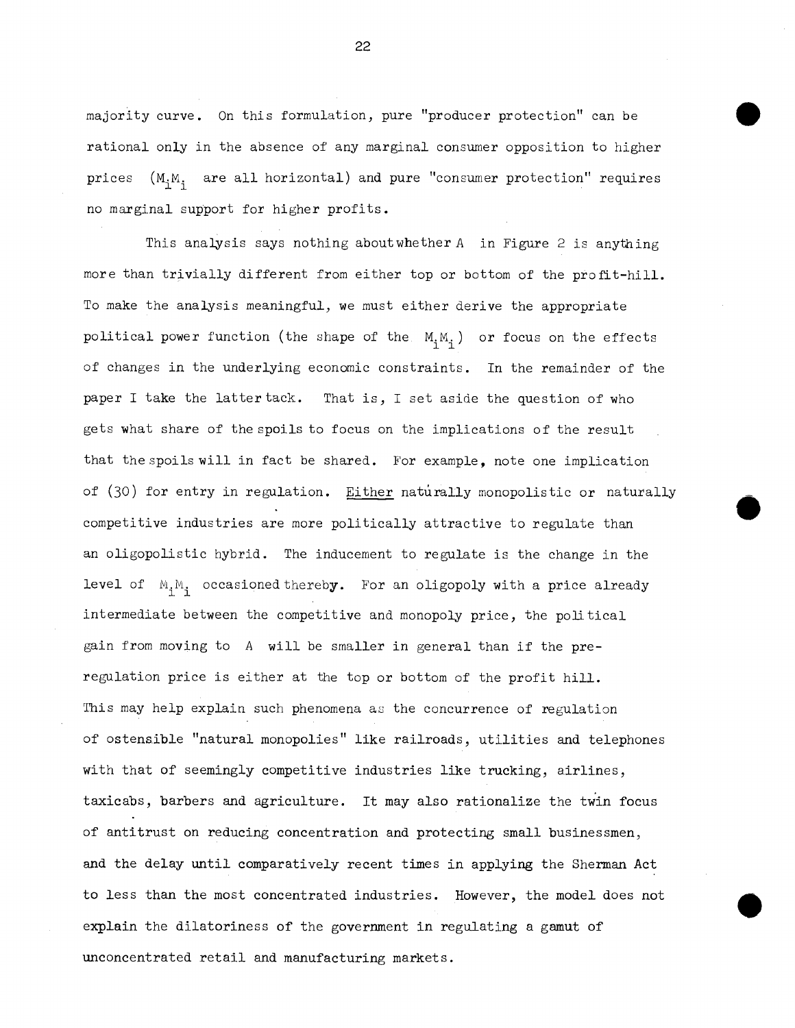majority curve. On this formulation, pure "producer protection" can be rational only in the absence of any marginal consumer opposition to higher prices ($M_iM_i$ are all horizontal) and pure "consumer protection" requires no marginal support for higher profits.

This analysis says nothing about whether A in Figure 2 is anything more than trivially different from either top or bottom of the profit-hill. To make the analysis meaningful, we must either derive the appropriate political power function (the shape of the $M_iM_i$) or focus on the effects of changes in the underlying economic constraints. In the remainder of the paper I take the latter tack. That is, I set aside the question of who gets what share of the spoils to focus on the implications of the result that the spoils will in fact be shared. For example, note one implication of (30) for entry in regulation. Either naturally monopolistic or naturally competitive industries are more politically attractive to regulate than an oligopolistic hybrid. The inducement to regulate is the change in the level of $M_iM_i$ occasioned thereby. For an oligopoly with a price already intermediate between the competitive and monopoly price, the political gain from moving to A will be smaller in general than if the pre-regulation price is either at the top or bottom of the profit hill. This may help explain such phenomena as the concurrence of regulation of ostensible "natural monopolies" like railroads, utilities and telephones with that of seemingly competitive industries like trucking, airlines, taxicabs, barbers and agriculture. It may also rationalize the twin focus of antitrust on reducing concentration and protecting small businessmen, and the delay until comparatively recent times in applying the Sherman Act to less than the most concentrated industries. However, the model does not explain the dilatoriness of the government in regulating a gamut of unconcentrated retail and manufacturing markets.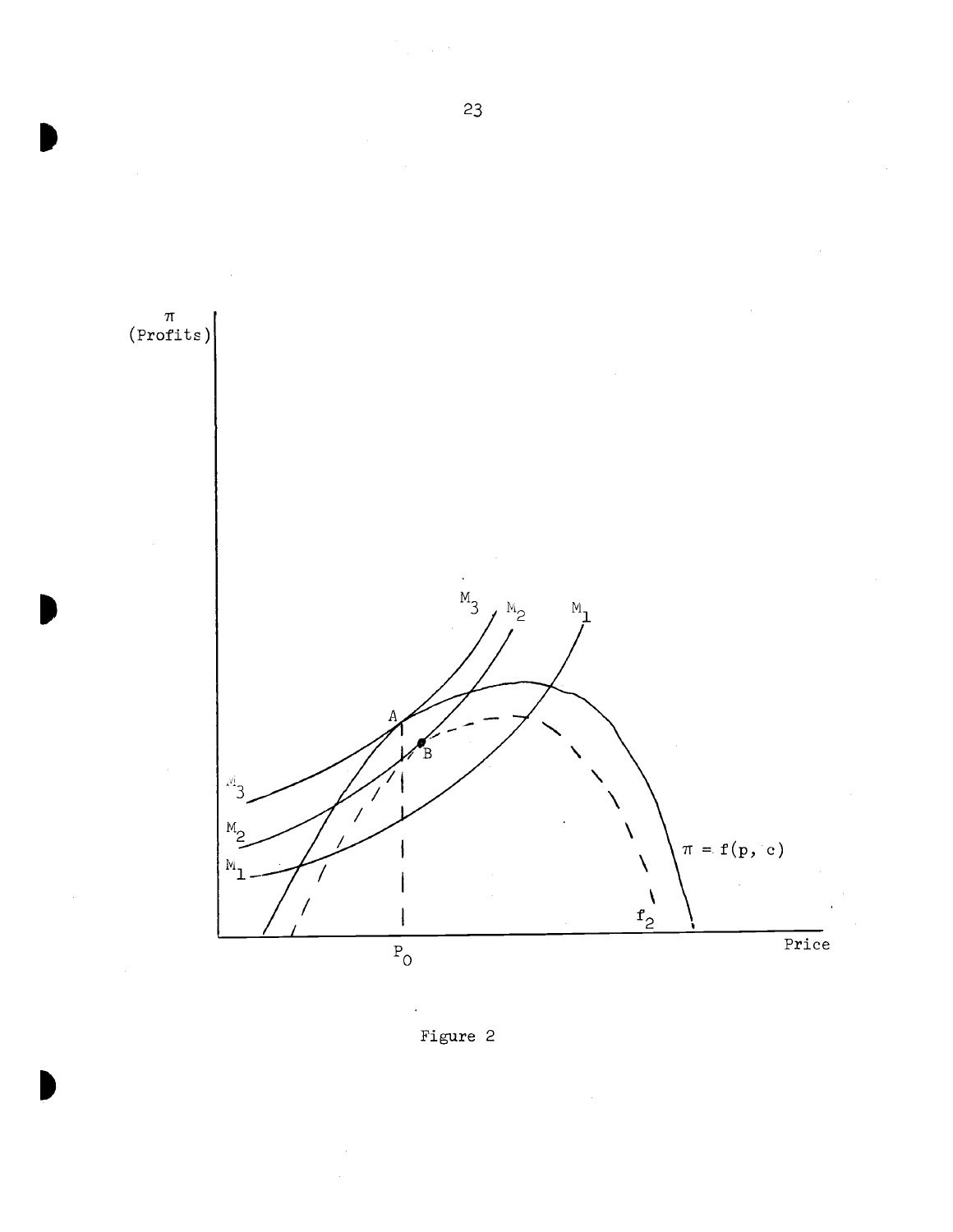Figure 2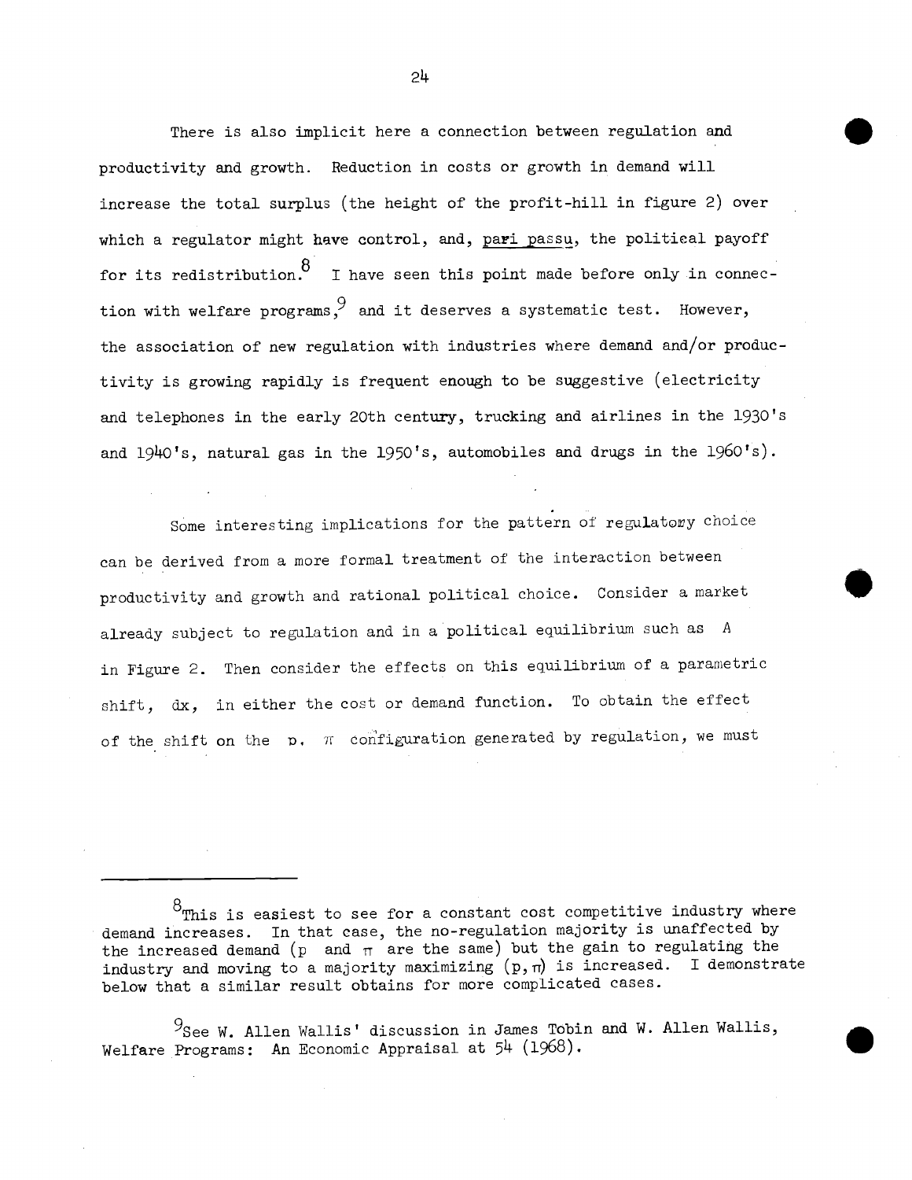There is also implicit here a connection between regulation and productivity and growth. Reduction in costs or growth in demand will increase the total surplus (the height of the profit-hill in figure 2) over which a regulator might have control, and, pari passu, the political payoff for its redistribution.[8] I have seen this point made before only in connection with welfare programs,[9] and it deserves a systematic test. However, the association of new regulation with industries where demand and/or productivity is growing rapidly is frequent enough to be suggestive (electricity and telephones in the early 20th century, trucking and airlines in the 1930's and 1940's, natural gas in the 1950's, automobiles and drugs in the 1960's).

Some interesting implications for the pattern of regulatory choice can be derived from a more formal treatment of the interaction between productivity and growth and rational political choice. Consider a market already subject to regulation and in a political equilibrium such as A in Figure 2. Then consider the effects on this equilibrium of a parametric shift, $dx$, in either the cost or demand function. To obtain the effect of the shift on the $p$, $\pi$ configuration generated by regulation, we must

---

[8] This is easiest to see for a constant cost competitive industry where demand increases. In that case, the no-regulation majority is unaffected by the increased demand ($p$ and $\pi$ are the same) but the gain to regulating the industry and moving to a majority maximizing $(p, \pi)$ is increased. I demonstrate below that a similar result obtains for more complicated cases.

[9] See W. Allen Wallis' discussion in James Tobin and W. Allen Wallis, Welfare Programs: An Economic Appraisal at 54 (1968).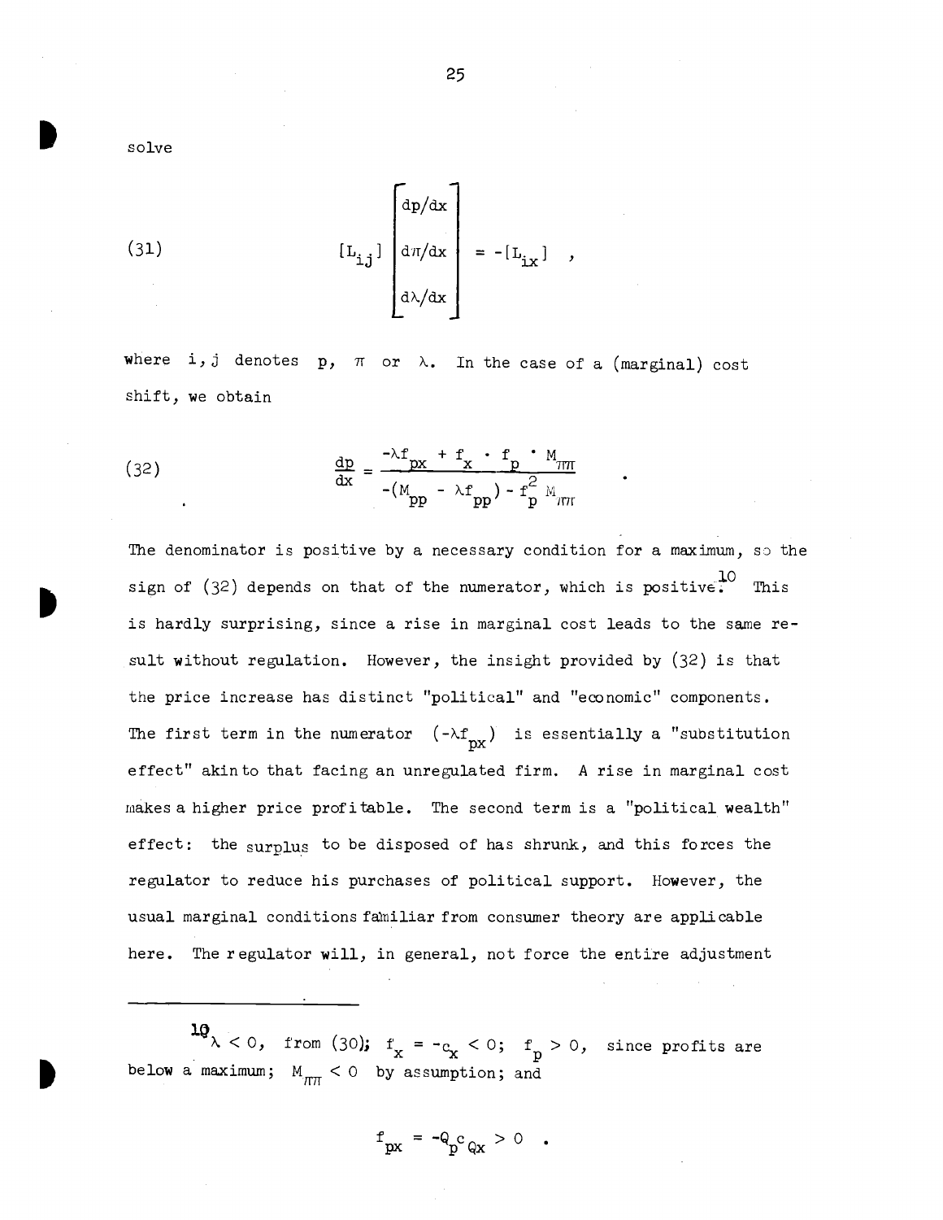solve

$$(31) \qquad [L_{ij}] \begin{bmatrix} dp/dx \\ d\pi/dx \\ d\lambda/dx \end{bmatrix} = -[L_{ix}] \quad ,$$

where $i, j$ denotes $p$, $\pi$ or $\lambda$. In the case of a (marginal) cost shift, we obtain

$$(32) \qquad \frac{dp}{dx} = \frac{-\lambda f_{px} + f_x \cdot f_p \cdot M_{\pi\pi}}{-(M_{pp} - \lambda f_{pp}) - f_p^2 M_{\pi\pi}} \quad .$$

The denominator is positive by a necessary condition for a maximum, so the sign of (32) depends on that of the numerator, which is positive.[10] This is hardly surprising, since a rise in marginal cost leads to the same result without regulation. However, the insight provided by (32) is that the price increase has distinct "political" and "economic" components. The first term in the numerator $(-\lambda f_{px})$ is essentially a "substitution effect" akin to that facing an unregulated firm. A rise in marginal cost makes a higher price profitable. The second term is a "political wealth" effect: the surplus to be disposed of has shrunk, and this forces the regulator to reduce his purchases of political support. However, the usual marginal conditions familiar from consumer theory are applicable here. The regulator will, in general, not force the entire adjustment

---

[10] $\lambda < 0$, from (30); $f_x = -c_x < 0$; $f_p > 0$, since profits are below a maximum; $M_{\pi\pi} < 0$ by assumption; and

$$f_{px} = -Q_p c_{Qx} > 0 \quad .$$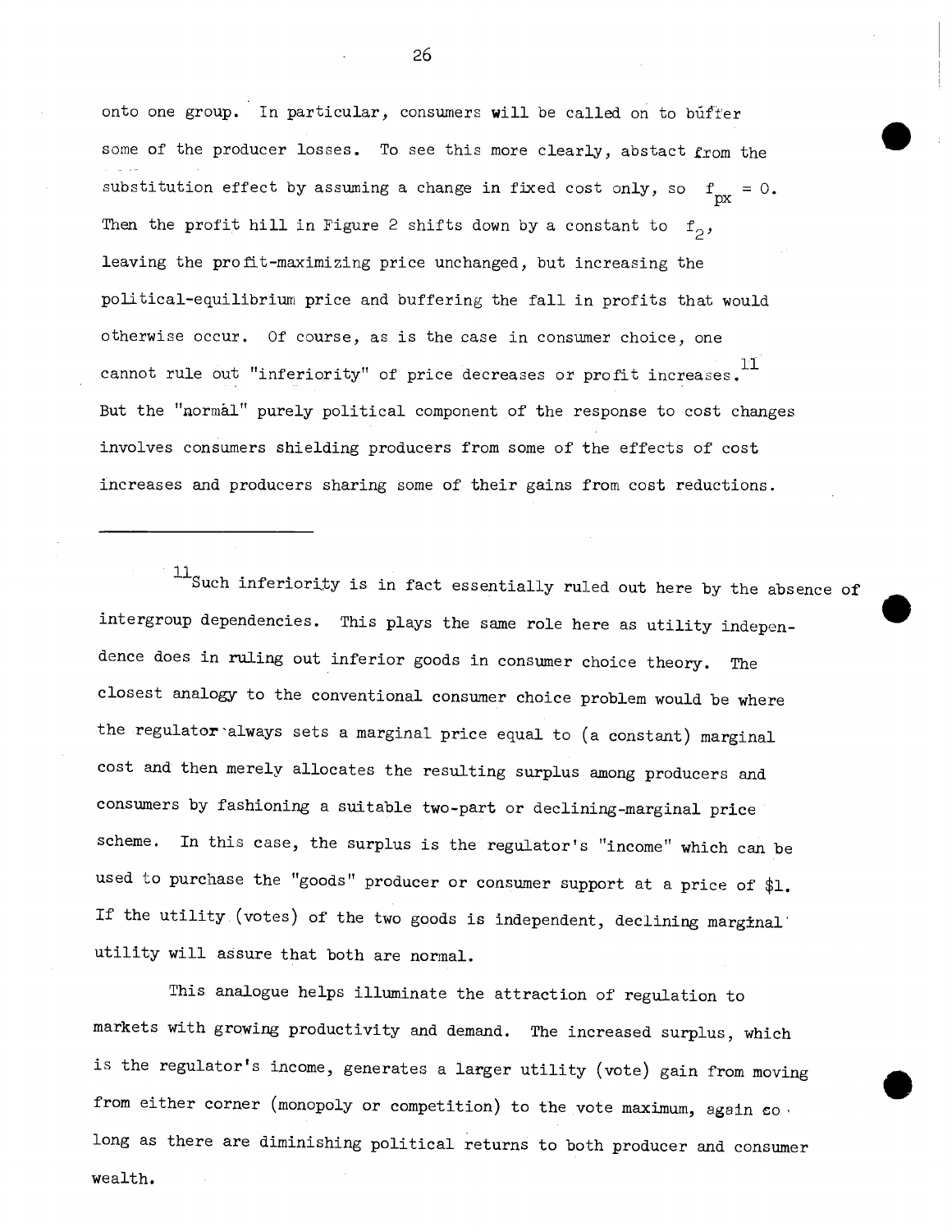onto one group. In particular, consumers will be called on to buffer some of the producer losses. To see this more clearly, abstact from the substitution effect by assuming a change in fixed cost only, so $f_{px} = 0$. Then the profit hill in Figure 2 shifts down by a constant to $f_2$, leaving the profit-maximizing price unchanged, but increasing the political-equilibrium price and buffering the fall in profits that would otherwise occur. Of course, as is the case in consumer choice, one cannot rule out "inferiority" of price decreases or profit increases.[11] But the "normal" purely political component of the response to cost changes involves consumers shielding producers from some of the effects of cost increases and producers sharing some of their gains from cost reductions.

---

[11] Such inferiority is in fact essentially ruled out here by the absence of intergroup dependencies. This plays the same role here as utility independence does in ruling out inferior goods in consumer choice theory. The closest analogy to the conventional consumer choice problem would be where the regulator always sets a marginal price equal to (a constant) marginal cost and then merely allocates the resulting surplus among producers and consumers by fashioning a suitable two-part or declining-marginal price scheme. In this case, the surplus is the regulator's "income" which can be used to purchase the "goods" producer or consumer support at a price of $1. If the utility (votes) of the two goods is independent, declining marginal utility will assure that both are normal.

This analogue helps illuminate the attraction of regulation to markets with growing productivity and demand. The increased surplus, which is the regulator's income, generates a larger utility (vote) gain from moving from either corner (monopoly or competition) to the vote maximum, again so long as there are diminishing political returns to both producer and consumer wealth.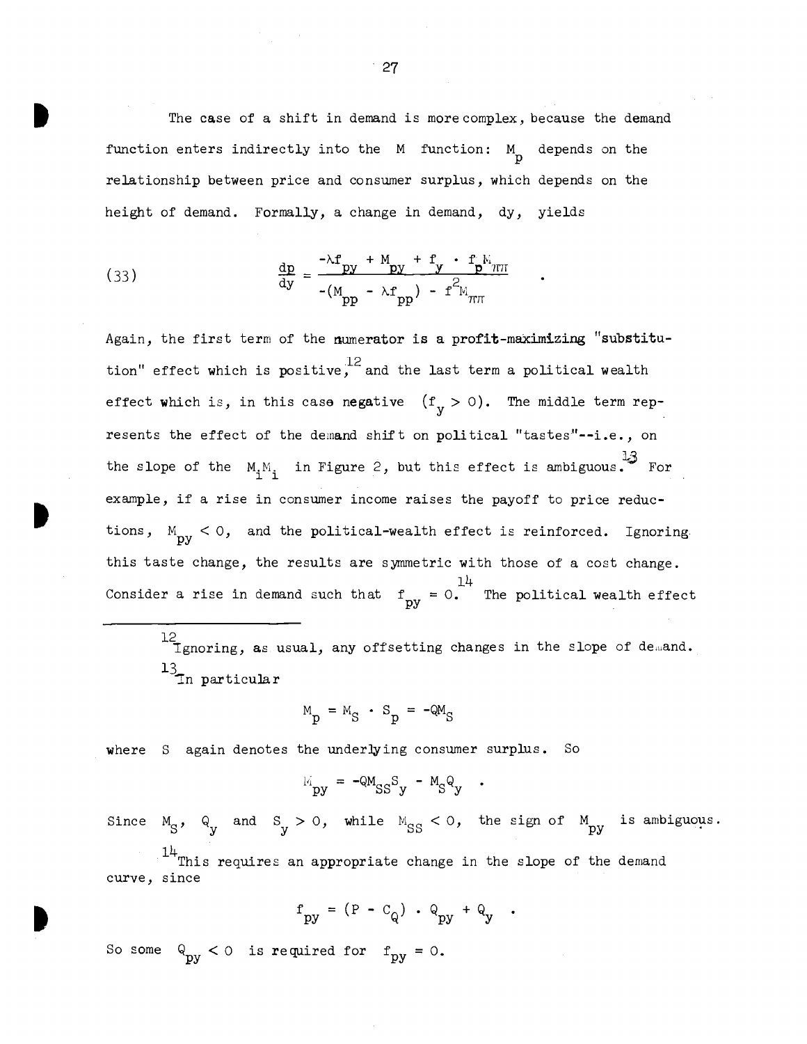The case of a shift in demand is more complex, because the demand function enters indirectly into the M function: $M_p$ depends on the relationship between price and consumer surplus, which depends on the height of demand. Formally, a change in demand, $dy$, yields

$$\text{(33)} \qquad \frac{dp}{dy} = \frac{-\lambda f_{py} + M_{py} + f_y \cdot f_p M_{\pi\pi}}{-(M_{pp} - \lambda f_{pp}) - f_p^2 M_{\pi\pi}} \quad .$$

Again, the first term of the numerator is a profit-maximizing "substitution" effect which is positive,[12] and the last term a political wealth effect which is, in this case negative $(f_y > 0)$. The middle term represents the effect of the demand shift on political "tastes"--i.e., on the slope of the $M_iM_i$ in Figure 2, but this effect is ambiguous.[13] For example, if a rise in consumer income raises the payoff to price reductions, $M_{py} < 0$, and the political-wealth effect is reinforced. Ignoring this taste change, the results are symmetric with those of a cost change. Consider a rise in demand such that $f_{py} = 0$.[14] The political wealth effect

---

[12] Ignoring, as usual, any offsetting changes in the slope of demand.

[13] In particular

$$M_p = M_S \cdot S_p = -QM_S$$

where S again denotes the underlying consumer surplus. So

$$M_{py} = -QM_{SS}S_y - M_SQ_y \quad .$$

Since $M_S$, $Q_y$ and $S_y > 0$, while $M_{SS} < 0$, the sign of $M_{py}$ is ambiguous.

[14] This requires an appropriate change in the slope of the demand curve, since

$$f_{py} = (P - C_Q) \cdot Q_{py} + Q_y \quad .$$

So some $Q_{py} < 0$ is required for $f_{py} = 0$.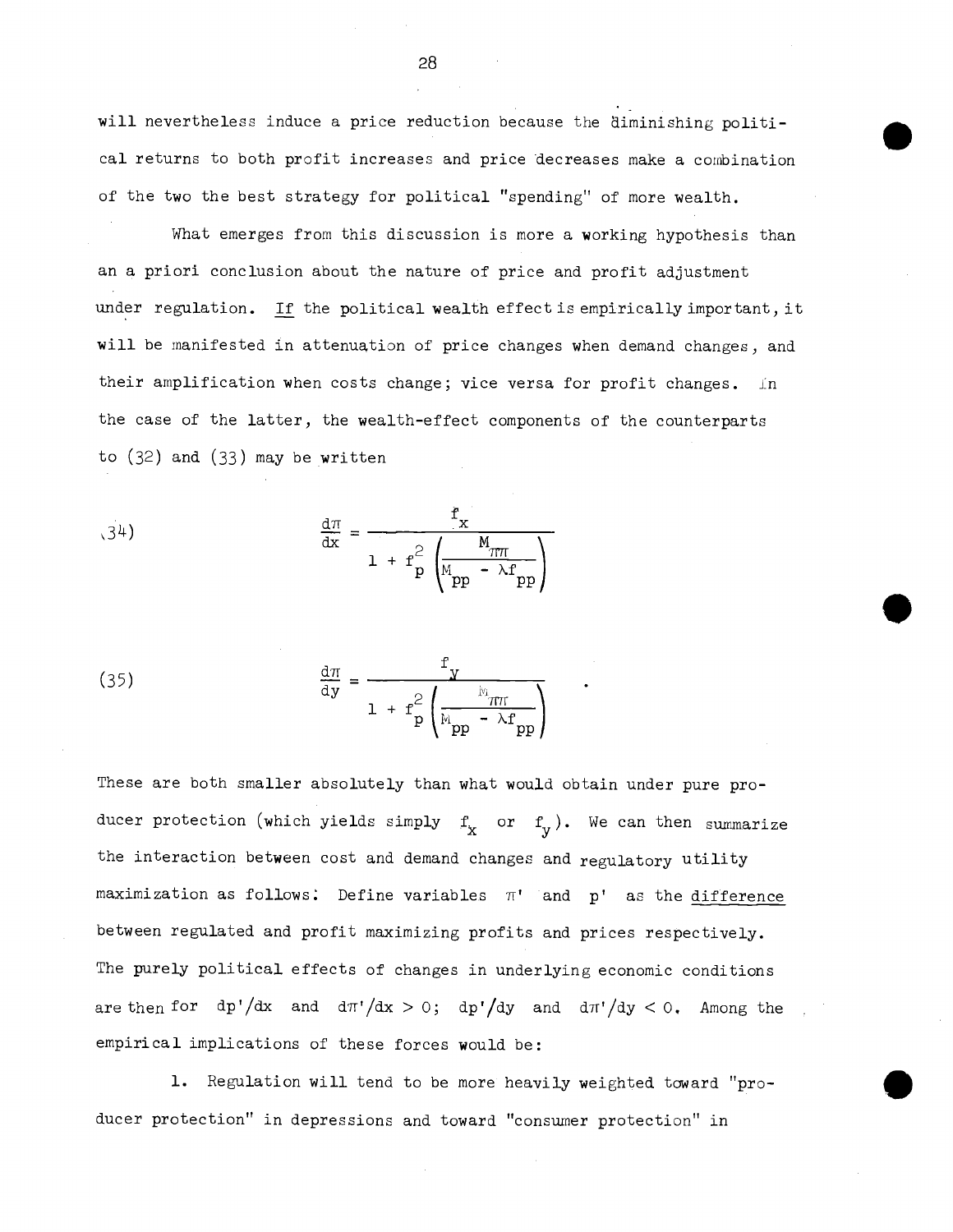will nevertheless induce a price reduction because the diminishing political returns to both profit increases and price decreases make a combination of the two the best strategy for political "spending" of more wealth.

What emerges from this discussion is more a working hypothesis than an a priori conclusion about the nature of price and profit adjustment under regulation. _If_ the political wealth effect is empirically important, it will be manifested in attenuation of price changes when demand changes, and their amplification when costs change; vice versa for profit changes. In the case of the latter, the wealth-effect components of the counterparts to (32) and (33) may be written

$$\frac{d\pi}{dx} = \frac{f_x}{1 + f_p^2\left(\dfrac{M_{\pi\pi}}{M_{pp} - \lambda f_{pp}}\right)} \tag{34}$$

$$\frac{d\pi}{dy} = \frac{f_y}{1 + f_p^2\left(\dfrac{M_{\pi\pi}}{M_{pp} - \lambda f_{pp}}\right)} \tag{35}$$

These are both smaller absolutely than what would obtain under pure producer protection (which yields simply $f_x$ or $f_y$). We can then summarize the interaction between cost and demand changes and regulatory utility maximization as follows: Define variables $\pi'$ and $p'$ as the _difference_ between regulated and profit maximizing profits and prices respectively. The purely political effects of changes in underlying economic conditions are then for $dp'/dx$ and $d\pi'/dx > 0$; $dp'/dy$ and $d\pi'/dy < 0$. Among the empirical implications of these forces would be:

1. Regulation will tend to be more heavily weighted toward "producer protection" in depressions and toward "consumer protection" in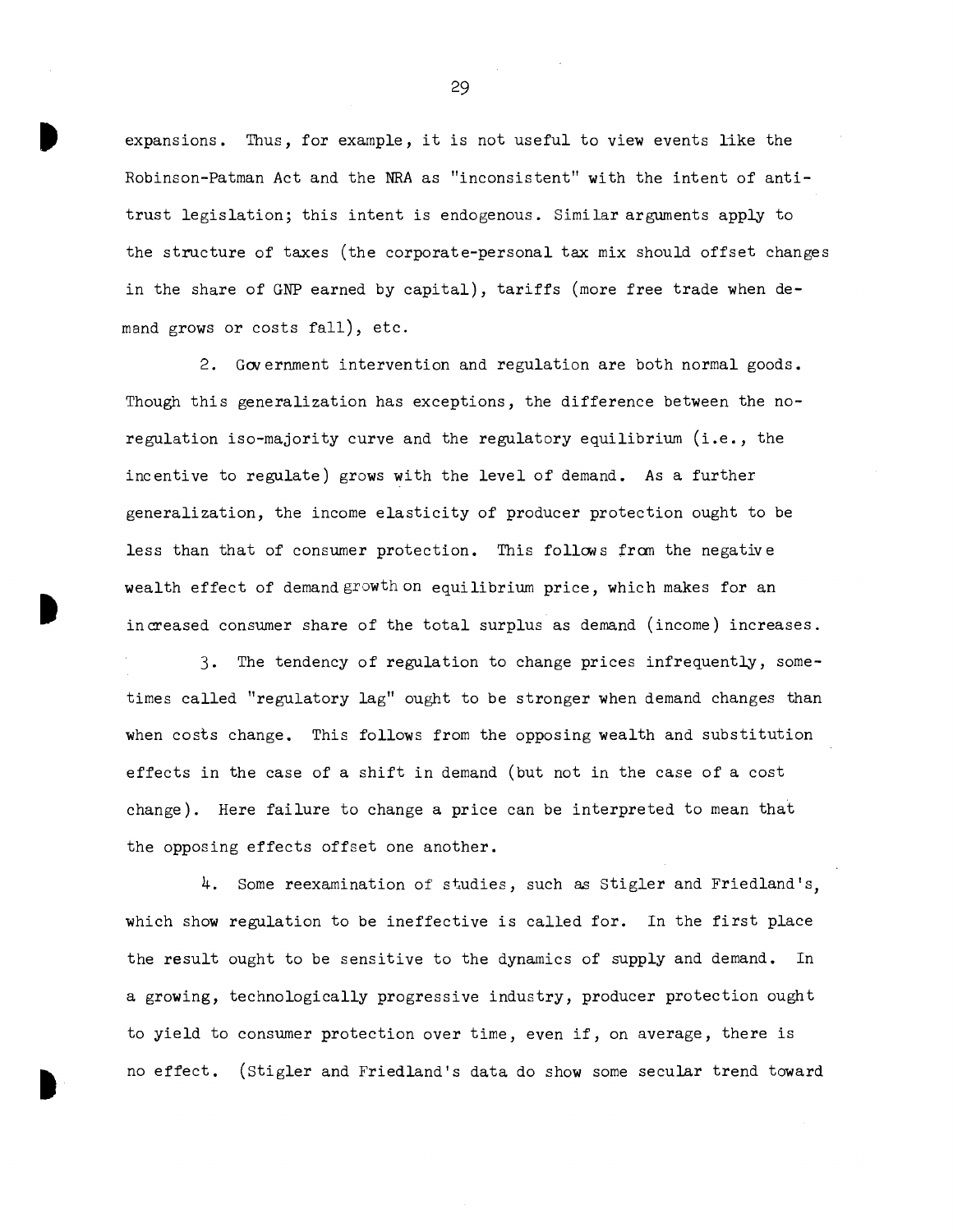expansions. Thus, for example, it is not useful to view events like the Robinson-Patman Act and the NRA as "inconsistent" with the intent of antitrust legislation; this intent is endogenous. Similar arguments apply to the structure of taxes (the corporate-personal tax mix should offset changes in the share of GNP earned by capital), tariffs (more free trade when demand grows or costs fall), etc.

2. Government intervention and regulation are both normal goods. Though this generalization has exceptions, the difference between the no-regulation iso-majority curve and the regulatory equilibrium (i.e., the incentive to regulate) grows with the level of demand. As a further generalization, the income elasticity of producer protection ought to be less than that of consumer protection. This follows from the negative wealth effect of demand growth on equilibrium price, which makes for an increased consumer share of the total surplus as demand (income) increases.

3. The tendency of regulation to change prices infrequently, sometimes called "regulatory lag" ought to be stronger when demand changes than when costs change. This follows from the opposing wealth and substitution effects in the case of a shift in demand (but not in the case of a cost change). Here failure to change a price can be interpreted to mean that the opposing effects offset one another.

4. Some reexamination of studies, such as Stigler and Friedland's, which show regulation to be ineffective is called for. In the first place the result ought to be sensitive to the dynamics of supply and demand. In a growing, technologically progressive industry, producer protection ought to yield to consumer protection over time, even if, on average, there is no effect. (Stigler and Friedland's data do show some secular trend toward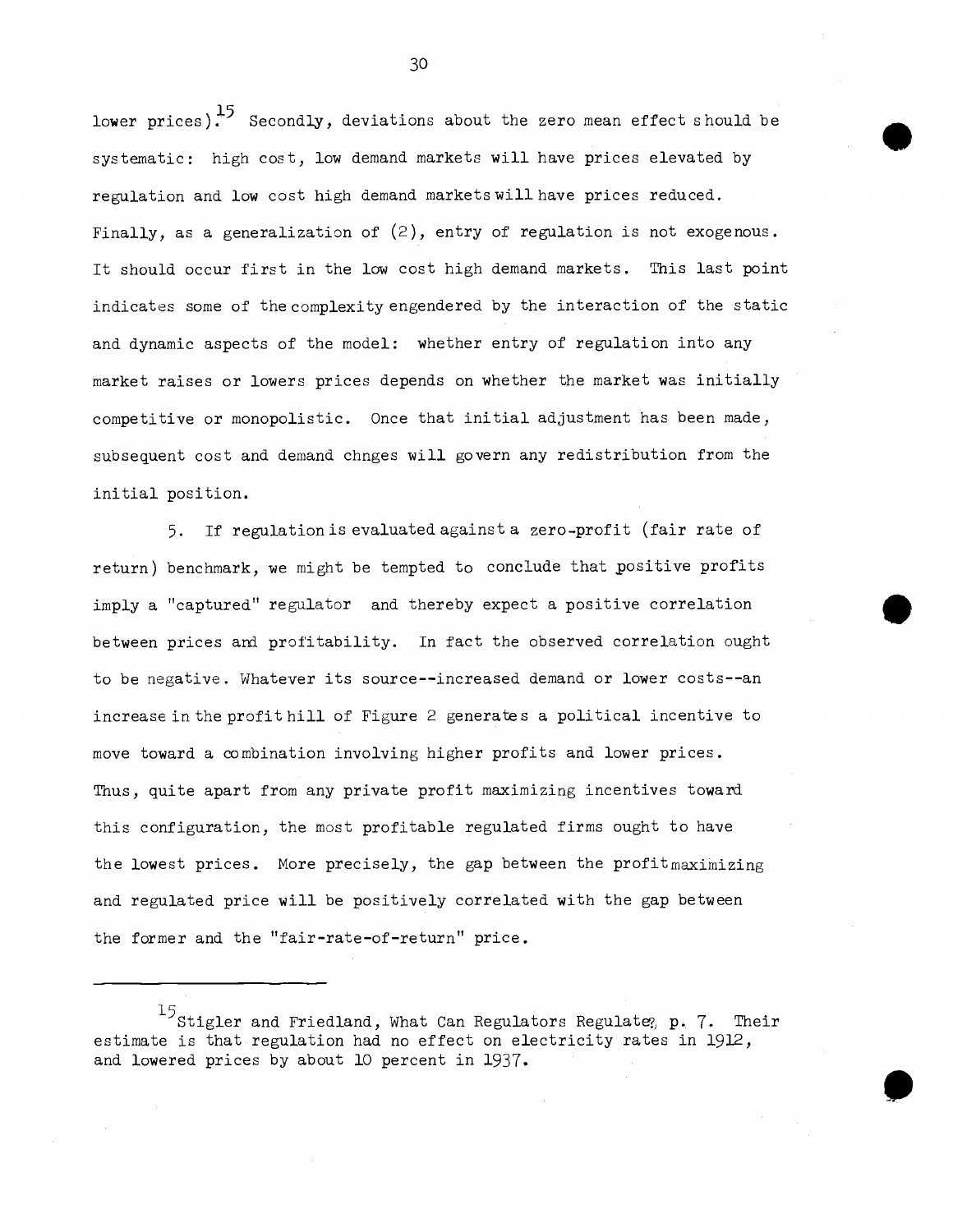lower prices).[15] Secondly, deviations about the zero mean effect should be systematic: high cost, low demand markets will have prices elevated by regulation and low cost high demand markets will have prices reduced. Finally, as a generalization of (2), entry of regulation is not exogenous. It should occur first in the low cost high demand markets. This last point indicates some of the complexity engendered by the interaction of the static and dynamic aspects of the model: whether entry of regulation into any market raises or lowers prices depends on whether the market was initially competitive or monopolistic. Once that initial adjustment has been made, subsequent cost and demand chnges will govern any redistribution from the initial position.

5. If regulation is evaluated against a zero-profit (fair rate of return) benchmark, we might be tempted to conclude that positive profits imply a "captured" regulator and thereby expect a positive correlation between prices and profitability. In fact the observed correlation ought to be negative. Whatever its source--increased demand or lower costs--an increase in the profit hill of Figure 2 generates a political incentive to move toward a combination involving higher profits and lower prices. Thus, quite apart from any private profit maximizing incentives toward this configuration, the most profitable regulated firms ought to have the lowest prices. More precisely, the gap between the profit maximizing and regulated price will be positively correlated with the gap between the former and the "fair-rate-of-return" price.

---

[15] Stigler and Friedland, What Can Regulators Regulate?, p. 7. Their estimate is that regulation had no effect on electricity rates in 1912, and lowered prices by about 10 percent in 1937.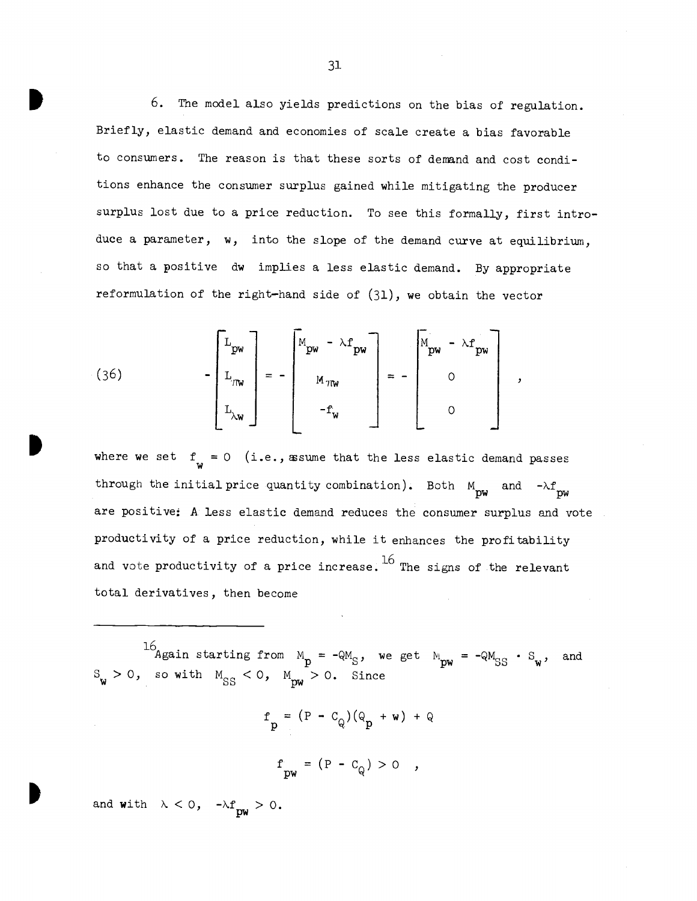6. The model also yields predictions on the bias of regulation. Briefly, elastic demand and economies of scale create a bias favorable to consumers. The reason is that these sorts of demand and cost conditions enhance the consumer surplus gained while mitigating the producer surplus lost due to a price reduction. To see this formally, first introduce a parameter, $w$, into the slope of the demand curve at equilibrium, so that a positive $dw$ implies a less elastic demand. By appropriate reformulation of the right-hand side of (31), we obtain the vector

$$
(36) \qquad -\begin{bmatrix} L_{pw} \\ L_{\pi w} \\ L_{\lambda w} \end{bmatrix} = -\begin{bmatrix} M_{pw} - \lambda f_{pw} \\ M_{\pi w} \\ -f_w \end{bmatrix} = -\begin{bmatrix} M_{pw} - \lambda f_{pw} \\ 0 \\ 0 \end{bmatrix} ,
$$

where we set $f_w = 0$ (i.e., assume that the less elastic demand passes through the initial price quantity combination). Both $M_{pw}$ and $-\lambda f_{pw}$ are positive: A less elastic demand reduces the consumer surplus and vote productivity of a price reduction, while it enhances the profitability and vote productivity of a price increase.[16] The signs of the relevant total derivatives, then become

---

[16] Again starting from $M_p = -QM_S$, we get $M_{pw} = -QM_{SS} \cdot S_w$, and $S_w > 0$, so with $M_{SS} < 0$, $M_{pw} > 0$. Since

$$
f_p = (P - C_Q)(Q_p + w) + Q
$$

$$
f_{pw} = (P - C_Q) > 0 \quad ,
$$

and with $\lambda < 0$, $-\lambda f_{pw} > 0$.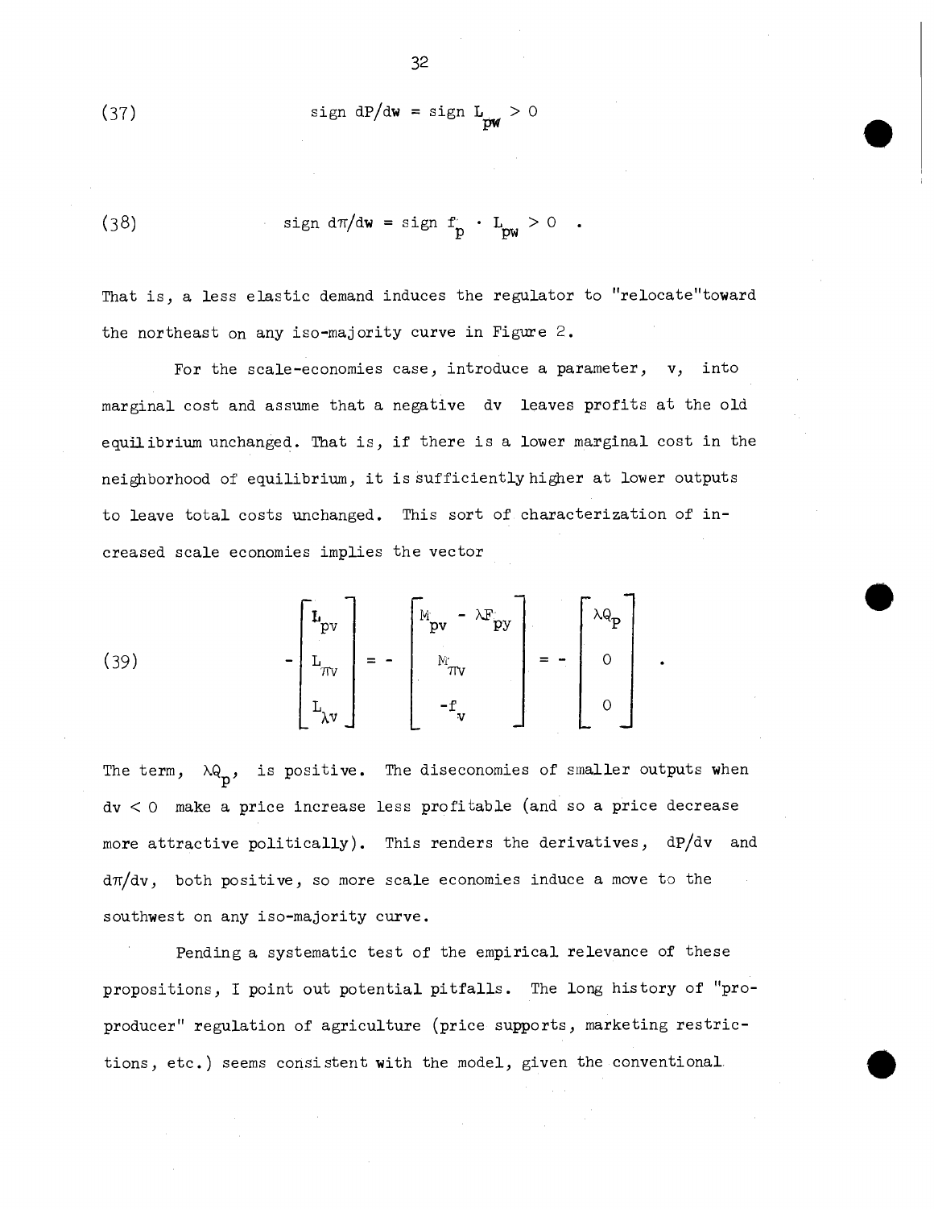$$\text{(37)} \qquad \text{sign } dP/dw = \text{sign } L_{pw} > 0$$

$$\text{(38)} \qquad \text{sign } d\pi/dw = \text{sign } f_p \cdot L_{pw} > 0 \quad .$$

That is, a less elastic demand induces the regulator to "relocate" toward the northeast on any iso-majority curve in Figure 2.

For the scale-economies case, introduce a parameter, $v$, into marginal cost and assume that a negative $dv$ leaves profits at the old equilibrium unchanged. That is, if there is a lower marginal cost in the neighborhood of equilibrium, it is sufficiently higher at lower outputs to leave total costs unchanged. This sort of characterization of increased scale economies implies the vector

$$\text{(39)} \qquad -\begin{bmatrix} L_{pv} \\ L_{\pi v} \\ L_{\lambda v} \end{bmatrix} = -\begin{bmatrix} M_{pv} - \lambda F_{py} \\ M_{\pi v} \\ -f_v \end{bmatrix} = -\begin{bmatrix} \lambda Q_p \\ 0 \\ 0 \end{bmatrix} \quad .$$

The term, $\lambda Q_p$, is positive. The diseconomies of smaller outputs when $dv < 0$ make a price increase less profitable (and so a price decrease more attractive politically). This renders the derivatives, $dP/dv$ and $d\pi/dv$, both positive, so more scale economies induce a move to the southwest on any iso-majority curve.

Pending a systematic test of the empirical relevance of these propositions, I point out potential pitfalls. The long history of "pro-producer" regulation of agriculture (price supports, marketing restrictions, etc.) seems consistent with the model, given the conventional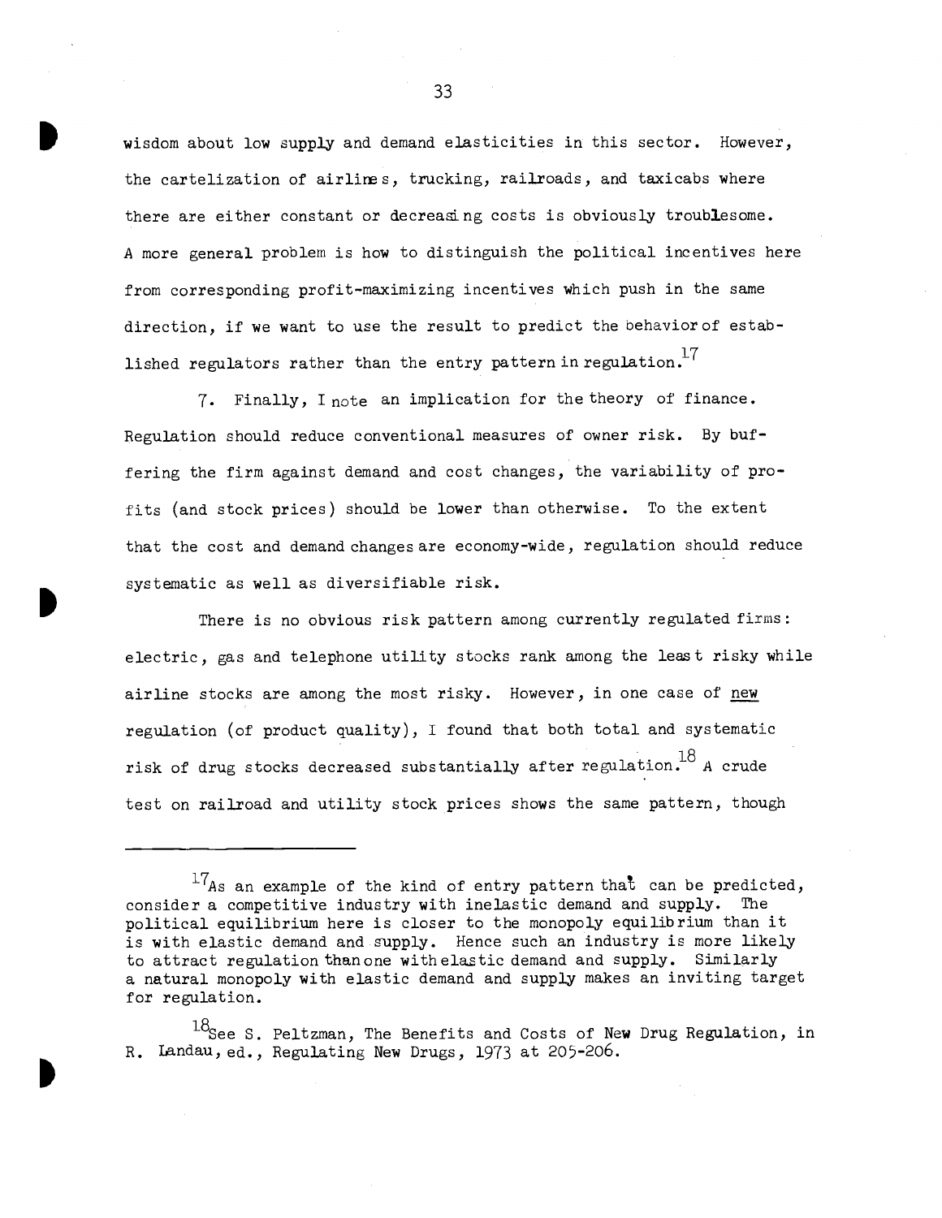wisdom about low supply and demand elasticities in this sector. However, the cartelization of airlines, trucking, railroads, and taxicabs where there are either constant or decreasing costs is obviously troublesome. A more general problem is how to distinguish the political incentives here from corresponding profit-maximizing incentives which push in the same direction, if we want to use the result to predict the behavior of established regulators rather than the entry pattern in regulation.[17]

7. Finally, I note an implication for the theory of finance. Regulation should reduce conventional measures of owner risk. By buffering the firm against demand and cost changes, the variability of profits (and stock prices) should be lower than otherwise. To the extent that the cost and demand changes are economy-wide, regulation should reduce systematic as well as diversifiable risk.

There is no obvious risk pattern among currently regulated firms: electric, gas and telephone utility stocks rank among the least risky while airline stocks are among the most risky. However, in one case of new regulation (of product quality), I found that both total and systematic risk of drug stocks decreased substantially after regulation.[18] A crude test on railroad and utility stock prices shows the same pattern, though

---

[17] As an example of the kind of entry pattern that can be predicted, consider a competitive industry with inelastic demand and supply. The political equilibrium here is closer to the monopoly equilibrium than it is with elastic demand and supply. Hence such an industry is more likely to attract regulation than one with elastic demand and supply. Similarly a natural monopoly with elastic demand and supply makes an inviting target for regulation.

[18] See S. Peltzman, The Benefits and Costs of New Drug Regulation, in R. Landau, ed., Regulating New Drugs, 1973 at 205-206.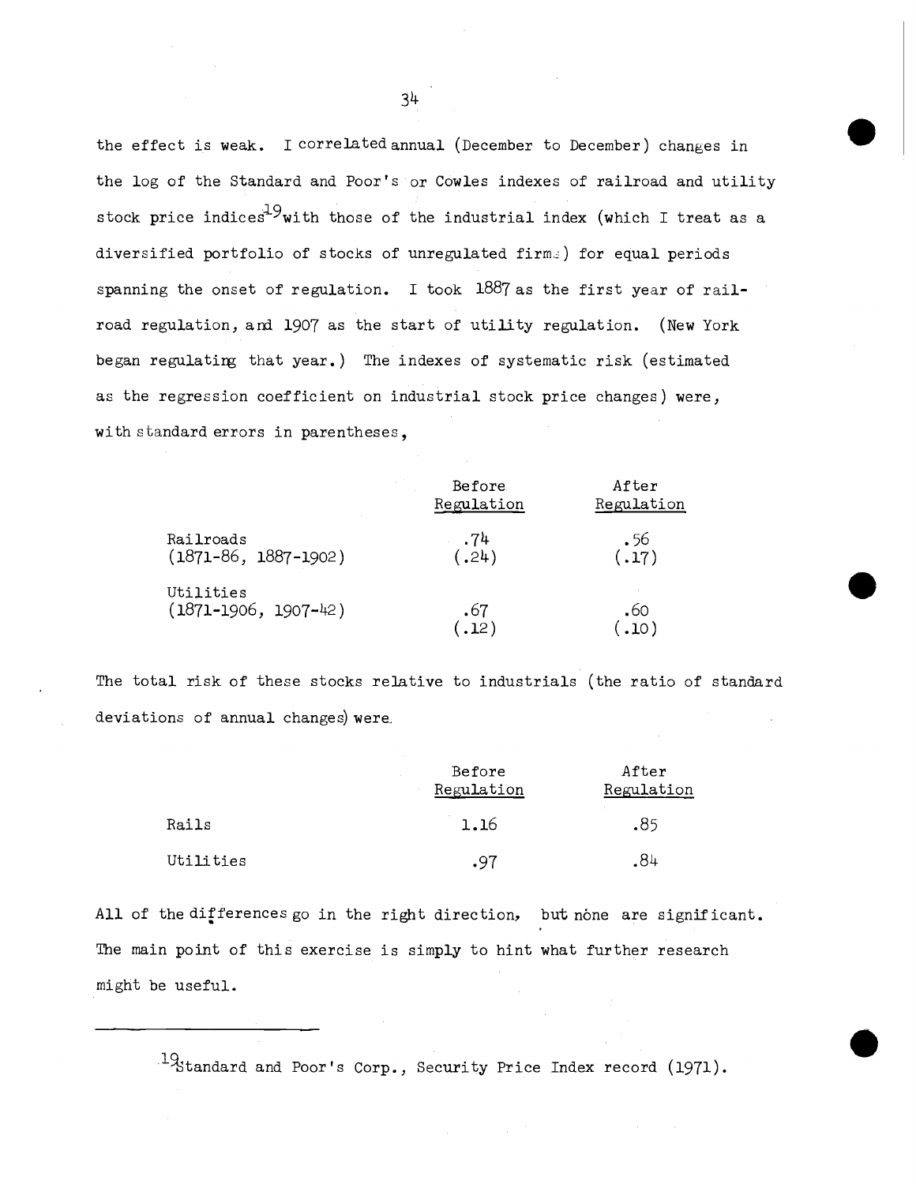the effect is weak. I correlated annual (December to December) changes in the log of the Standard and Poor's or Cowles indexes of railroad and utility stock price indices[19] with those of the industrial index (which I treat as a diversified portfolio of stocks of unregulated firms) for equal periods spanning the onset of regulation. I took 1887 as the first year of railroad regulation, and 1907 as the start of utility regulation. (New York began regulating that year.) The indexes of systematic risk (estimated as the regression coefficient on industrial stock price changes) were, with standard errors in parentheses,

| | Before Regulation | After Regulation |
|---|---|---|
| Railroads (1871-86, 1887-1902) | .74 (.24) | .56 (.17) |
| Utilities (1871-1906, 1907-42) | .67 (.12) | .60 (.10) |

The total risk of these stocks relative to industrials (the ratio of standard deviations of annual changes) were.

| | Before Regulation | After Regulation |
|---|---|---|
| Rails | 1.16 | .85 |
| Utilities | .97 | .84 |

All of the differences go in the right direction, but none are significant. The main point of this exercise is simply to hint what further research might be useful.

---

[19] Standard and Poor's Corp., Security Price Index record (1971).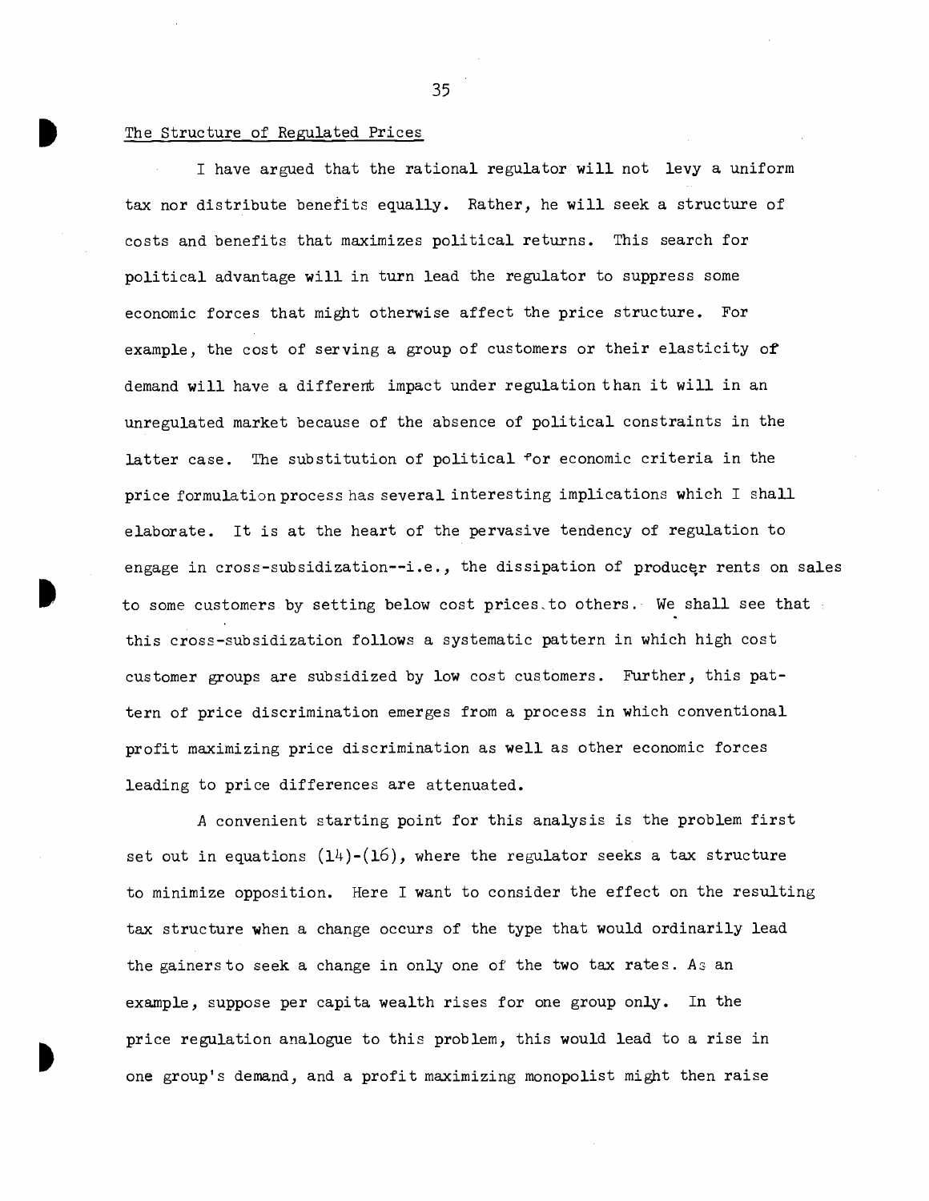## The Structure of Regulated Prices

I have argued that the rational regulator will not levy a uniform tax nor distribute benefits equally. Rather, he will seek a structure of costs and benefits that maximizes political returns. This search for political advantage will in turn lead the regulator to suppress some economic forces that might otherwise affect the price structure. For example, the cost of serving a group of customers or their elasticity of demand will have a different impact under regulation than it will in an unregulated market because of the absence of political constraints in the latter case. The substitution of political for economic criteria in the price formulation process has several interesting implications which I shall elaborate. It is at the heart of the pervasive tendency of regulation to engage in cross-subsidization--i.e., the dissipation of producer rents on sales to some customers by setting below cost prices to others. We shall see that this cross-subsidization follows a systematic pattern in which high cost customer groups are subsidized by low cost customers. Further, this pattern of price discrimination emerges from a process in which conventional profit maximizing price discrimination as well as other economic forces leading to price differences are attenuated.

A convenient starting point for this analysis is the problem first set out in equations (14)-(16), where the regulator seeks a tax structure to minimize opposition. Here I want to consider the effect on the resulting tax structure when a change occurs of the type that would ordinarily lead the gainers to seek a change in only one of the two tax rates. As an example, suppose per capita wealth rises for one group only. In the price regulation analogue to this problem, this would lead to a rise in one group's demand, and a profit maximizing monopolist might then raise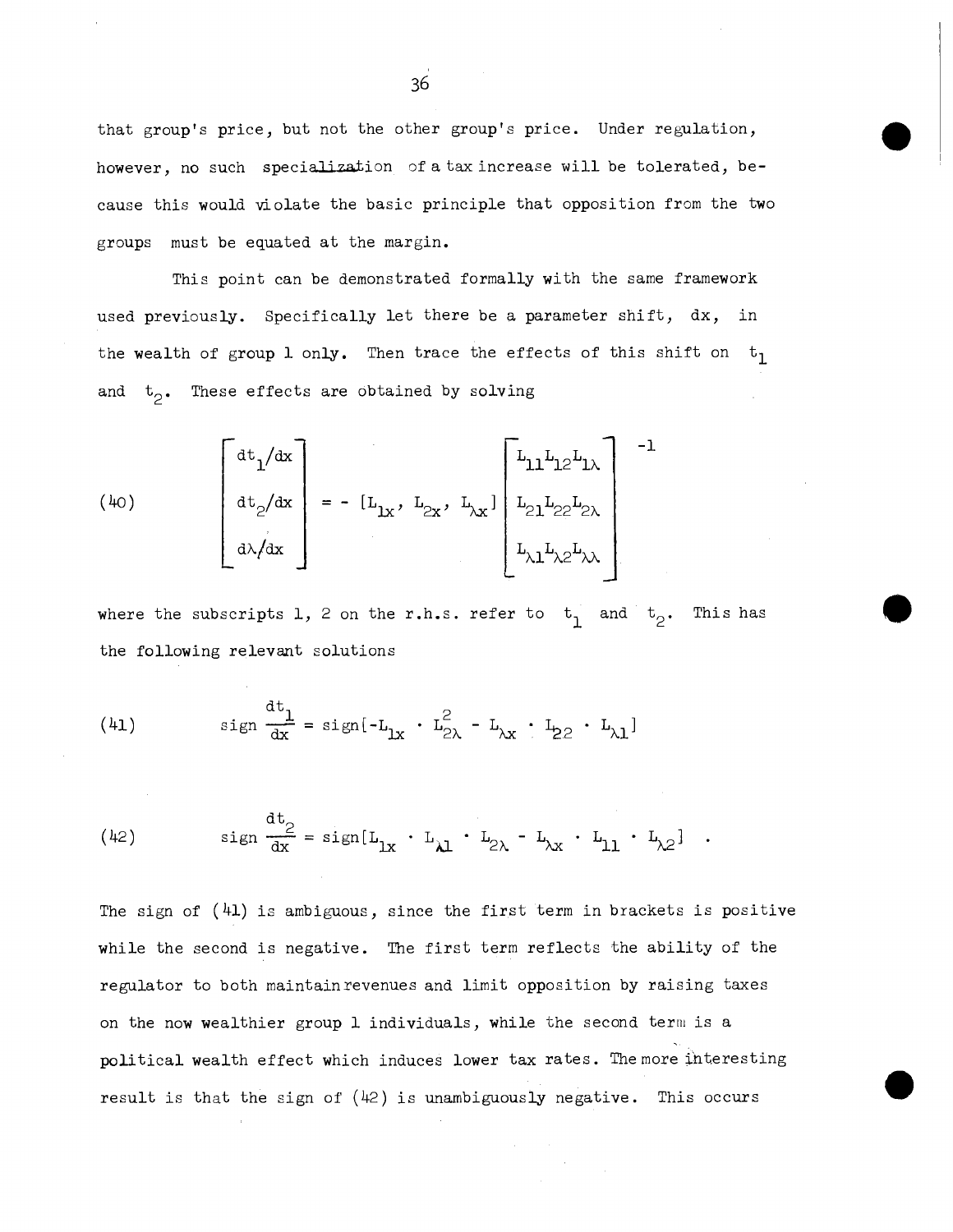that group's price, but not the other group's price. Under regulation, however, no such specialization of a tax increase will be tolerated, because this would violate the basic principle that opposition from the two groups must be equated at the margin.

This point can be demonstrated formally with the same framework used previously. Specifically let there be a parameter shift, $dx$, in the wealth of group 1 only. Then trace the effects of this shift on $t_1$ and $t_2$. These effects are obtained by solving

$$(40) \qquad \begin{bmatrix} dt_1/dx \\ dt_2/dx \\ d\lambda/dx \end{bmatrix} = - [L_{1x},\ L_{2x},\ L_{\lambda x}] \begin{bmatrix} L_{11} L_{12} L_{1\lambda} \\ L_{21} L_{22} L_{2\lambda} \\ L_{\lambda 1} L_{\lambda 2} L_{\lambda\lambda} \end{bmatrix}^{-1}$$

where the subscripts 1, 2 on the r.h.s. refer to $t_1$ and $t_2$. This has the following relevant solutions

$$(41) \qquad \text{sign}\ \frac{dt_1}{dx} = \text{sign}[-L_{1x} \cdot L_{2\lambda}^2 - L_{\lambda x} \cdot L_{22} \cdot L_{\lambda 1}]$$

$$(42) \qquad \text{sign}\ \frac{dt_2}{dx} = \text{sign}[L_{1x} \cdot L_{\lambda 1} \cdot L_{2\lambda} - L_{\lambda x} \cdot L_{11} \cdot L_{\lambda 2}] \ .$$

The sign of (41) is ambiguous, since the first term in brackets is positive while the second is negative. The first term reflects the ability of the regulator to both maintain revenues and limit opposition by raising taxes on the now wealthier group 1 individuals, while the second term is a political wealth effect which induces lower tax rates. The more interesting result is that the sign of (42) is unambiguously negative. This occurs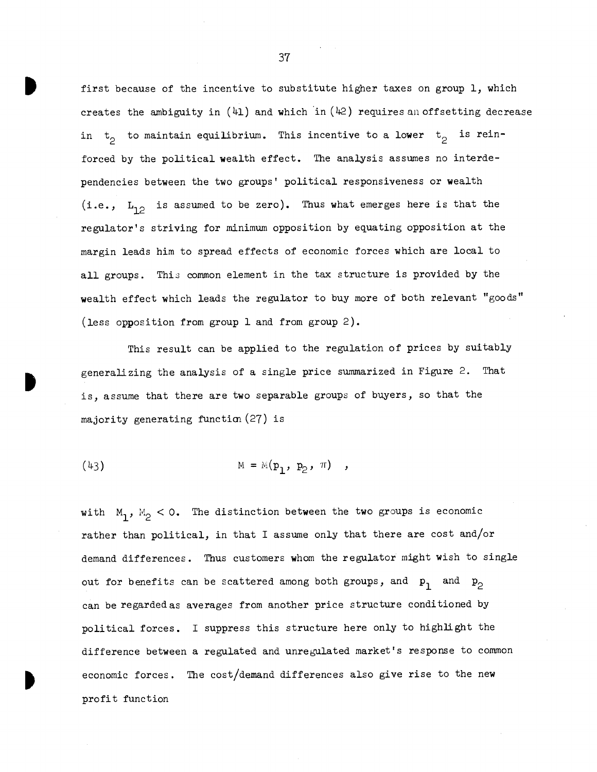first because of the incentive to substitute higher taxes on group 1, which creates the ambiguity in (41) and which in (42) requires an offsetting decrease in $t_2$ to maintain equilibrium. This incentive to a lower $t_2$ is reinforced by the political wealth effect. The analysis assumes no interdependencies between the two groups' political responsiveness or wealth (i.e., $L_{12}$ is assumed to be zero). Thus what emerges here is that the regulator's striving for minimum opposition by equating opposition at the margin leads him to spread effects of economic forces which are local to all groups. This common element in the tax structure is provided by the wealth effect which leads the regulator to buy more of both relevant "goods" (less opposition from group 1 and from group 2).

This result can be applied to the regulation of prices by suitably generalizing the analysis of a single price summarized in Figure 2. That is, assume that there are two separable groups of buyers, so that the majority generating function (27) is

$$(43) \qquad M = M(p_1, p_2, \pi) \quad ,$$

with $M_1, M_2 < 0$. The distinction between the two groups is economic rather than political, in that I assume only that there are cost and/or demand differences. Thus customers whom the regulator might wish to single out for benefits can be scattered among both groups, and $p_1$ and $p_2$ can be regarded as averages from another price structure conditioned by political forces. I suppress this structure here only to highlight the difference between a regulated and unregulated market's response to common economic forces. The cost/demand differences also give rise to the new profit function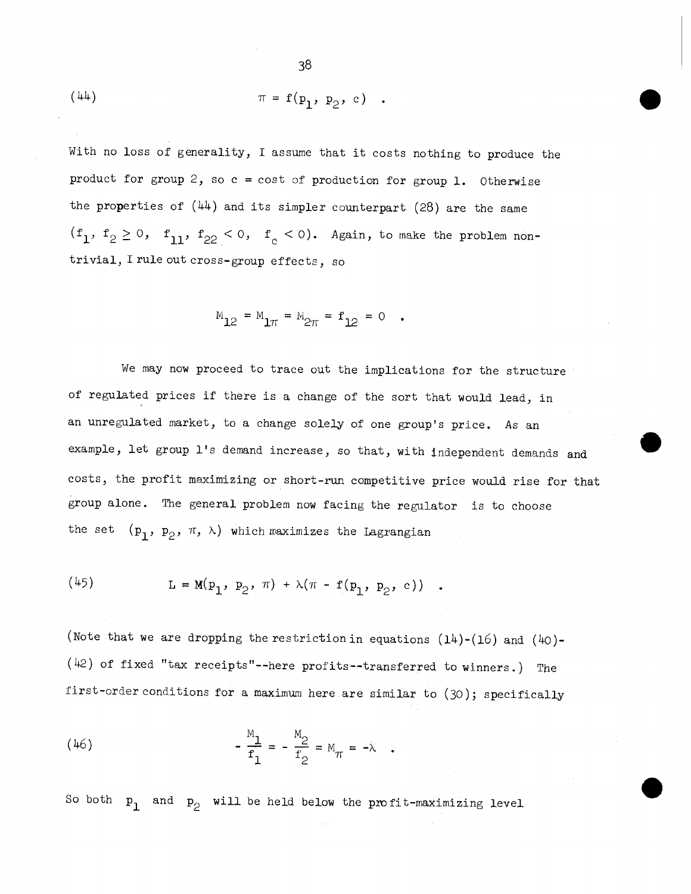$$(44) \qquad \pi = f(p_1, p_2, c) \quad .$$

With no loss of generality, I assume that it costs nothing to produce the product for group 2, so c = cost of production for group 1. Otherwise the properties of (44) and its simpler counterpart (28) are the same ($f_1$, $f_2 \geq 0$, $f_{11}$, $f_{22} < 0$, $f_c < 0$). Again, to make the problem non-trivial, I rule out cross-group effects, so

$$M_{12} = M_{1\pi} = M_{2\pi} = f_{12} = 0 \quad .$$

We may now proceed to trace out the implications for the structure of regulated prices if there is a change of the sort that would lead, in an unregulated market, to a change solely of one group's price. As an example, let group 1's demand increase, so that, with independent demands and costs, the profit maximizing or short-run competitive price would rise for that group alone. The general problem now facing the regulator is to choose the set $(p_1, p_2, \pi, \lambda)$ which maximizes the Lagrangian

$$(45) \qquad L = M(p_1, p_2, \pi) + \lambda(\pi - f(p_1, p_2, c)) \quad .$$

(Note that we are dropping the restriction in equations (14)-(16) and (40)-(42) of fixed "tax receipts"--here profits--transferred to winners.) The first-order conditions for a maximum here are similar to (30); specifically

$$(46) \qquad -\frac{M_1}{f_1} = -\frac{M_2}{f_2} = M_\pi = -\lambda \quad .$$

So both $p_1$ and $p_2$ will be held below the profit-maximizing level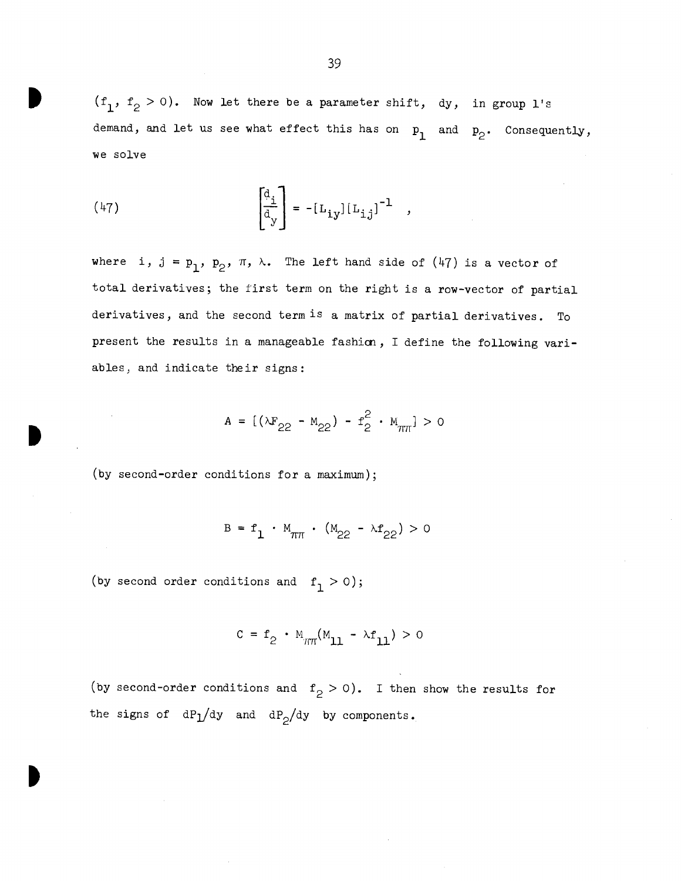($f_1$, $f_2 > 0$). Now let there be a parameter shift, $dy$, in group 1's demand, and let us see what effect this has on $p_1$ and $p_2$. Consequently, we solve

$$(47) \qquad \left[\frac{d_i}{d_y}\right] = -[L_{iy}][L_{ij}]^{-1} \quad ,$$

where $i, j = p_1, p_2, \pi, \lambda$. The left hand side of (47) is a vector of total derivatives; the first term on the right is a row-vector of partial derivatives, and the second term is a matrix of partial derivatives. To present the results in a manageable fashion, I define the following variables, and indicate their signs:

$$A = [(\lambda F_{22} - M_{22}) - f_2^2 \cdot M_{\pi\pi}] > 0$$

(by second-order conditions for a maximum);

$$B = f_1 \cdot M_{\pi\pi} \cdot (M_{22} - \lambda f_{22}) > 0$$

(by second order conditions and $f_1 > 0$);

$$C = f_2 \cdot M_{\pi\pi}(M_{11} - \lambda f_{11}) > 0$$

(by second-order conditions and $f_2 > 0$). I then show the results for the signs of $dP_1/dy$ and $dP_2/dy$ by components.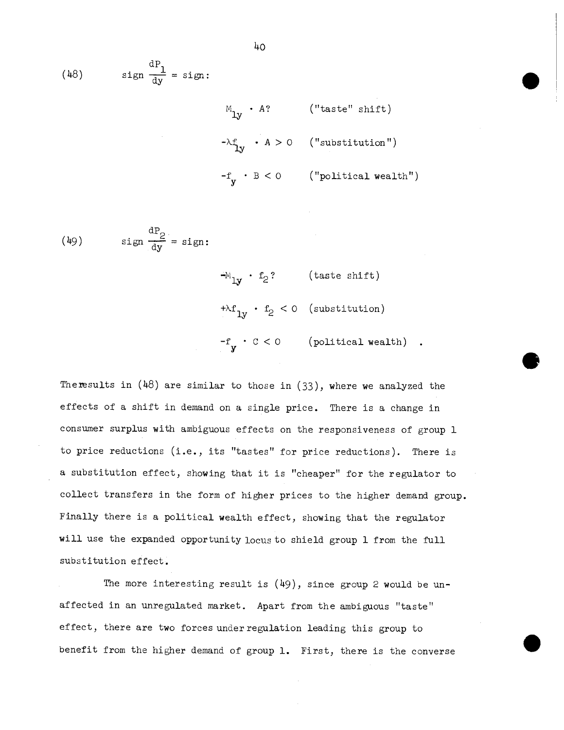(48) $$\text{sign}\ \frac{dP_1}{dy} = \text{sign:}$$

$$M_{1y} \cdot A? \qquad (\text{"taste" shift})$$

$$-\lambda f_{1y} \cdot A > 0 \qquad (\text{"substitution"})$$

$$-f_y \cdot B < 0 \qquad (\text{"political wealth"})$$

(49) $$\text{sign}\ \frac{dP_2}{dy} = \text{sign:}$$

$$-M_{1y} \cdot f_2? \qquad (\text{taste shift})$$

$$+\lambda f_{1y} \cdot f_2 < 0 \qquad (\text{substitution})$$

$$-f_y \cdot C < 0 \qquad (\text{political wealth}) \ .$$

The results in (48) are similar to those in (33), where we analyzed the effects of a shift in demand on a single price. There is a change in consumer surplus with ambiguous effects on the responsiveness of group 1 to price reductions (i.e., its "tastes" for price reductions). There is a substitution effect, showing that it is "cheaper" for the regulator to collect transfers in the form of higher prices to the higher demand group. Finally there is a political wealth effect, showing that the regulator will use the expanded opportunity locus to shield group 1 from the full substitution effect.

The more interesting result is (49), since group 2 would be unaffected in an unregulated market. Apart from the ambiguous "taste" effect, there are two forces under regulation leading this group to benefit from the higher demand of group 1. First, there is the converse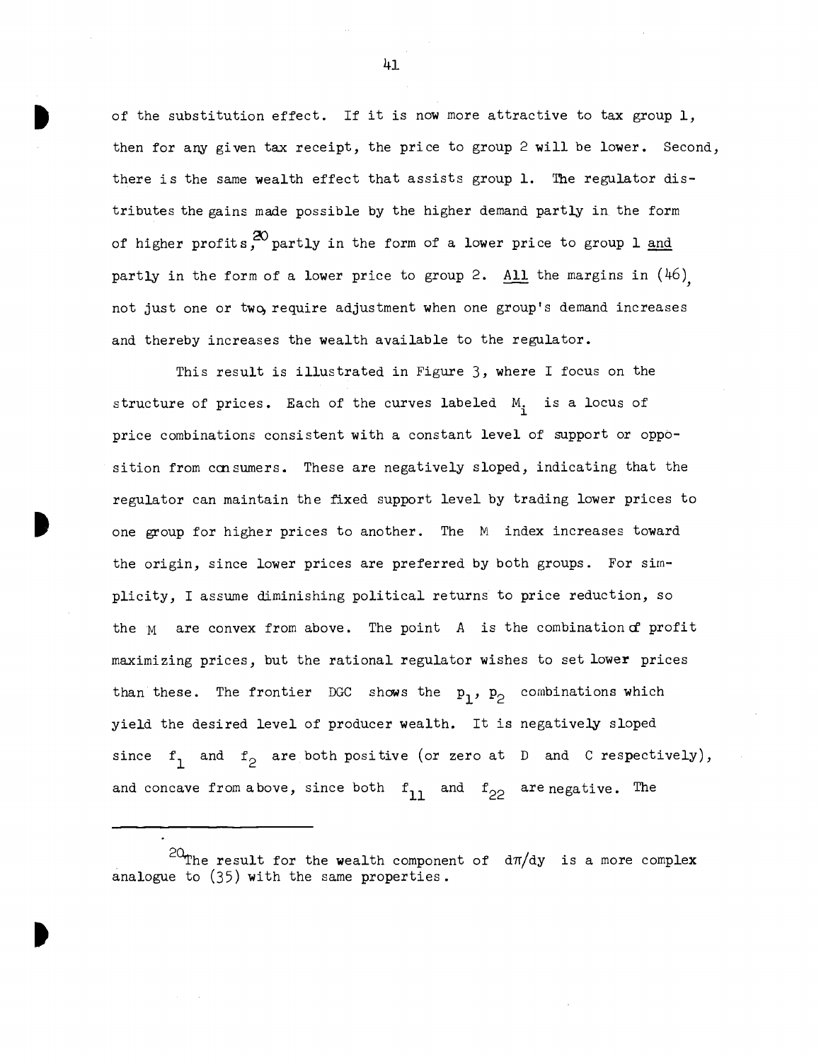of the substitution effect. If it is now more attractive to tax group 1, then for any given tax receipt, the price to group 2 will be lower. Second, there is the same wealth effect that assists group 1. The regulator distributes the gains made possible by the higher demand partly in the form of higher profits,[20] partly in the form of a lower price to group 1 and partly in the form of a lower price to group 2. All the margins in (46), not just one or two, require adjustment when one group's demand increases and thereby increases the wealth available to the regulator.

This result is illustrated in Figure 3, where I focus on the structure of prices. Each of the curves labeled $M_i$ is a locus of price combinations consistent with a constant level of support or opposition from consumers. These are negatively sloped, indicating that the regulator can maintain the fixed support level by trading lower prices to one group for higher prices to another. The $M$ index increases toward the origin, since lower prices are preferred by both groups. For simplicity, I assume diminishing political returns to price reduction, so the $M$ are convex from above. The point $A$ is the combination of profit maximizing prices, but the rational regulator wishes to set lower prices than these. The frontier DGC shows the $p_1$, $p_2$ combinations which yield the desired level of producer wealth. It is negatively sloped since $f_1$ and $f_2$ are both positive (or zero at D and C respectively), and concave from above, since both $f_{11}$ and $f_{22}$ are negative. The

---

[20] The result for the wealth component of $d\pi/dy$ is a more complex analogue to (35) with the same properties.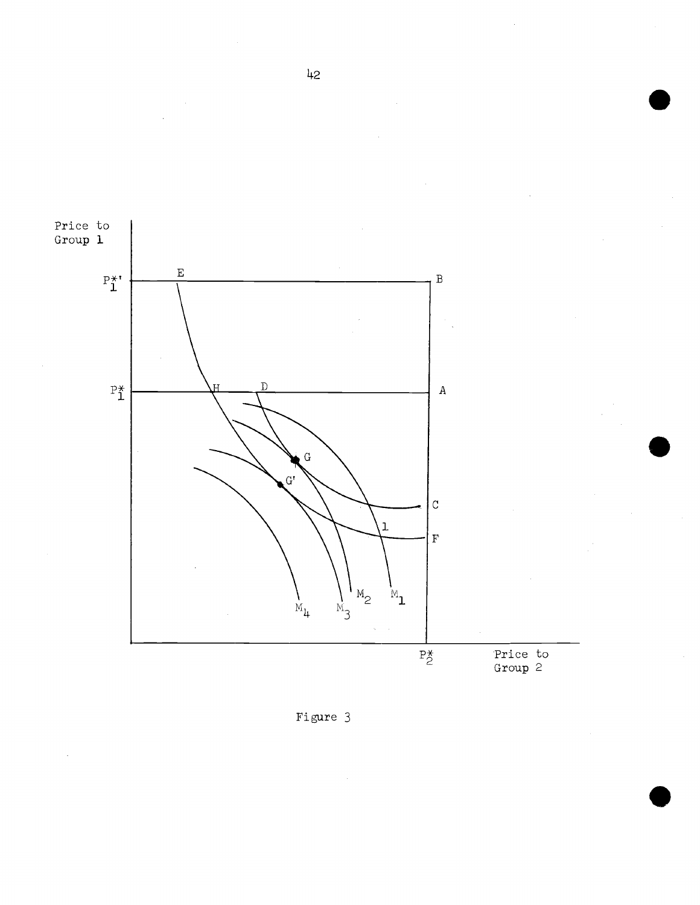Figure 3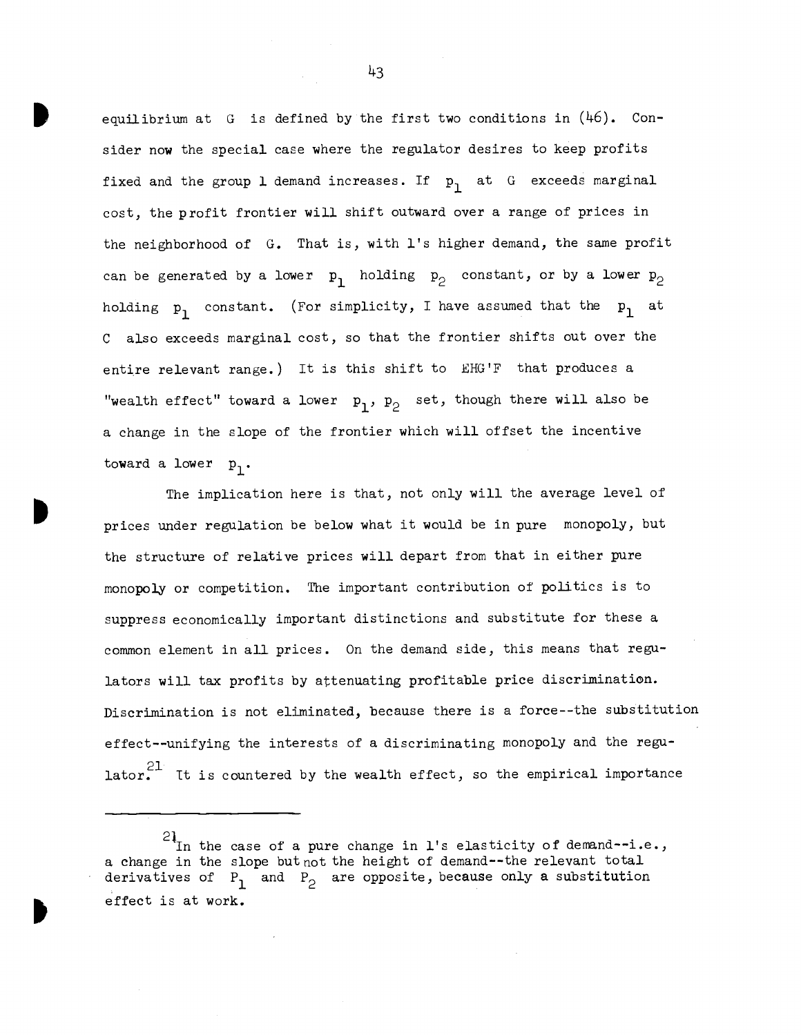equilibrium at G is defined by the first two conditions in (46). Consider now the special case where the regulator desires to keep profits fixed and the group 1 demand increases. If $p_1$ at G exceeds marginal cost, the profit frontier will shift outward over a range of prices in the neighborhood of G. That is, with 1's higher demand, the same profit can be generated by a lower $p_1$ holding $p_2$ constant, or by a lower $p_2$ holding $p_1$ constant. (For simplicity, I have assumed that the $p_1$ at C also exceeds marginal cost, so that the frontier shifts out over the entire relevant range.) It is this shift to EHG'F that produces a "wealth effect" toward a lower $p_1$, $p_2$ set, though there will also be a change in the slope of the frontier which will offset the incentive toward a lower $p_1$.

The implication here is that, not only will the average level of prices under regulation be below what it would be in pure monopoly, but the structure of relative prices will depart from that in either pure monopoly or competition. The important contribution of politics is to suppress economically important distinctions and substitute for these a common element in all prices. On the demand side, this means that regulators will tax profits by attenuating profitable price discrimination. Discrimination is not eliminated, because there is a force--the substitution effect--unifying the interests of a discriminating monopoly and the regulator.[21] It is countered by the wealth effect, so the empirical importance

---

[21] In the case of a pure change in 1's elasticity of demand--i.e., a change in the slope but not the height of demand--the relevant total derivatives of $P_1$ and $P_2$ are opposite, because only a substitution effect is at work.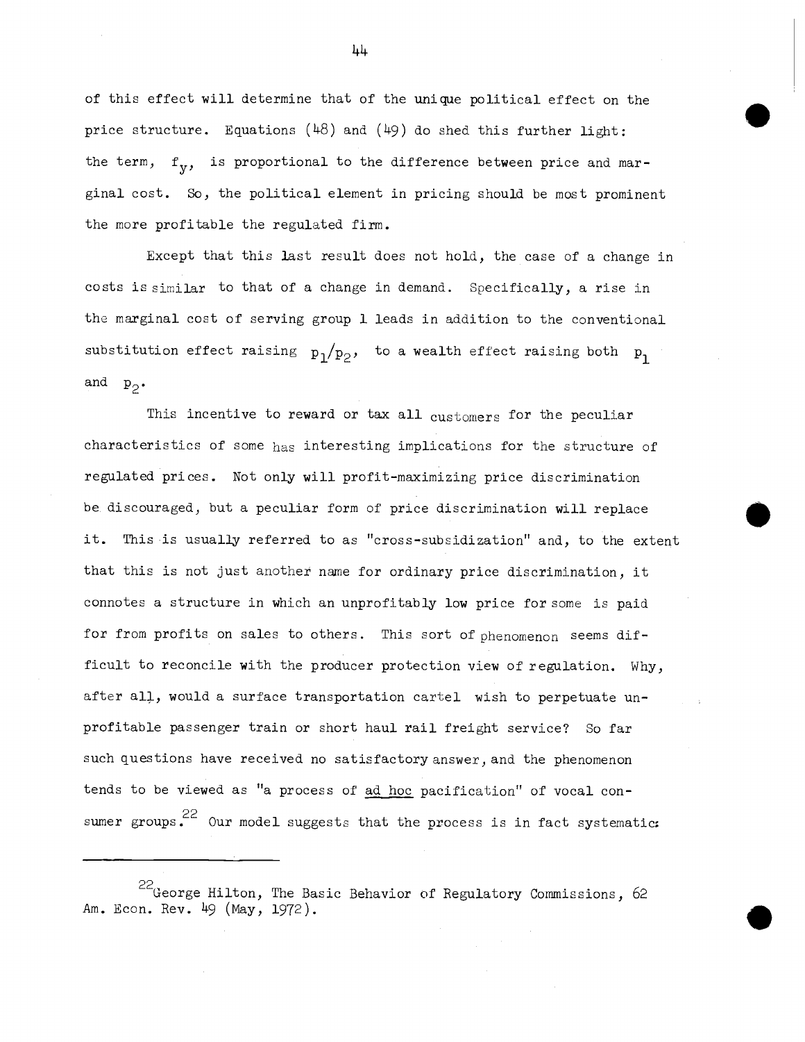of this effect will determine that of the unique political effect on the price structure. Equations (48) and (49) do shed this further light: the term, $f_y$, is proportional to the difference between price and marginal cost. So, the political element in pricing should be most prominent the more profitable the regulated firm.

Except that this last result does not hold, the case of a change in costs is similar to that of a change in demand. Specifically, a rise in the marginal cost of serving group 1 leads in addition to the conventional substitution effect raising $p_1/p_2$, to a wealth effect raising both $p_1$ and $p_2$.

This incentive to reward or tax all customers for the peculiar characteristics of some has interesting implications for the structure of regulated prices. Not only will profit-maximizing price discrimination be discouraged, but a peculiar form of price discrimination will replace it. This is usually referred to as "cross-subsidization" and, to the extent that this is not just another name for ordinary price discrimination, it connotes a structure in which an unprofitably low price for some is paid for from profits on sales to others. This sort of phenomenon seems difficult to reconcile with the producer protection view of regulation. Why, after all, would a surface transportation cartel wish to perpetuate unprofitable passenger train or short haul rail freight service? So far such questions have received no satisfactory answer, and the phenomenon tends to be viewed as "a process of _ad hoc_ pacification" of vocal consumer groups.[22] Our model suggests that the process is in fact systematic:

---

[22] George Hilton, The Basic Behavior of Regulatory Commissions, 62 Am. Econ. Rev. 49 (May, 1972).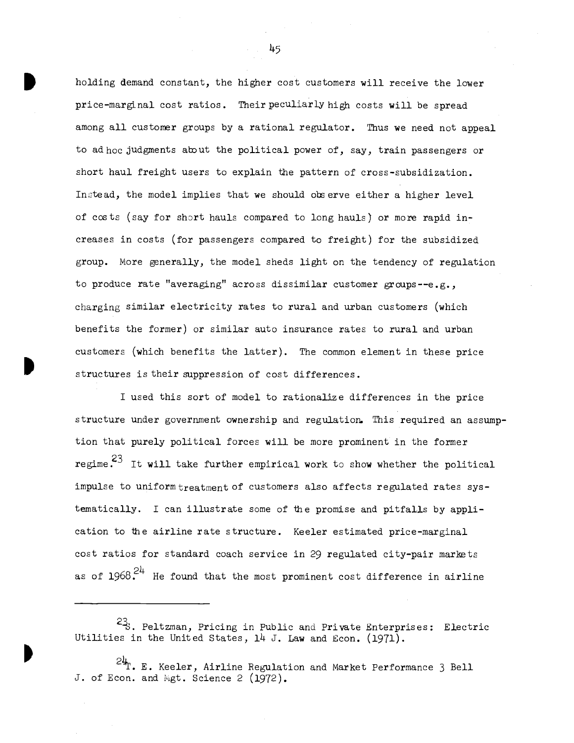holding demand constant, the higher cost customers will receive the lower price-marginal cost ratios. Their peculiarly high costs will be spread among all customer groups by a rational regulator. Thus we need not appeal to ad hoc judgments about the political power of, say, train passengers or short haul freight users to explain the pattern of cross-subsidization. Instead, the model implies that we should observe either a higher level of costs (say for short hauls compared to long hauls) or more rapid increases in costs (for passengers compared to freight) for the subsidized group. More generally, the model sheds light on the tendency of regulation to produce rate "averaging" across dissimilar customer groups--e.g., charging similar electricity rates to rural and urban customers (which benefits the former) or similar auto insurance rates to rural and urban customers (which benefits the latter). The common element in these price structures is their suppression of cost differences.

I used this sort of model to rationalize differences in the price structure under government ownership and regulation. This required an assumption that purely political forces will be more prominent in the former regime.[23] It will take further empirical work to show whether the political impulse to uniform treatment of customers also affects regulated rates systematically. I can illustrate some of the promise and pitfalls by application to the airline rate structure. Keeler estimated price-marginal cost ratios for standard coach service in 29 regulated city-pair markets as of 1968.[24] He found that the most prominent cost difference in airline

---

[23] S. Peltzman, Pricing in Public and Private Enterprises: Electric Utilities in the United States, 14 J. Law and Econ. (1971).

[24] T. E. Keeler, Airline Regulation and Market Performance 3 Bell J. of Econ. and Mgt. Science 2 (1972).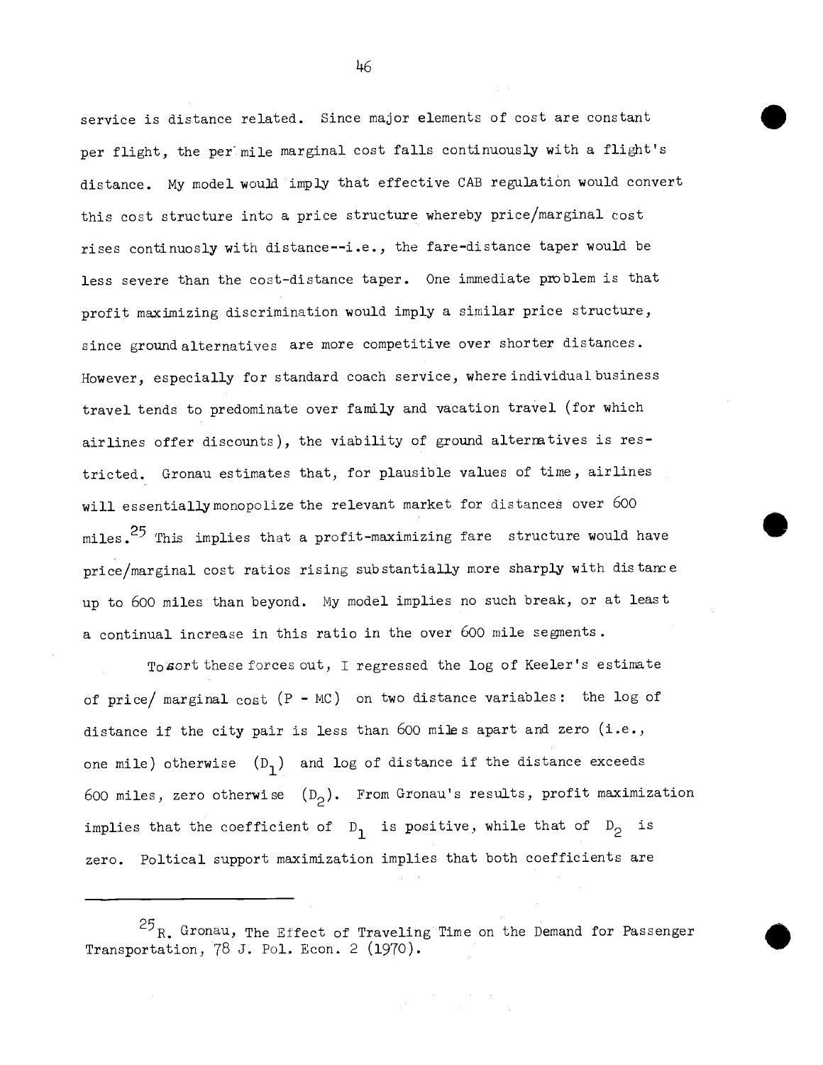service is distance related. Since major elements of cost are constant per flight, the per mile marginal cost falls continuously with a flight's distance. My model would imply that effective CAB regulation would convert this cost structure into a price structure whereby price/marginal cost rises continuosly with distance--i.e., the fare-distance taper would be less severe than the cost-distance taper. One immediate problem is that profit maximizing discrimination would imply a similar price structure, since ground alternatives are more competitive over shorter distances. However, especially for standard coach service, where individual business travel tends to predominate over family and vacation travel (for which airlines offer discounts), the viability of ground alternatives is restricted. Gronau estimates that, for plausible values of time, airlines will essentially monopolize the relevant market for distances over 600 miles.[25] This implies that a profit-maximizing fare structure would have price/marginal cost ratios rising substantially more sharply with distance up to 600 miles than beyond. My model implies no such break, or at least a continual increase in this ratio in the over 600 mile segments.

To sort these forces out, I regressed the log of Keeler's estimate of price/ marginal cost (P - MC) on two distance variables: the log of distance if the city pair is less than 600 miles apart and zero (i.e., one mile) otherwise ($D_1$) and log of distance if the distance exceeds 600 miles, zero otherwise ($D_2$). From Gronau's results, profit maximization implies that the coefficient of $D_1$ is positive, while that of $D_2$ is zero. Poltical support maximization implies that both coefficients are

---

[25] R. Gronau, The Effect of Traveling Time on the Demand for Passenger Transportation, 78 J. Pol. Econ. 2 (1970).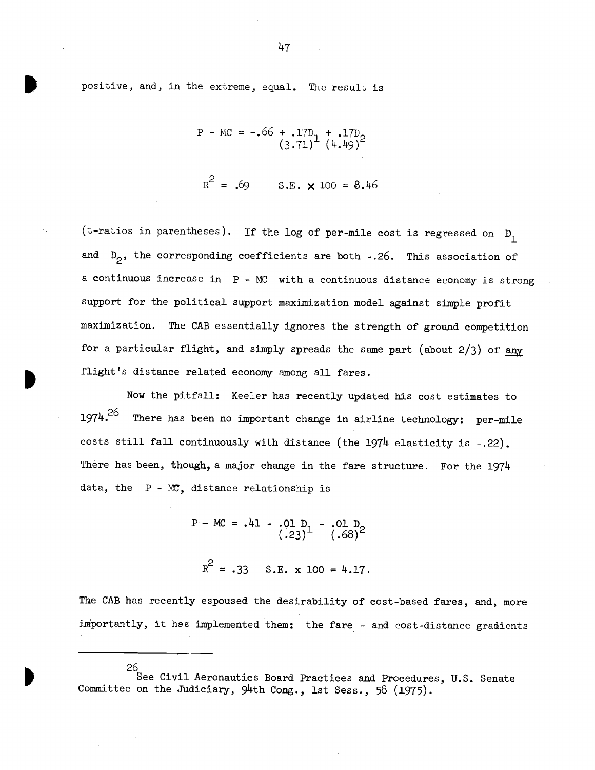positive, and, in the extreme, equal. The result is

$$P - MC = -.66 + \underset{(3.71)}{.17D_1} + \underset{(4.49)}{.17D_2}$$

$$R^2 = .69 \qquad S.E. \times 100 = 8.46$$

(t-ratios in parentheses). If the log of per-mile cost is regressed on $D_1$ and $D_2$, the corresponding coefficients are both -.26. This association of a continuous increase in P - MC with a continuous distance economy is strong support for the political support maximization model against simple profit maximization. The CAB essentially ignores the strength of ground competition for a particular flight, and simply spreads the same part (about 2/3) of <u>any</u> flight's distance related economy among all fares.

Now the pitfall: Keeler has recently updated his cost estimates to 1974.[26] There has been no important change in airline technology: per-mile costs still fall continuously with distance (the 1974 elasticity is -.22). There has been, though, a major change in the fare structure. For the 1974 data, the P - MC, distance relationship is

$$P - MC = .41 - \underset{(.23)}{.01\ D_1} - \underset{(.68)}{.01\ D_2}$$

$$R^2 = .33 \qquad S.E. \times 100 = 4.17.$$

The CAB has recently espoused the desirability of cost-based fares, and, more importantly, it has implemented them: the fare - and cost-distance gradients

---

[26] See Civil Aeronautics Board Practices and Procedures, U.S. Senate Committee on the Judiciary, 94th Cong., 1st Sess., 58 (1975).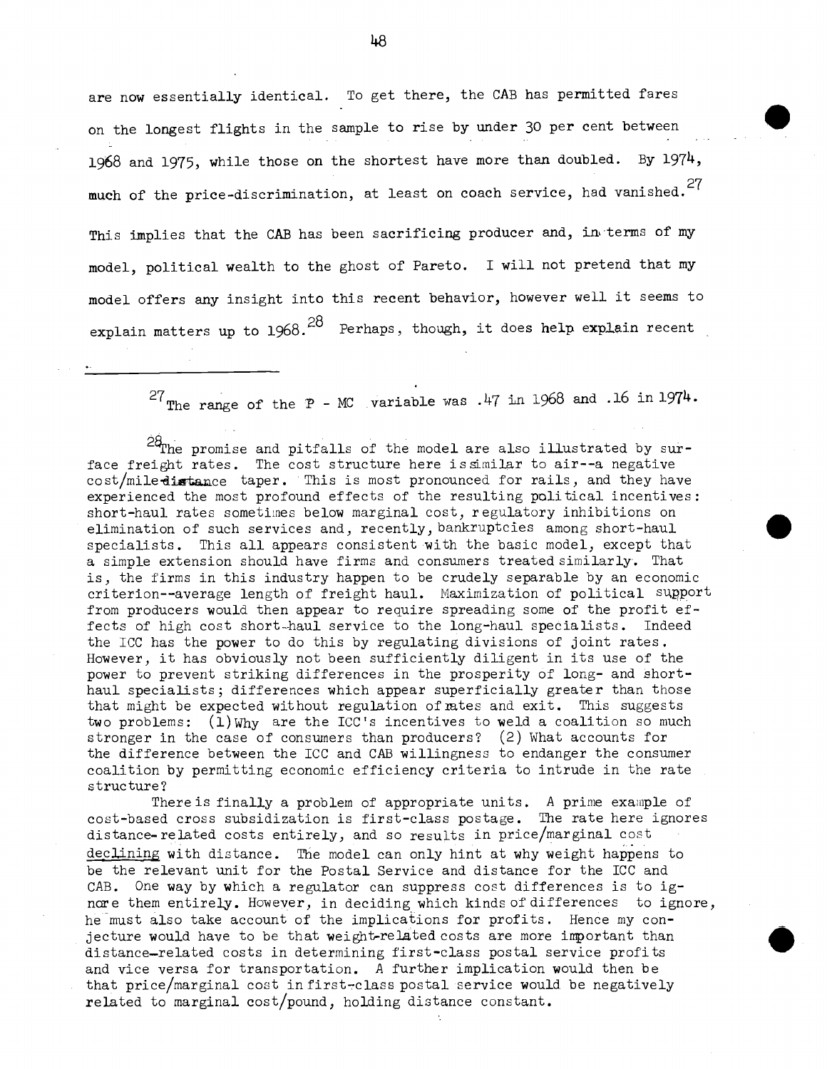are now essentially identical. To get there, the CAB has permitted fares on the longest flights in the sample to rise by under 30 per cent between 1968 and 1975, while those on the shortest have more than doubled. By 1974, much of the price-discrimination, at least on coach service, had vanished.[27] This implies that the CAB has been sacrificing producer and, in terms of my model, political wealth to the ghost of Pareto. I will not pretend that my model offers any insight into this recent behavior, however well it seems to explain matters up to 1968.[28] Perhaps, though, it does help explain recent

---

[27] The range of the P - MC variable was .47 in 1968 and .16 in 1974.

[28] The promise and pitfalls of the model are also illustrated by surface freight rates. The cost structure here is similar to air--a negative cost/mile-distance taper. This is most pronounced for rails, and they have experienced the most profound effects of the resulting political incentives: short-haul rates sometimes below marginal cost, regulatory inhibitions on elimination of such services and, recently, bankruptcies among short-haul specialists. This all appears consistent with the basic model, except that a simple extension should have firms and consumers treated similarly. That is, the firms in this industry happen to be crudely separable by an economic criterion--average length of freight haul. Maximization of political support from producers would then appear to require spreading some of the profit effects of high cost short-haul service to the long-haul specialists. Indeed the ICC has the power to do this by regulating divisions of joint rates. However, it has obviously not been sufficiently diligent in its use of the power to prevent striking differences in the prosperity of long- and short-haul specialists; differences which appear superficially greater than those that might be expected without regulation of rates and exit. This suggests two problems: (1) Why are the ICC's incentives to weld a coalition so much stronger in the case of consumers than producers? (2) What accounts for the difference between the ICC and CAB willingness to endanger the consumer coalition by permitting economic efficiency criteria to intrude in the rate structure?

There is finally a problem of appropriate units. A prime example of cost-based cross subsidization is first-class postage. The rate here ignores distance-related costs entirely, and so results in price/marginal cost declining with distance. The model can only hint at why weight happens to be the relevant unit for the Postal Service and distance for the ICC and CAB. One way by which a regulator can suppress cost differences is to ignore them entirely. However, in deciding which kinds of differences to ignore, he must also take account of the implications for profits. Hence my conjecture would have to be that weight-related costs are more important than distance-related costs in determining first-class postal service profits and vice versa for transportation. A further implication would then be that price/marginal cost in first-class postal service would be negatively related to marginal cost/pound, holding distance constant.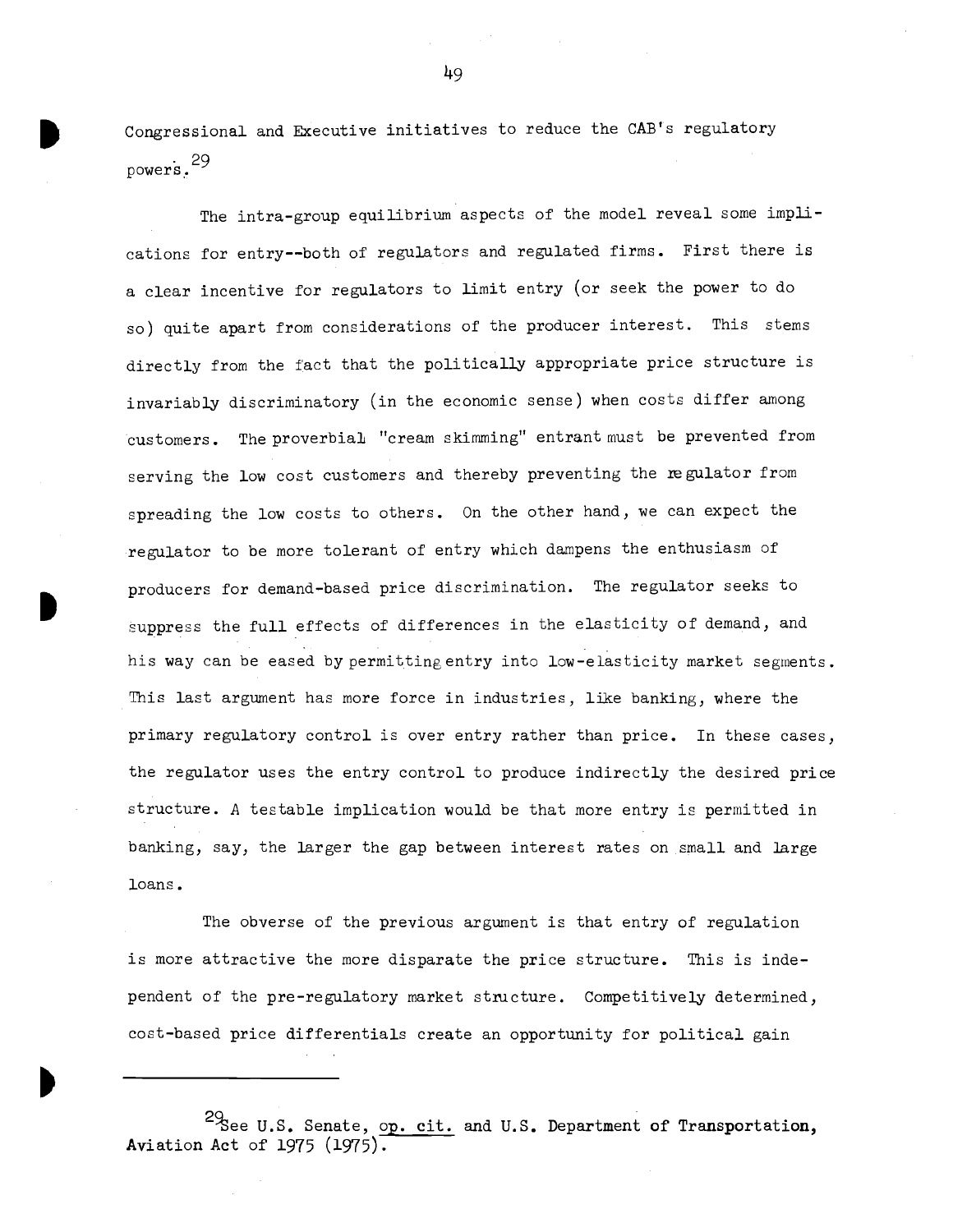Congressional and Executive initiatives to reduce the CAB's regulatory powers.[29]

The intra-group equilibrium aspects of the model reveal some implications for entry--both of regulators and regulated firms. First there is a clear incentive for regulators to limit entry (or seek the power to do so) quite apart from considerations of the producer interest. This stems directly from the fact that the politically appropriate price structure is invariably discriminatory (in the economic sense) when costs differ among customers. The proverbial "cream skimming" entrant must be prevented from serving the low cost customers and thereby preventing the regulator from spreading the low costs to others. On the other hand, we can expect the regulator to be more tolerant of entry which dampens the enthusiasm of producers for demand-based price discrimination. The regulator seeks to suppress the full effects of differences in the elasticity of demand, and his way can be eased by permitting entry into low-elasticity market segments. This last argument has more force in industries, like banking, where the primary regulatory control is over entry rather than price. In these cases, the regulator uses the entry control to produce indirectly the desired price structure. A testable implication would be that more entry is permitted in banking, say, the larger the gap between interest rates on small and large loans.

The obverse of the previous argument is that entry of regulation is more attractive the more disparate the price structure. This is independent of the pre-regulatory market structure. Competitively determined, cost-based price differentials create an opportunity for political gain

---

[29] See U.S. Senate, op. cit. and U.S. Department of Transportation, Aviation Act of 1975 (1975).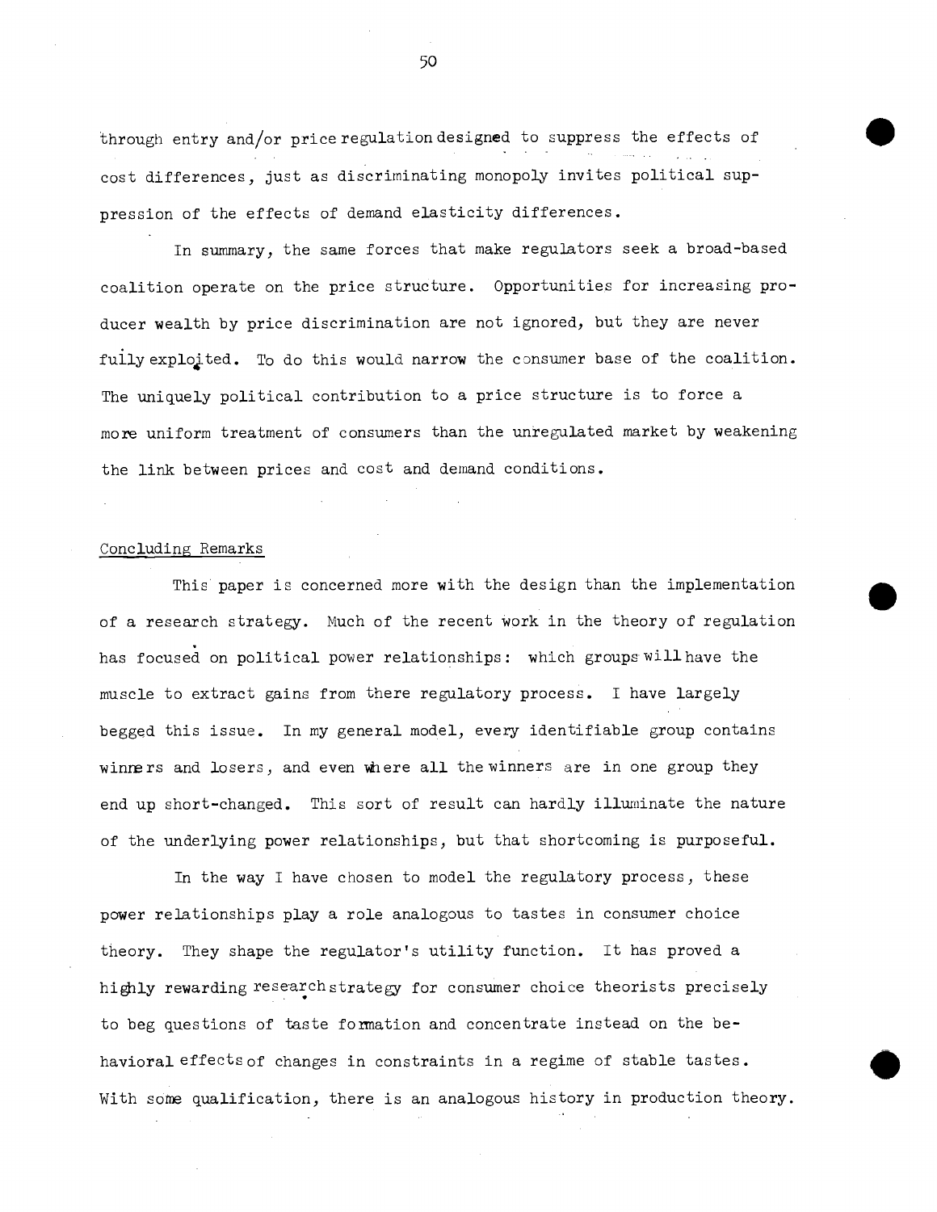through entry and/or price regulation designed to suppress the effects of cost differences, just as discriminating monopoly invites political suppression of the effects of demand elasticity differences.

In summary, the same forces that make regulators seek a broad-based coalition operate on the price structure. Opportunities for increasing producer wealth by price discrimination are not ignored, but they are never fully exploited. To do this would narrow the consumer base of the coalition. The uniquely political contribution to a price structure is to force a more uniform treatment of consumers than the unregulated market by weakening the link between prices and cost and demand conditions.

## Concluding Remarks

This paper is concerned more with the design than the implementation of a research strategy. Much of the recent work in the theory of regulation has focused on political power relationships: which groups will have the muscle to extract gains from there regulatory process. I have largely begged this issue. In my general model, every identifiable group contains winners and losers, and even where all the winners are in one group they end up short-changed. This sort of result can hardly illuminate the nature of the underlying power relationships, but that shortcoming is purposeful.

In the way I have chosen to model the regulatory process, these power relationships play a role analogous to tastes in consumer choice theory. They shape the regulator's utility function. It has proved a highly rewarding research strategy for consumer choice theorists precisely to beg questions of taste formation and concentrate instead on the behavioral effects of changes in constraints in a regime of stable tastes. With some qualification, there is an analogous history in production theory.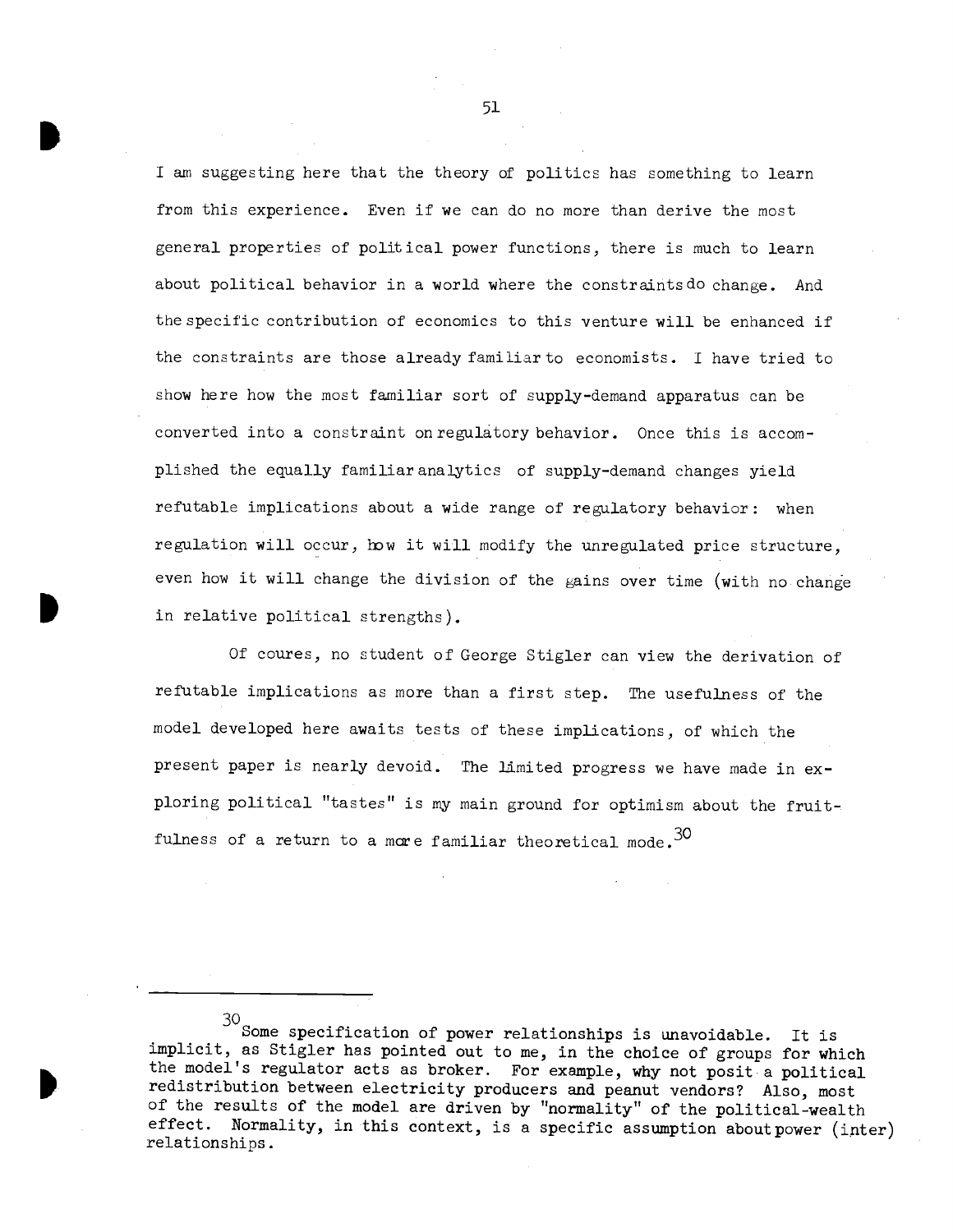I am suggesting here that the theory of politics has something to learn from this experience. Even if we can do no more than derive the most general properties of political power functions, there is much to learn about political behavior in a world where the constraints do change. And the specific contribution of economics to this venture will be enhanced if the constraints are those already familiar to economists. I have tried to show here how the most familiar sort of supply-demand apparatus can be converted into a constraint on regulatory behavior. Once this is accomplished the equally familiar analytics of supply-demand changes yield refutable implications about a wide range of regulatory behavior: when regulation will occur, how it will modify the unregulated price structure, even how it will change the division of the gains over time (with no change in relative political strengths).

Of coures, no student of George Stigler can view the derivation of refutable implications as more than a first step. The usefulness of the model developed here awaits tests of these implications, of which the present paper is nearly devoid. The limited progress we have made in exploring political "tastes" is my main ground for optimism about the fruitfulness of a return to a more familiar theoretical mode.[30]

---

[30] Some specification of power relationships is unavoidable. It is implicit, as Stigler has pointed out to me, in the choice of groups for which the model's regulator acts as broker. For example, why not posit a political redistribution between electricity producers and peanut vendors? Also, most of the results of the model are driven by "normality" of the political-wealth effect. Normality, in this context, is a specific assumption about power (inter) relationships.